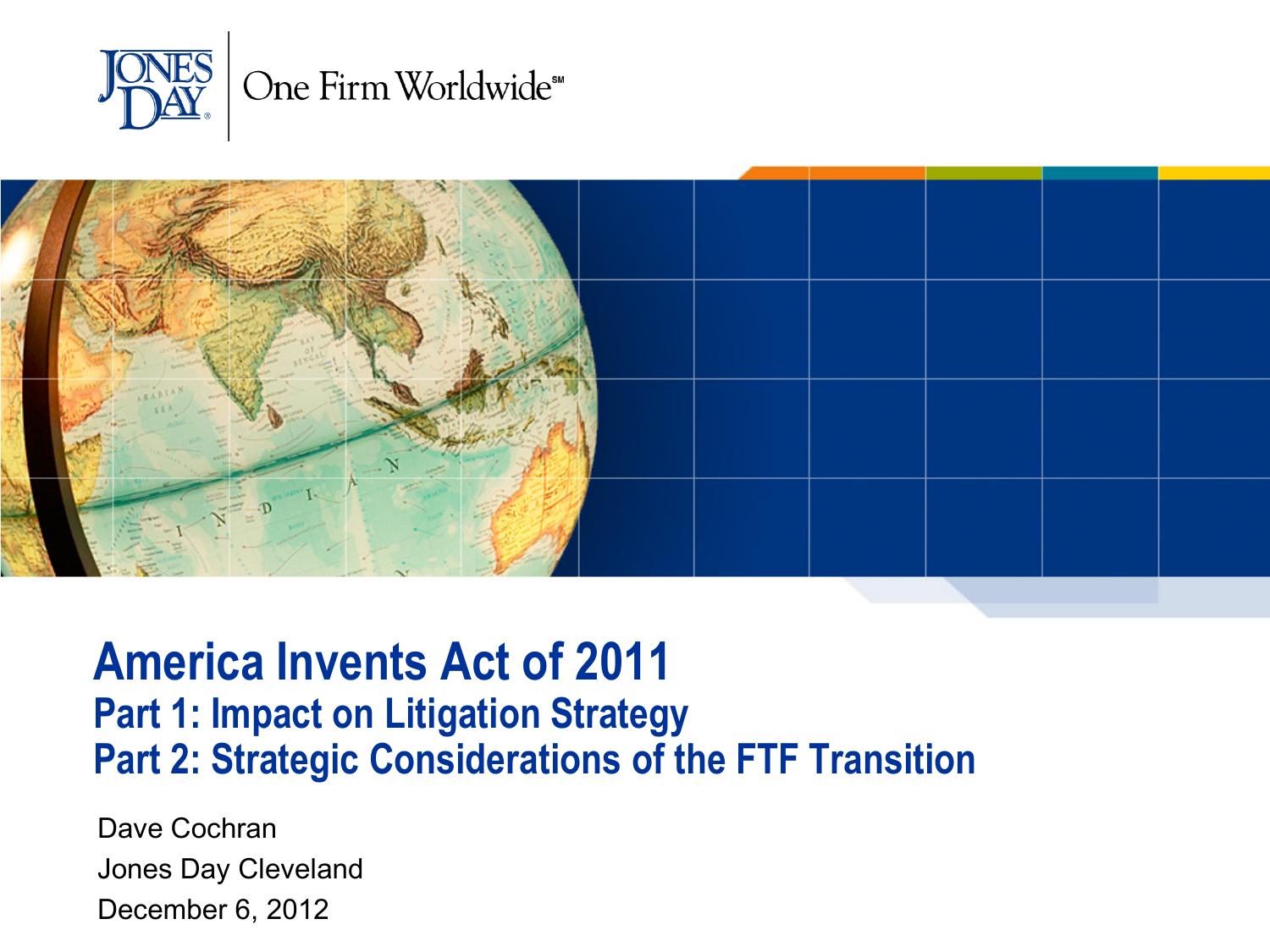JONES DAY | One Firm Worldwide℠

# America Invents Act of 2011

## Part 1: Impact on Litigation Strategy
## Part 2: Strategic Considerations of the FTF Transition

Dave Cochran

Jones Day Cleveland

December 6, 2012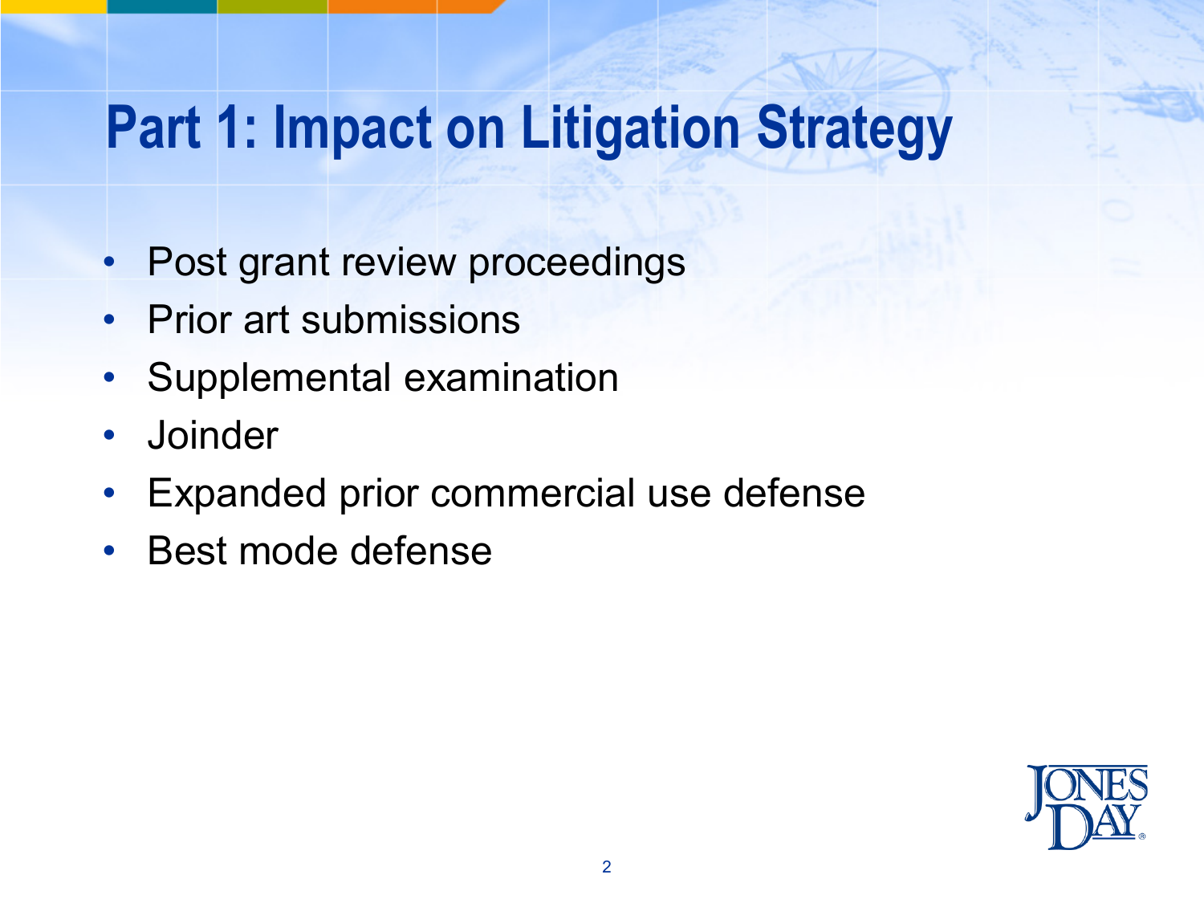# Part 1: Impact on Litigation Strategy

- Post grant review proceedings
- Prior art submissions
- Supplemental examination
- Joinder
- Expanded prior commercial use defense
- Best mode defense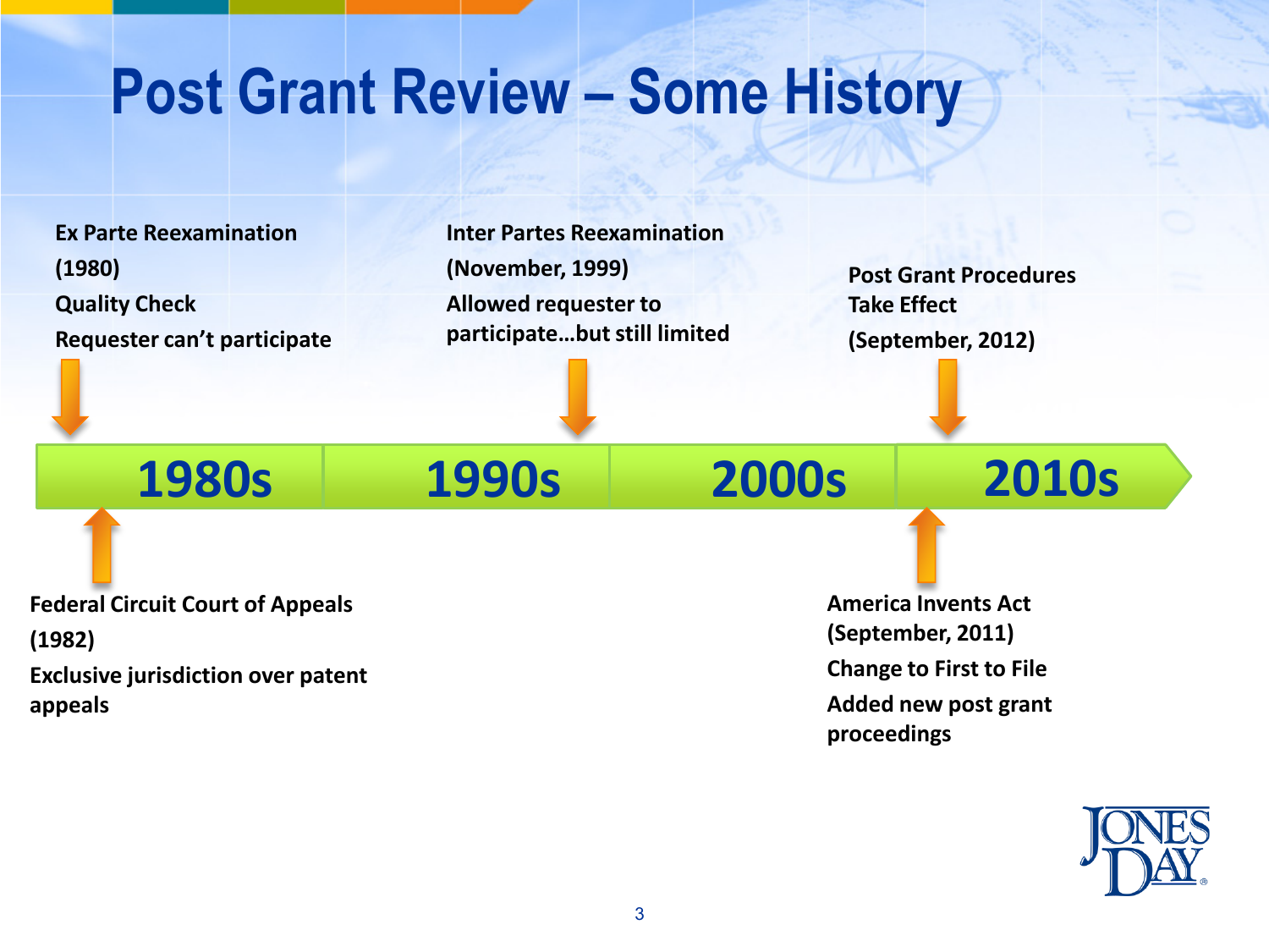# Post Grant Review – Some History

**Ex Parte Reexamination**
**(1980)**
**Quality Check**
**Requester can't participate**

**Federal Circuit Court of Appeals**
**(1982)**
**Exclusive jurisdiction over patent appeals**

**Inter Partes Reexamination**
**(November, 1999)**
**Allowed requester to participate…but still limited**

**America Invents Act**
**(September, 2011)**
**Change to First to File**
**Added new post grant proceedings**

**Post Grant Procedures Take Effect**
**(September, 2012)**

**1980s** | **1990s** | **2000s** | **2010s**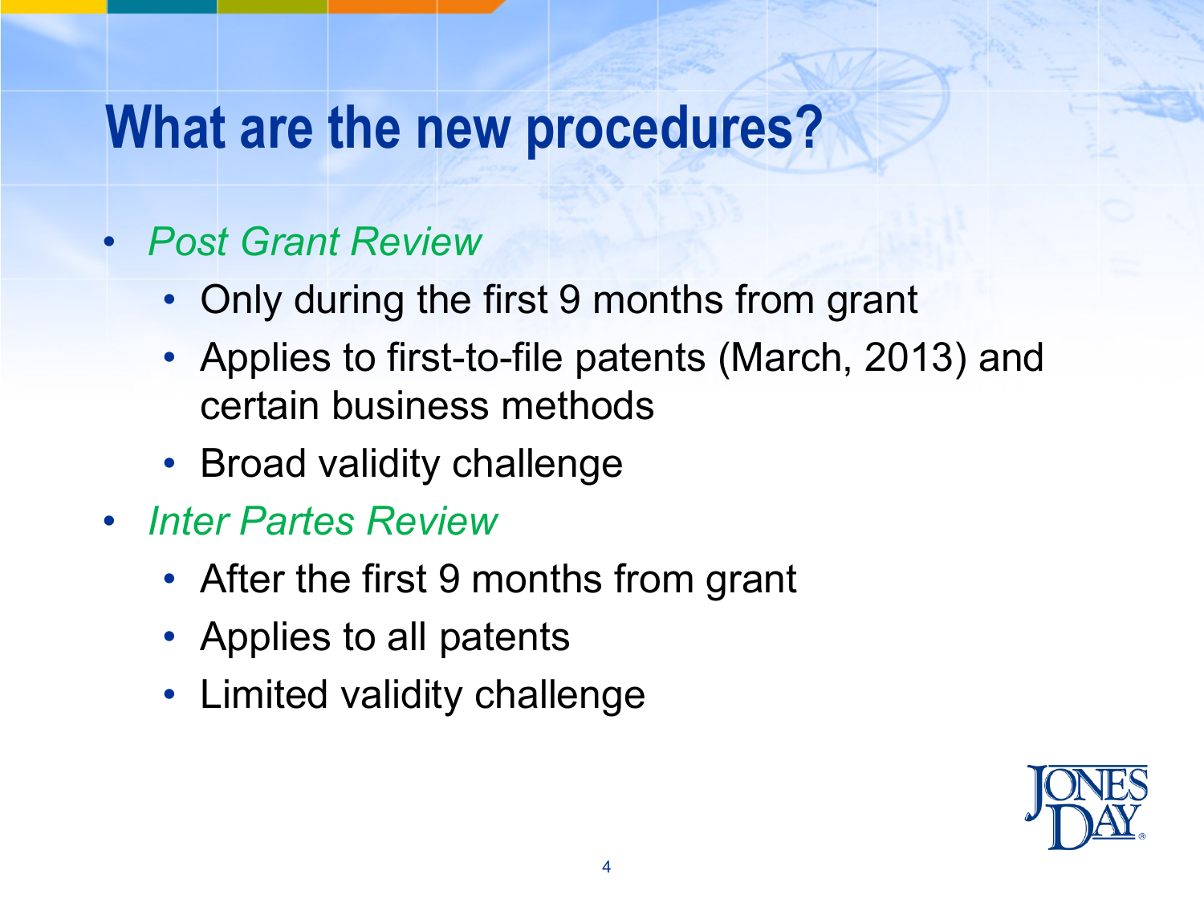# What are the new procedures?

- *Post Grant Review*
  - Only during the first 9 months from grant
  - Applies to first-to-file patents (March, 2013) and certain business methods
  - Broad validity challenge
- *Inter Partes Review*
  - After the first 9 months from grant
  - Applies to all patents
  - Limited validity challenge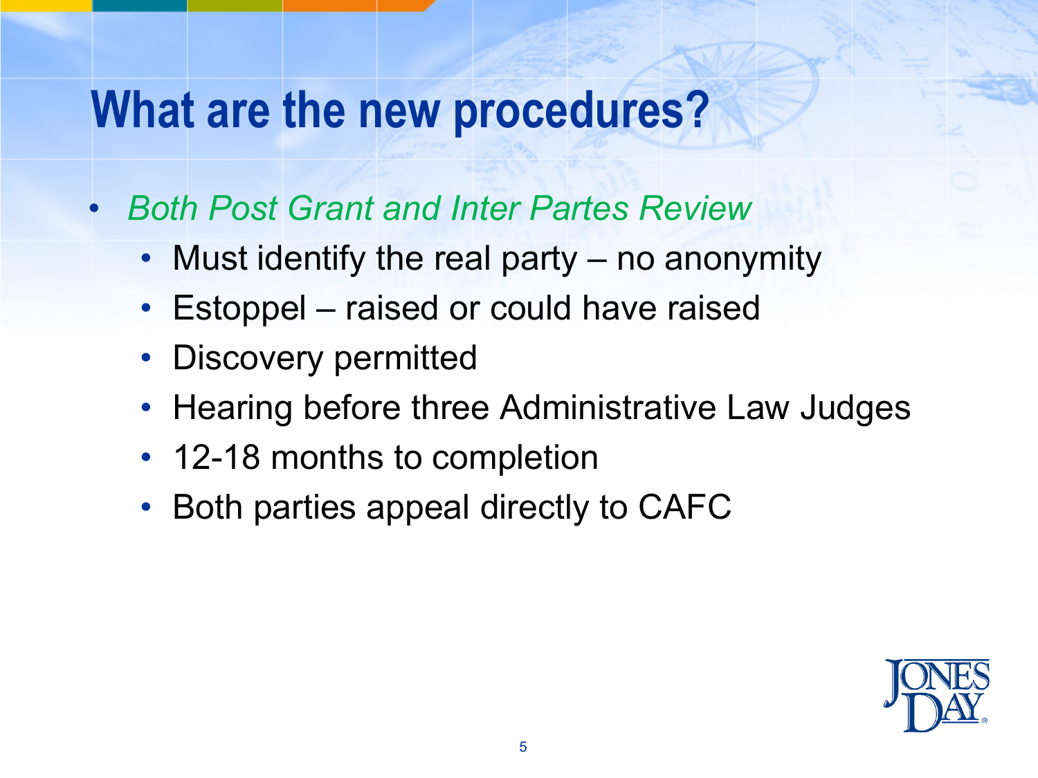# What are the new procedures?

- *Both Post Grant and Inter Partes Review*
  - Must identify the real party – no anonymity
  - Estoppel – raised or could have raised
  - Discovery permitted
  - Hearing before three Administrative Law Judges
  - 12-18 months to completion
  - Both parties appeal directly to CAFC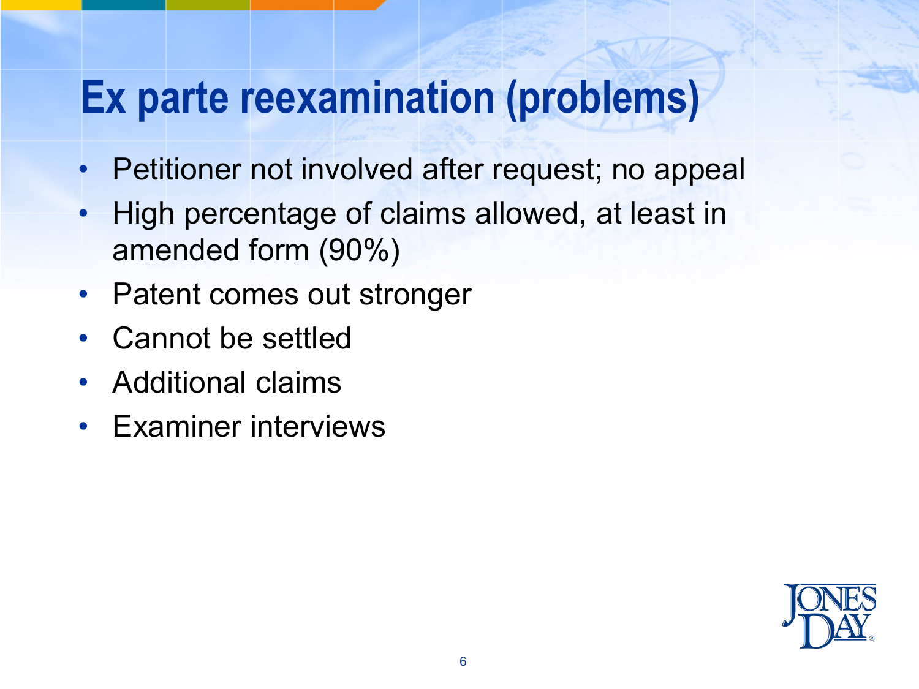# Ex parte reexamination (problems)

- Petitioner not involved after request; no appeal
- High percentage of claims allowed, at least in amended form (90%)
- Patent comes out stronger
- Cannot be settled
- Additional claims
- Examiner interviews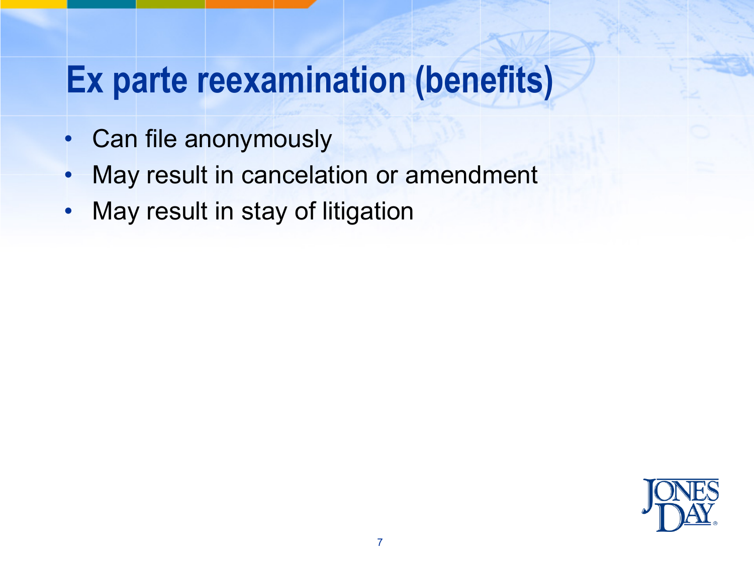# Ex parte reexamination (benefits)

- Can file anonymously
- May result in cancelation or amendment
- May result in stay of litigation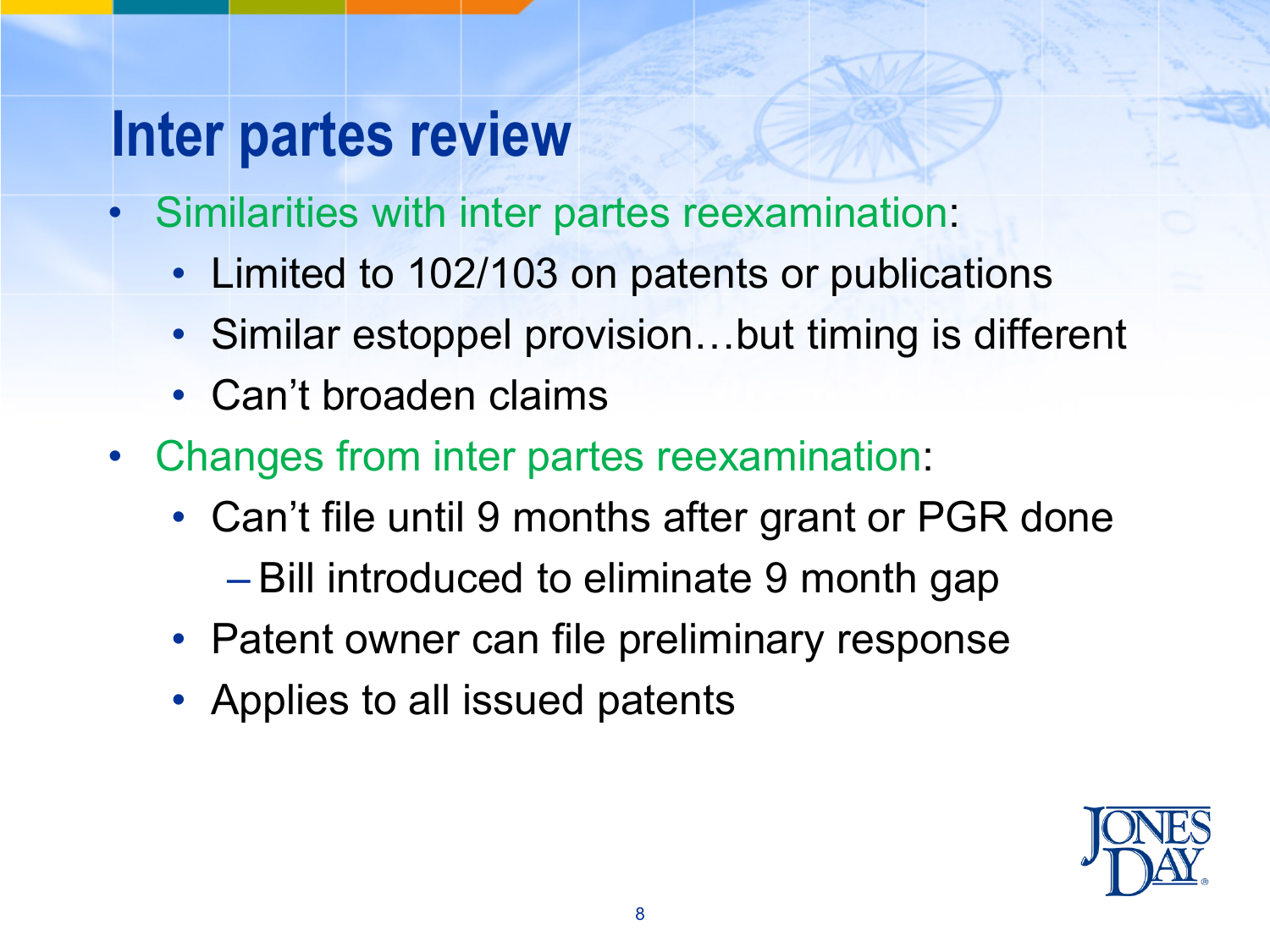# Inter partes review

- Similarities with inter partes reexamination:
  - Limited to 102/103 on patents or publications
  - Similar estoppel provision…but timing is different
  - Can't broaden claims
- Changes from inter partes reexamination:
  - Can't file until 9 months after grant or PGR done
    - Bill introduced to eliminate 9 month gap
  - Patent owner can file preliminary response
  - Applies to all issued patents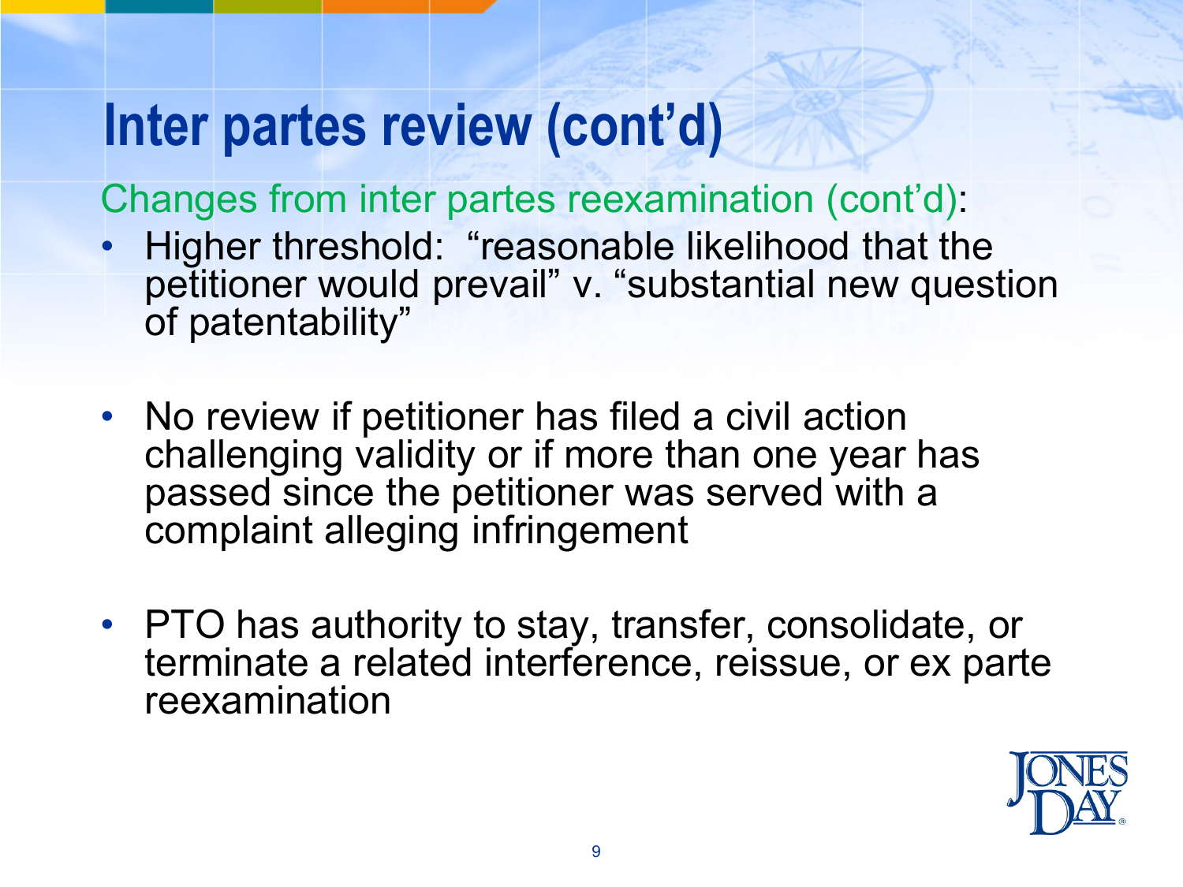# Inter partes review (cont'd)

Changes from inter partes reexamination (cont'd):

- Higher threshold: "reasonable likelihood that the petitioner would prevail" v. "substantial new question of patentability"
- No review if petitioner has filed a civil action challenging validity or if more than one year has passed since the petitioner was served with a complaint alleging infringement
- PTO has authority to stay, transfer, consolidate, or terminate a related interference, reissue, or ex parte reexamination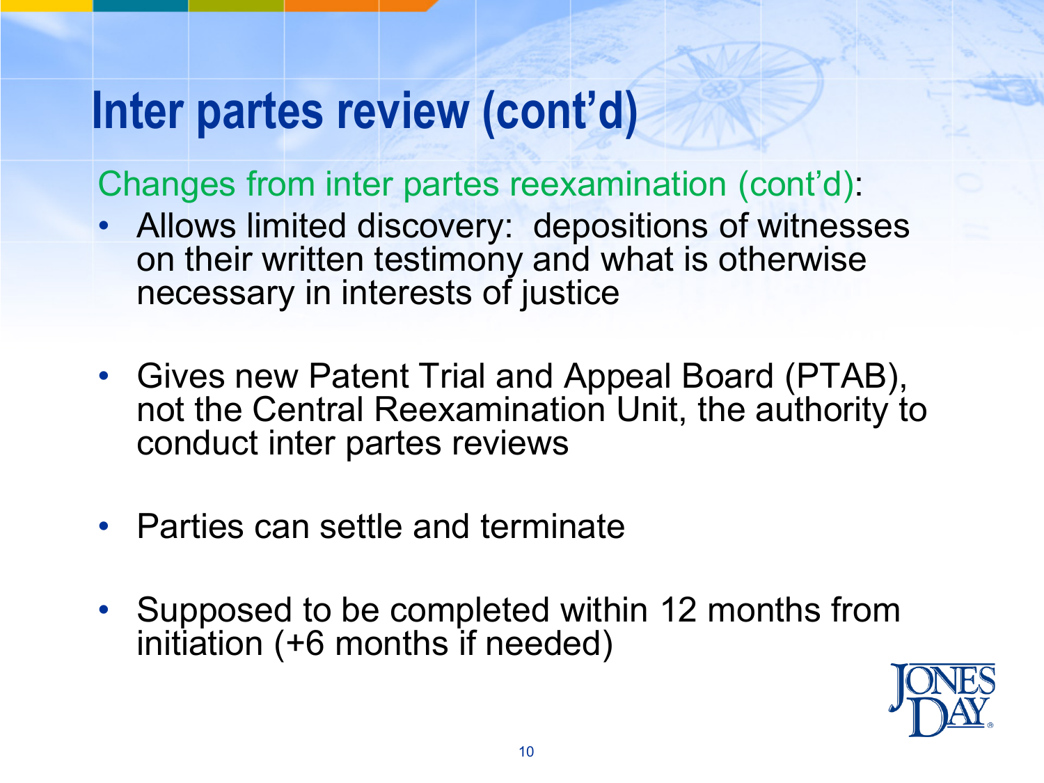# Inter partes review (cont'd)

Changes from inter partes reexamination (cont'd):

- Allows limited discovery: depositions of witnesses on their written testimony and what is otherwise necessary in interests of justice
- Gives new Patent Trial and Appeal Board (PTAB), not the Central Reexamination Unit, the authority to conduct inter partes reviews
- Parties can settle and terminate
- Supposed to be completed within 12 months from initiation (+6 months if needed)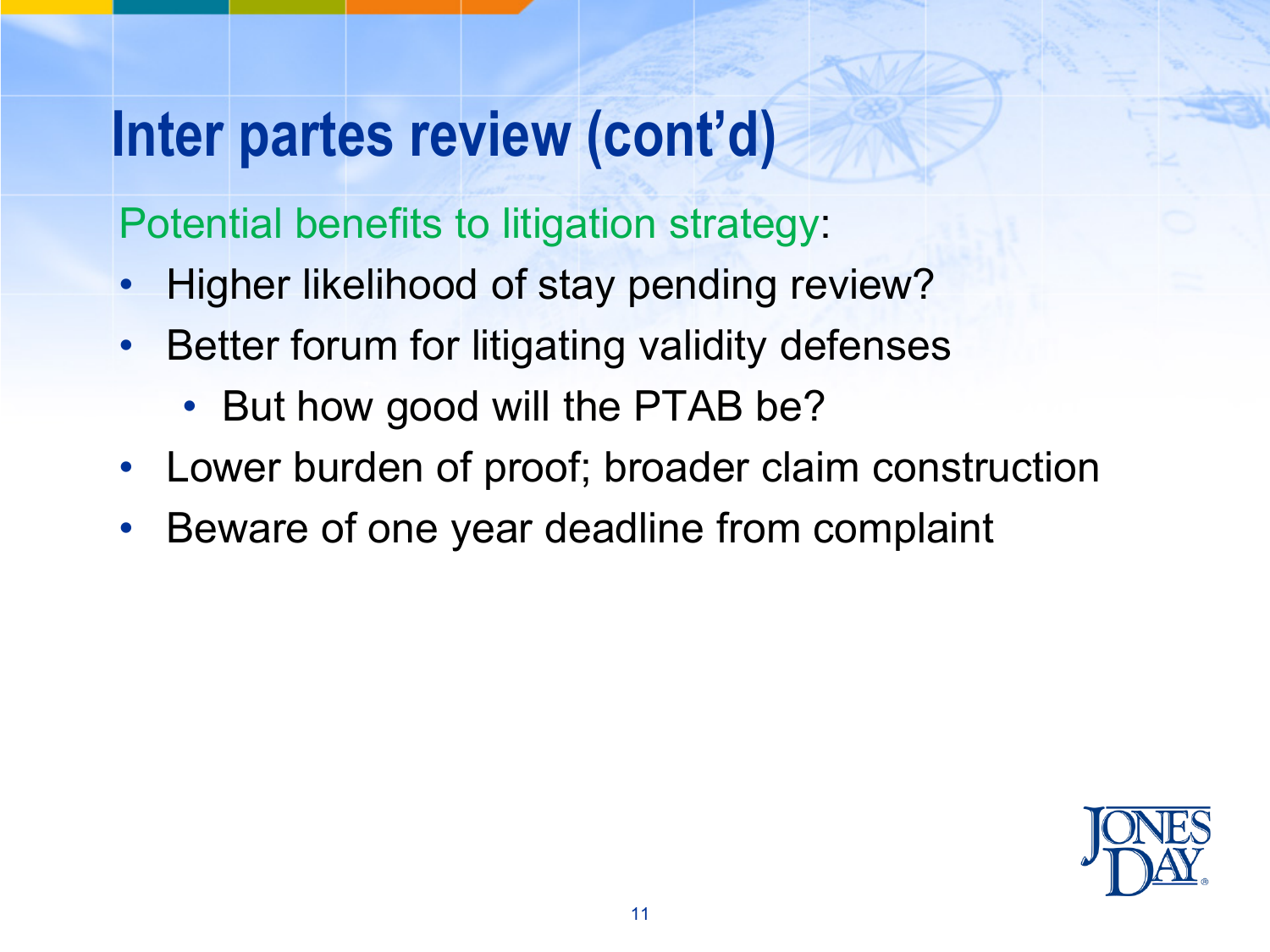# Inter partes review (cont'd)

Potential benefits to litigation strategy:

- Higher likelihood of stay pending review?
- Better forum for litigating validity defenses
  - But how good will the PTAB be?
- Lower burden of proof; broader claim construction
- Beware of one year deadline from complaint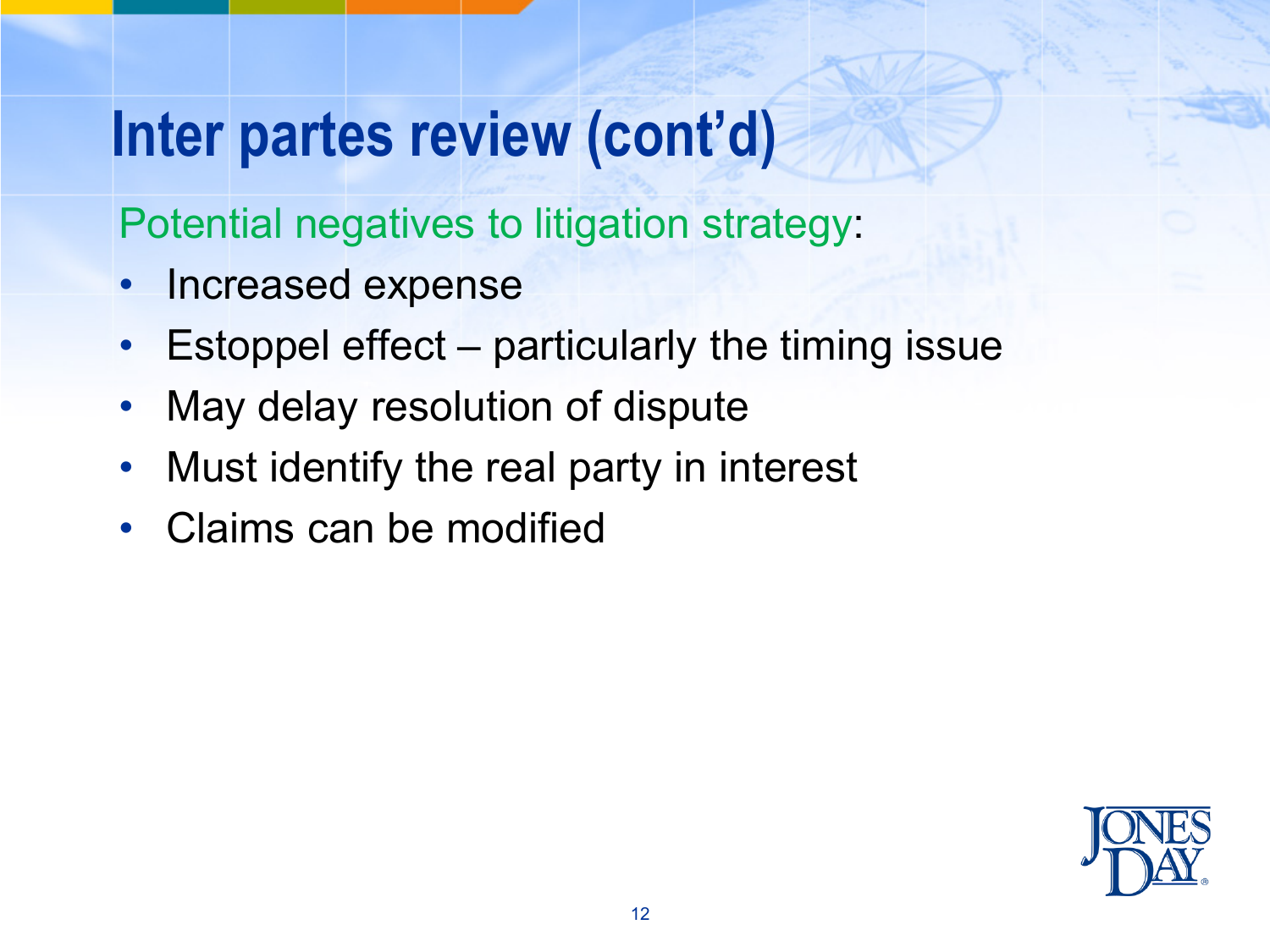# Inter partes review (cont'd)

Potential negatives to litigation strategy:

- Increased expense
- Estoppel effect – particularly the timing issue
- May delay resolution of dispute
- Must identify the real party in interest
- Claims can be modified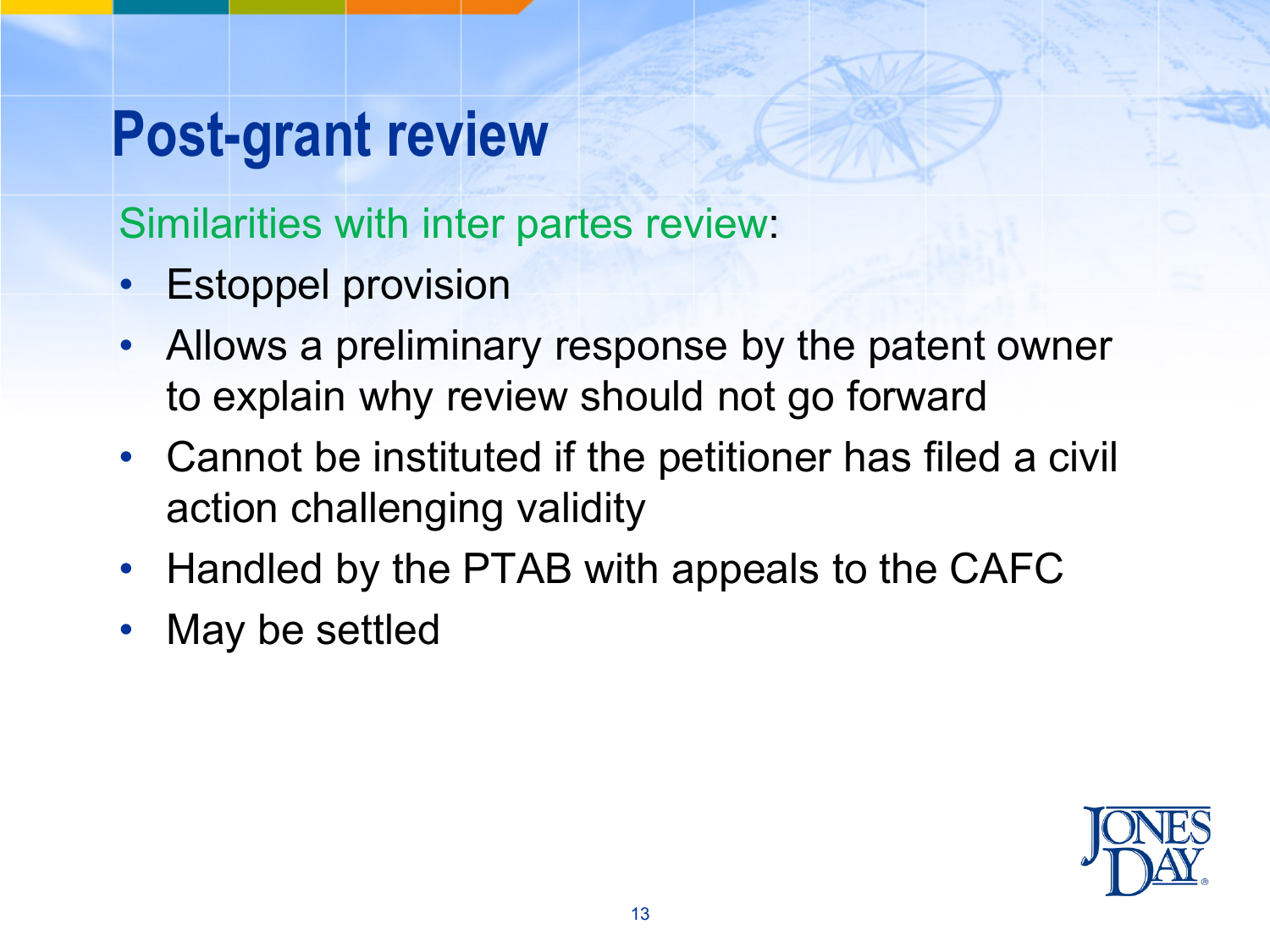# Post-grant review

Similarities with inter partes review:

- Estoppel provision
- Allows a preliminary response by the patent owner to explain why review should not go forward
- Cannot be instituted if the petitioner has filed a civil action challenging validity
- Handled by the PTAB with appeals to the CAFC
- May be settled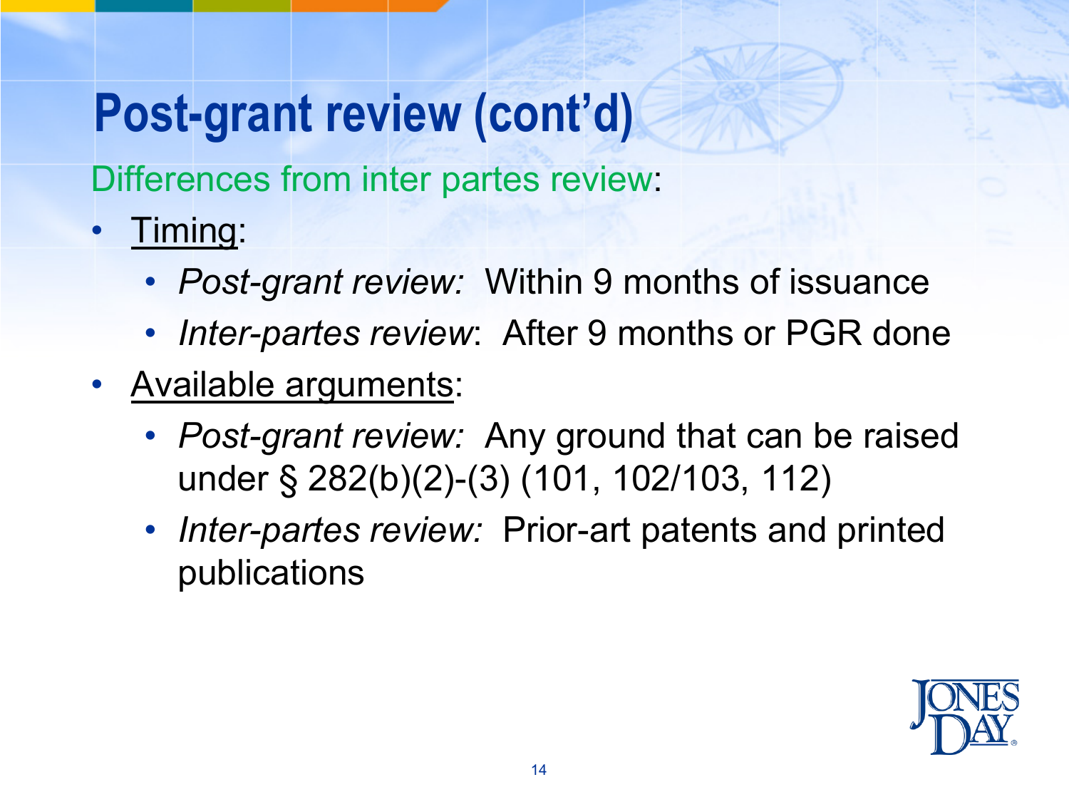# Post-grant review (cont'd)

Differences from inter partes review:

- Timing:
  - *Post-grant review:* Within 9 months of issuance
  - *Inter-partes review*: After 9 months or PGR done
- Available arguments:
  - *Post-grant review:* Any ground that can be raised under § 282(b)(2)-(3) (101, 102/103, 112)
  - *Inter-partes review:* Prior-art patents and printed publications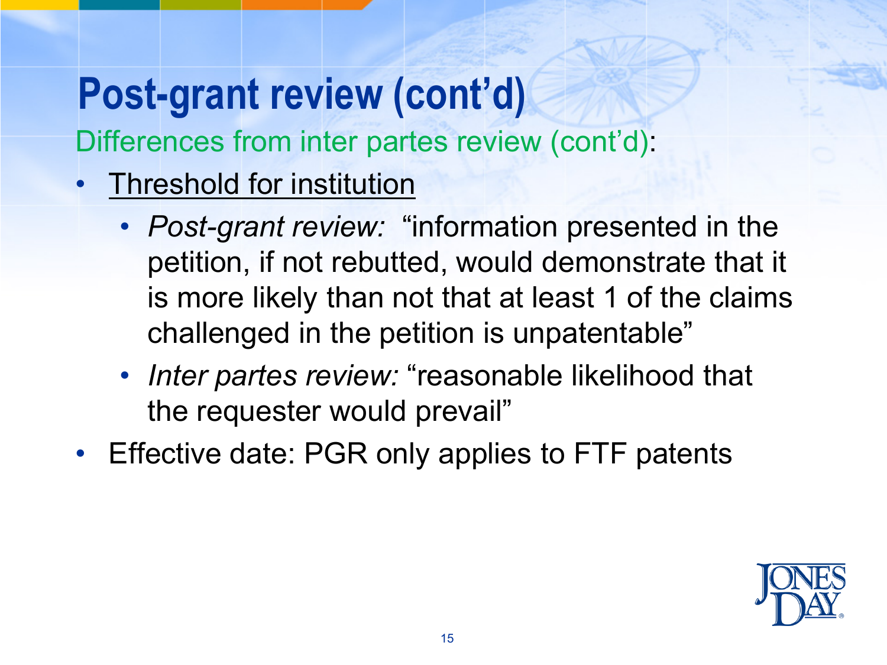# Post-grant review (cont'd)

Differences from inter partes review (cont'd):

- <u>Threshold for institution</u>
  - *Post-grant review:* "information presented in the petition, if not rebutted, would demonstrate that it is more likely than not that at least 1 of the claims challenged in the petition is unpatentable"
  - *Inter partes review:* "reasonable likelihood that the requester would prevail"
- Effective date: PGR only applies to FTF patents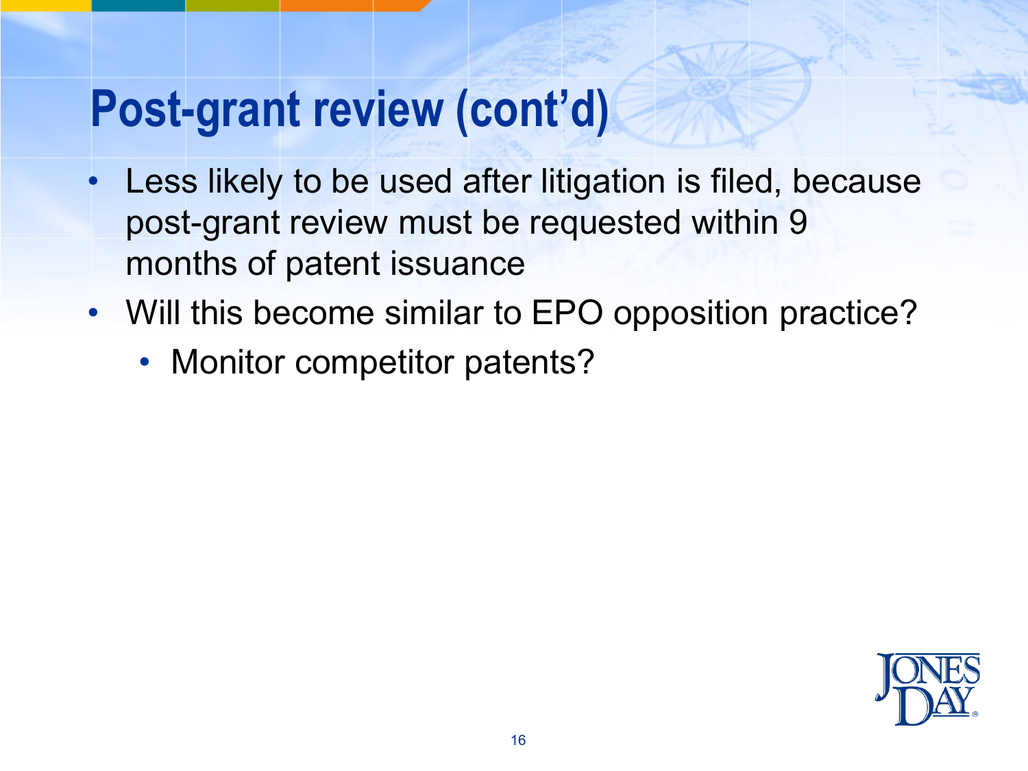# Post-grant review (cont'd)

- Less likely to be used after litigation is filed, because post-grant review must be requested within 9 months of patent issuance
- Will this become similar to EPO opposition practice?
  - Monitor competitor patents?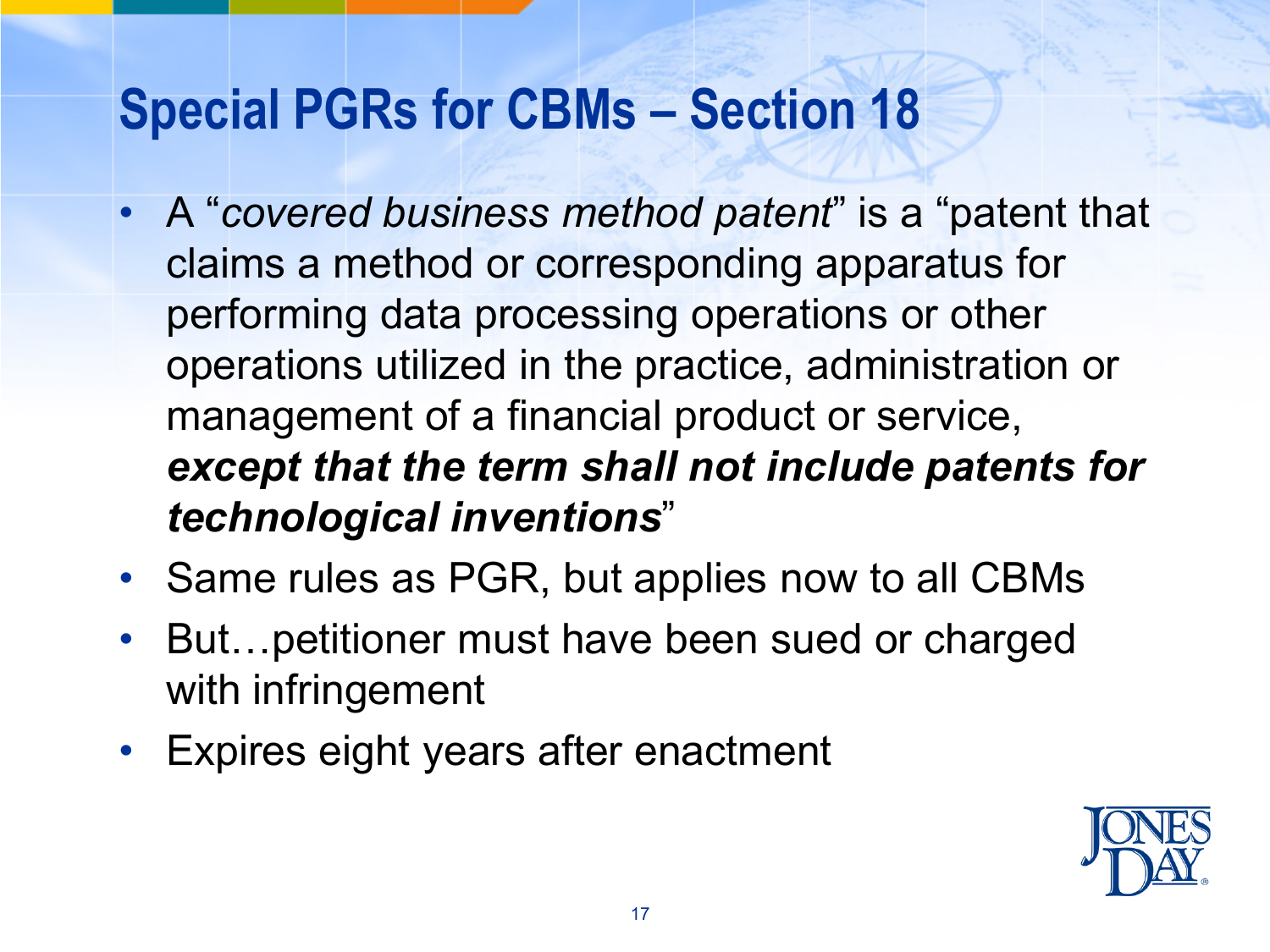# Special PGRs for CBMs – Section 18

- A "*covered business method patent*" is a "patent that claims a method or corresponding apparatus for performing data processing operations or other operations utilized in the practice, administration or management of a financial product or service, ***except that the term shall not include patents for technological inventions***"
- Same rules as PGR, but applies now to all CBMs
- But…petitioner must have been sued or charged with infringement
- Expires eight years after enactment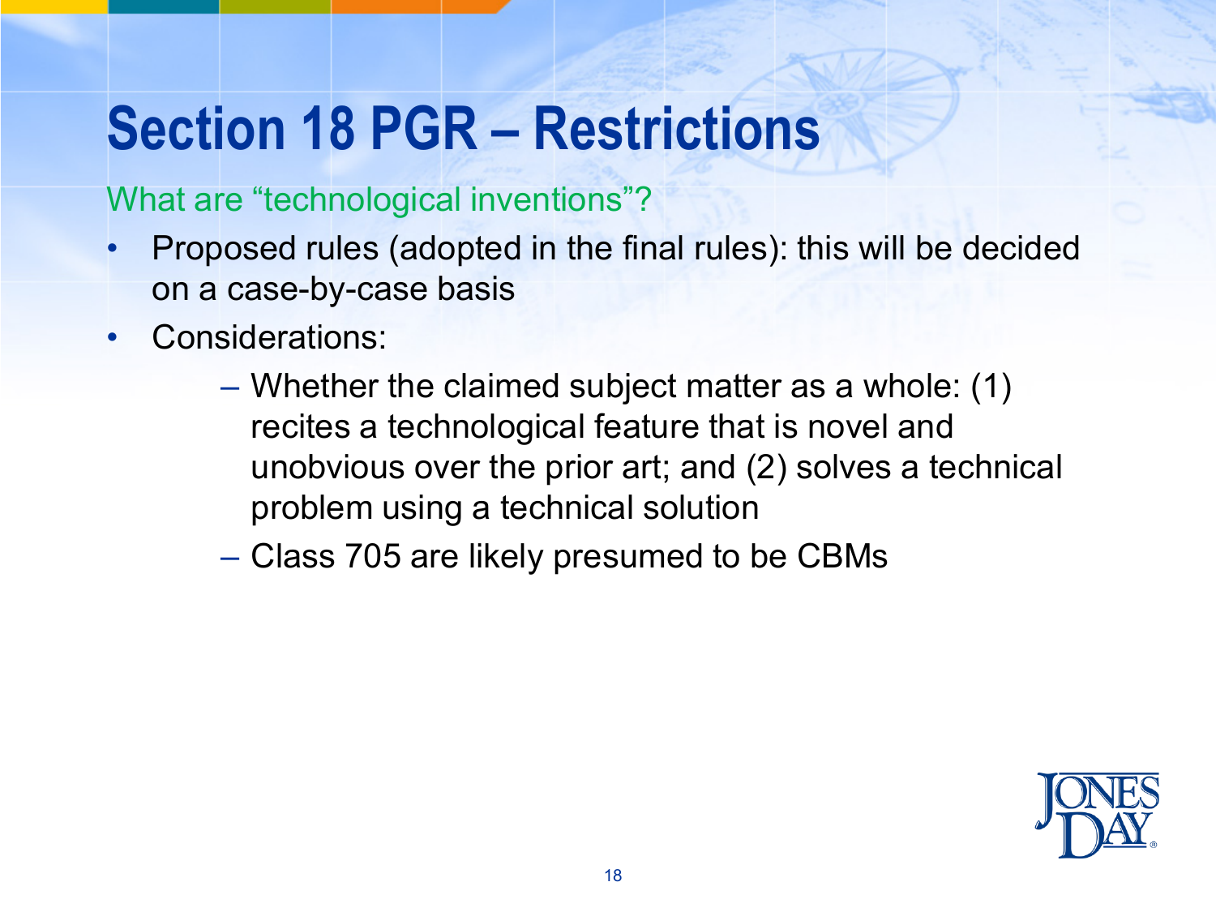# Section 18 PGR – Restrictions

## What are "technological inventions"?

- Proposed rules (adopted in the final rules): this will be decided on a case-by-case basis
- Considerations:
  - Whether the claimed subject matter as a whole: (1) recites a technological feature that is novel and unobvious over the prior art; and (2) solves a technical problem using a technical solution
  - Class 705 are likely presumed to be CBMs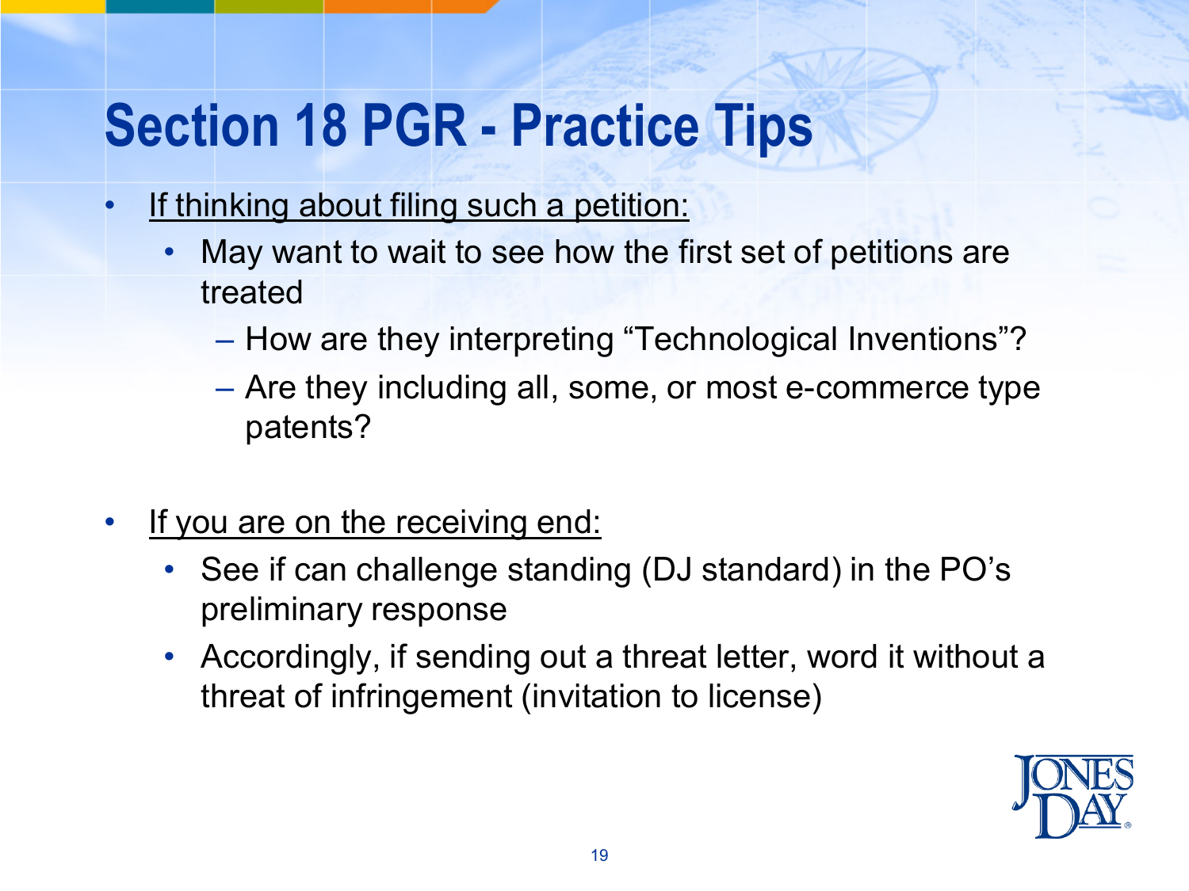# Section 18 PGR - Practice Tips

- If thinking about filing such a petition:
  - May want to wait to see how the first set of petitions are treated
    - How are they interpreting "Technological Inventions"?
    - Are they including all, some, or most e-commerce type patents?

- If you are on the receiving end:
  - See if can challenge standing (DJ standard) in the PO's preliminary response
  - Accordingly, if sending out a threat letter, word it without a threat of infringement (invitation to license)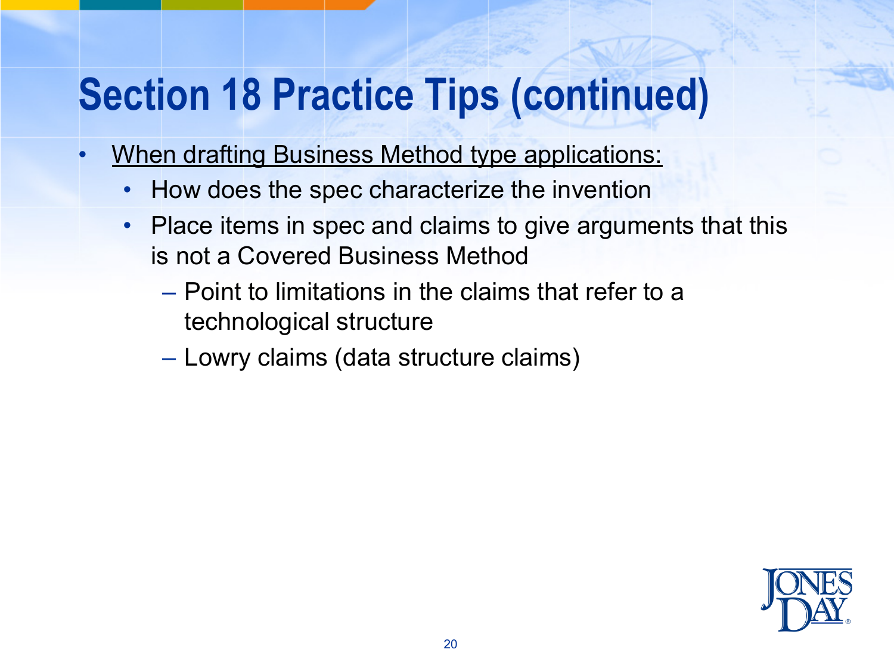# Section 18 Practice Tips (continued)

- <u>When drafting Business Method type applications:</u>
  - How does the spec characterize the invention
  - Place items in spec and claims to give arguments that this is not a Covered Business Method
    - Point to limitations in the claims that refer to a technological structure
    - Lowry claims (data structure claims)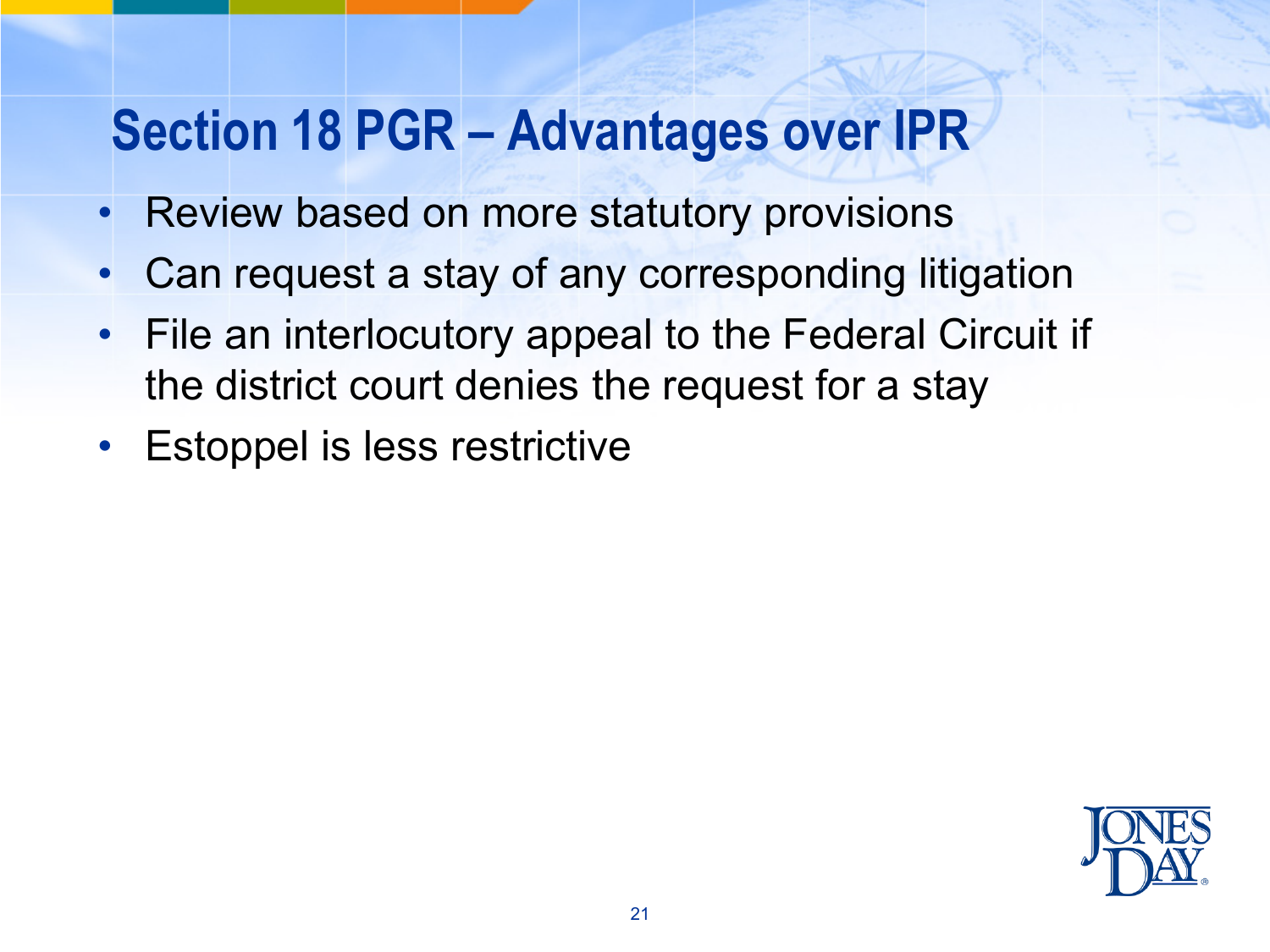# Section 18 PGR – Advantages over IPR

- Review based on more statutory provisions
- Can request a stay of any corresponding litigation
- File an interlocutory appeal to the Federal Circuit if the district court denies the request for a stay
- Estoppel is less restrictive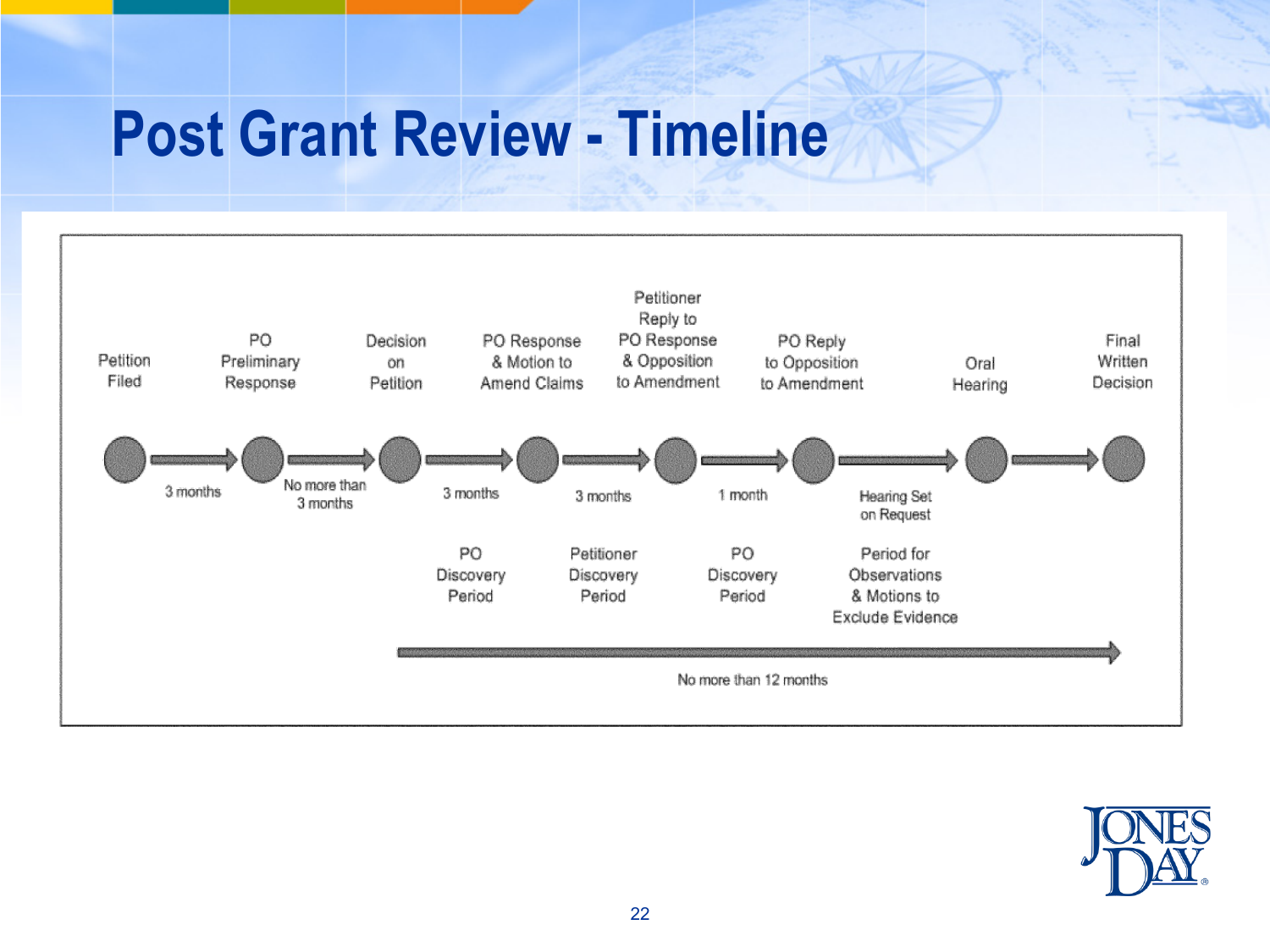# Post Grant Review - Timeline

| Petition Filed | → | PO Preliminary Response | → | Decision on Petition | → | PO Response & Motion to Amend Claims | → | Petitioner Reply to PO Response & Opposition to Amendment | → | PO Reply to Opposition to Amendment | → | Oral Hearing | → | Final Written Decision |
|---|---|---|---|---|---|---|---|---|---|---|---|---|---|---|
| | 3 months | | No more than 3 months | | 3 months | | 3 months | | 1 month | | Hearing Set on Request | | | |
| | | | | | PO Discovery Period | | Petitioner Discovery Period | | PO Discovery Period | | Period for Observations & Motions to Exclude Evidence | | | |

No more than 12 months (from Decision on Petition to Final Written Decision)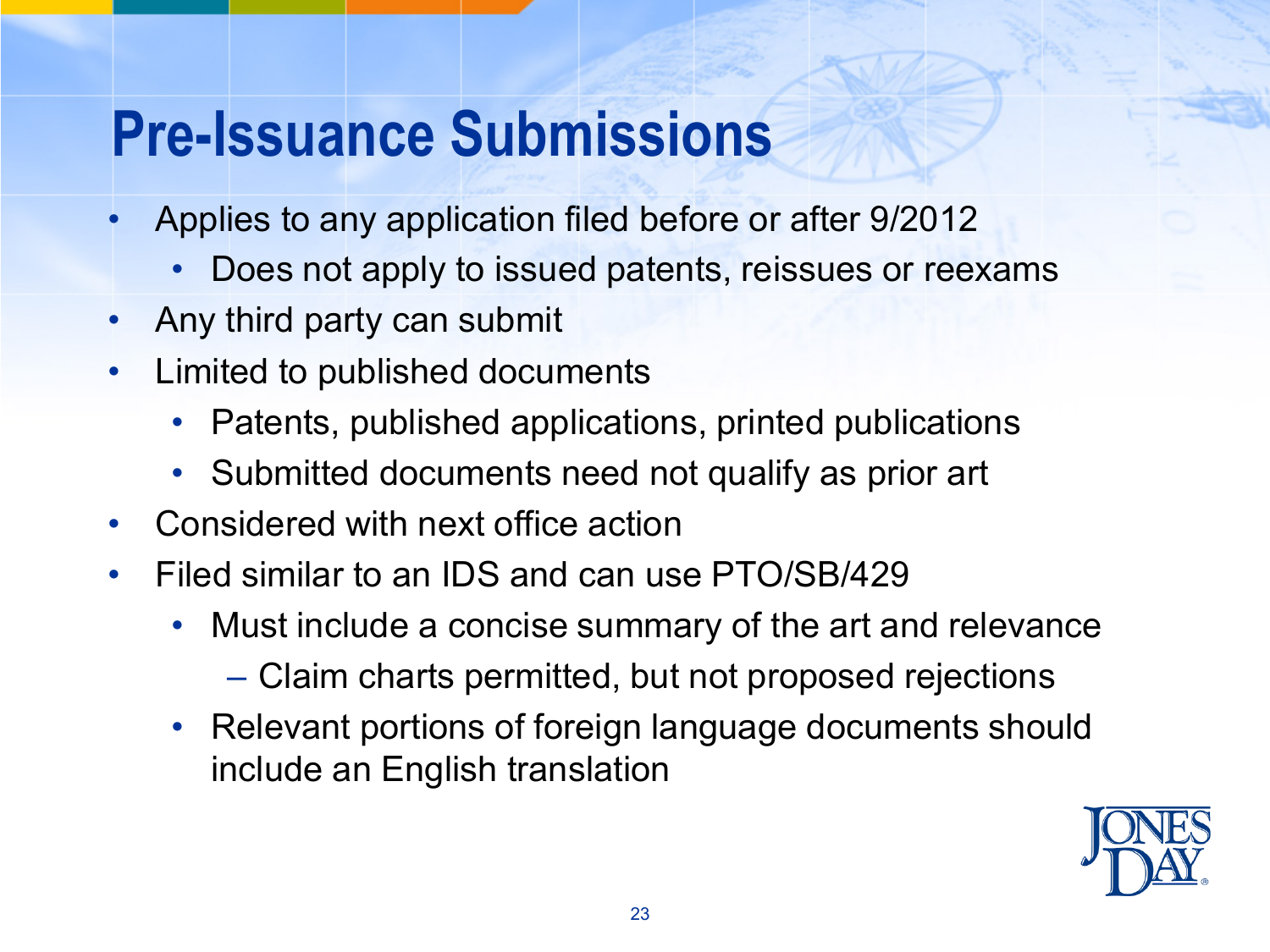# Pre-Issuance Submissions

- Applies to any application filed before or after 9/2012
  - Does not apply to issued patents, reissues or reexams
- Any third party can submit
- Limited to published documents
  - Patents, published applications, printed publications
  - Submitted documents need not qualify as prior art
- Considered with next office action
- Filed similar to an IDS and can use PTO/SB/429
  - Must include a concise summary of the art and relevance
    - Claim charts permitted, but not proposed rejections
  - Relevant portions of foreign language documents should include an English translation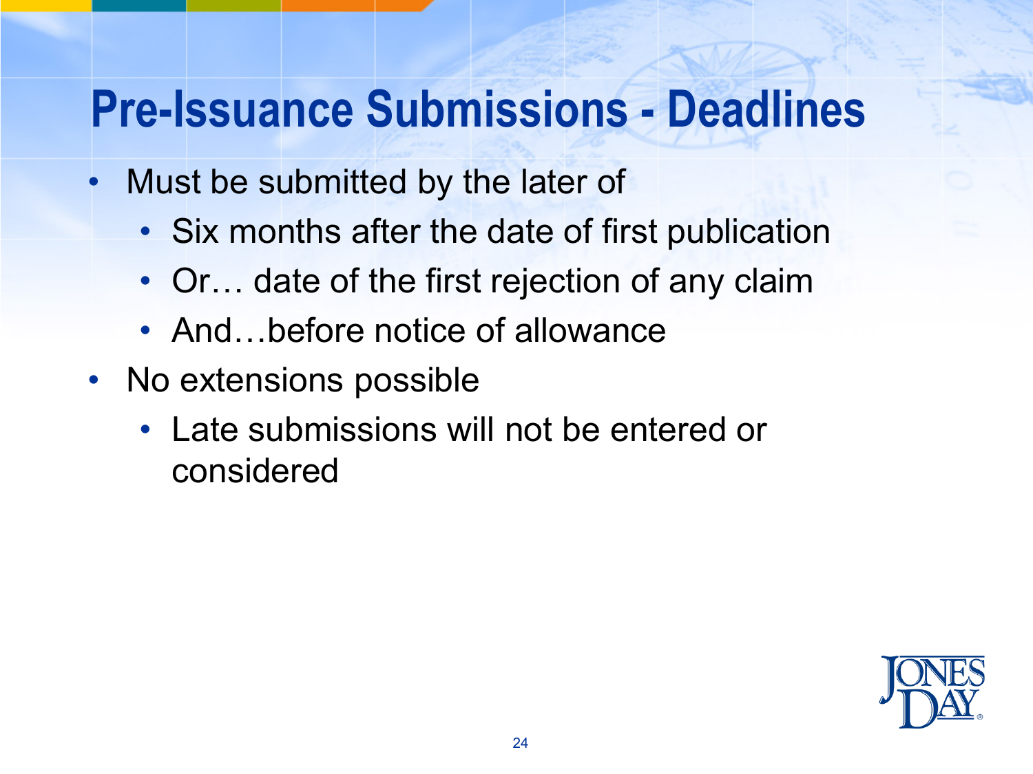# Pre-Issuance Submissions - Deadlines

- Must be submitted by the later of
  - Six months after the date of first publication
  - Or… date of the first rejection of any claim
  - And…before notice of allowance
- No extensions possible
  - Late submissions will not be entered or considered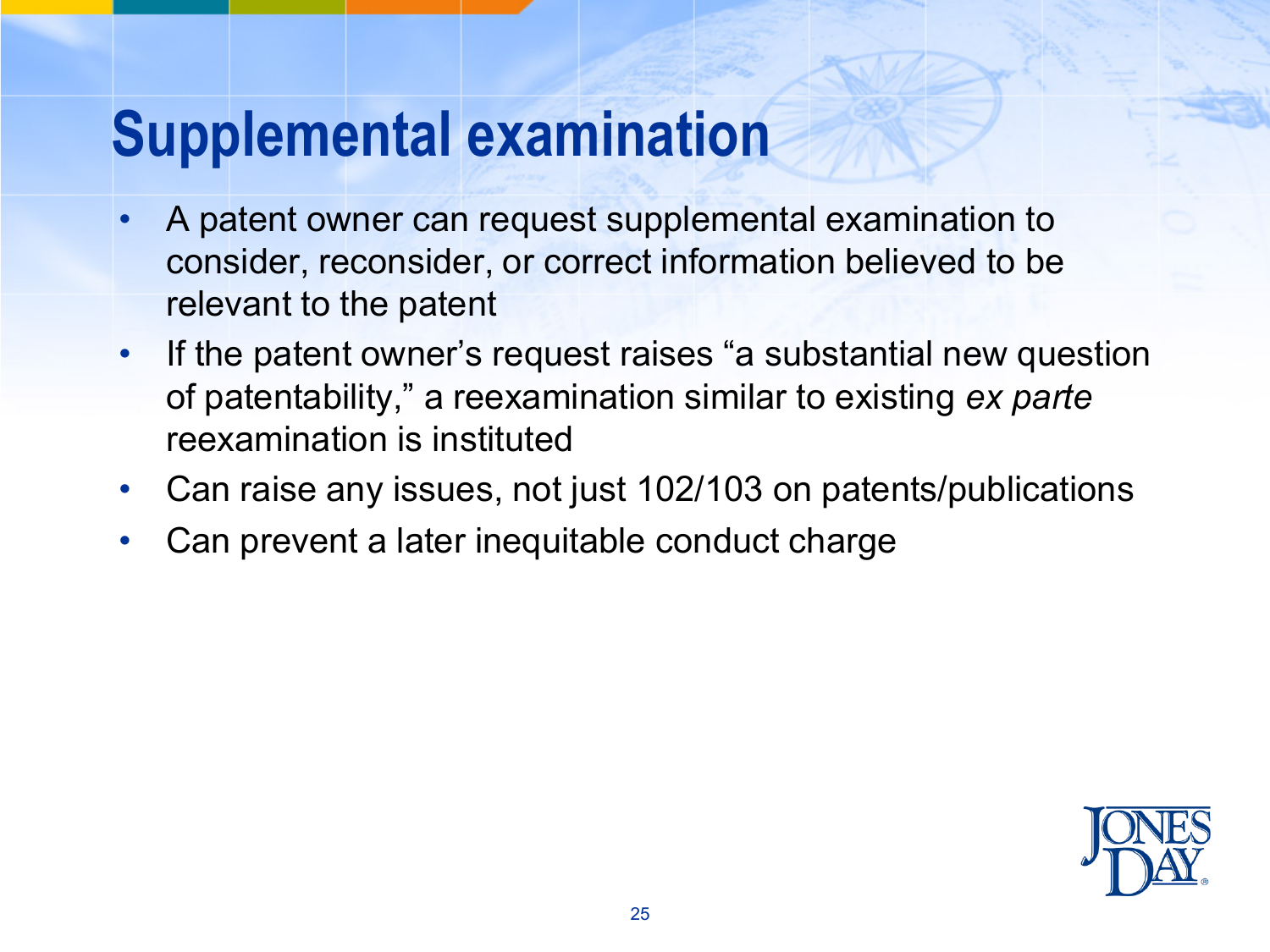# Supplemental examination

- A patent owner can request supplemental examination to consider, reconsider, or correct information believed to be relevant to the patent
- If the patent owner's request raises "a substantial new question of patentability," a reexamination similar to existing *ex parte* reexamination is instituted
- Can raise any issues, not just 102/103 on patents/publications
- Can prevent a later inequitable conduct charge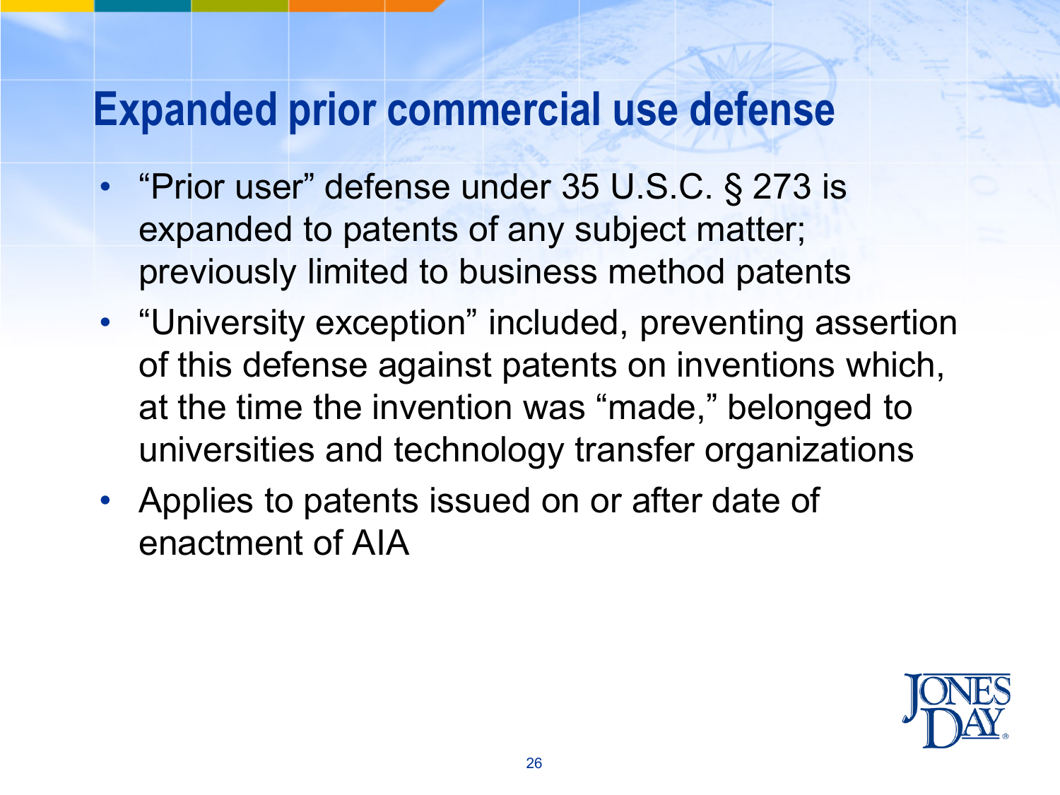# Expanded prior commercial use defense

- "Prior user" defense under 35 U.S.C. § 273 is expanded to patents of any subject matter; previously limited to business method patents
- "University exception" included, preventing assertion of this defense against patents on inventions which, at the time the invention was "made," belonged to universities and technology transfer organizations
- Applies to patents issued on or after date of enactment of AIA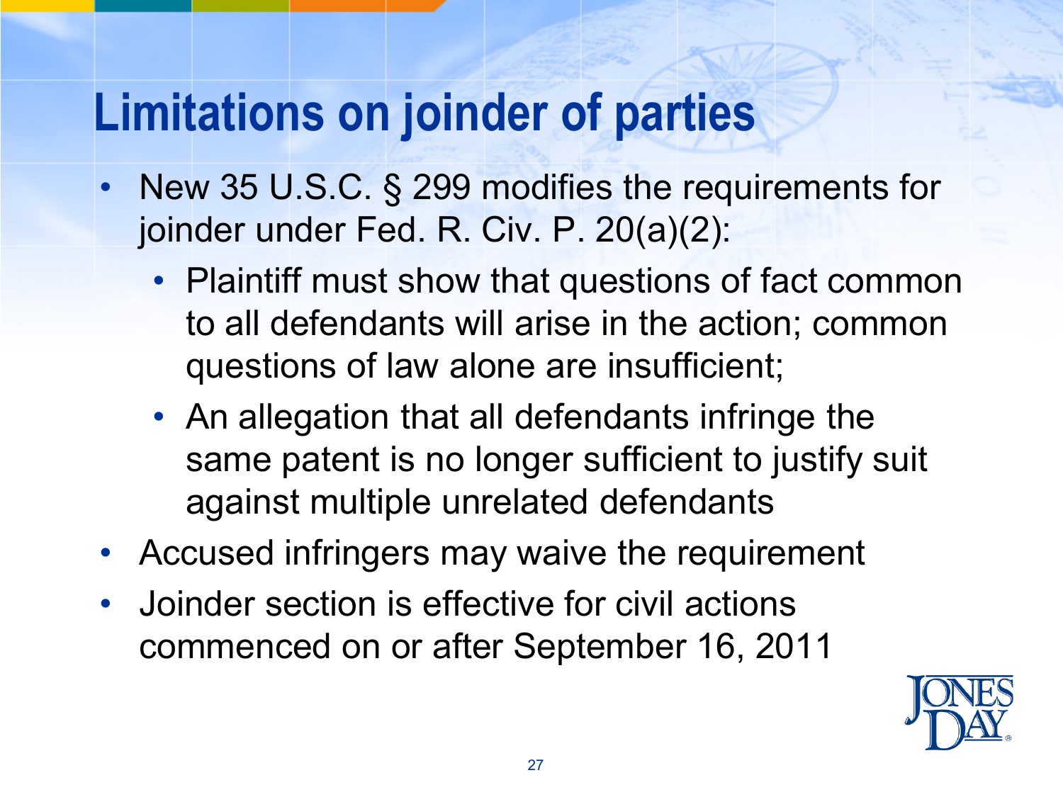# Limitations on joinder of parties

- New 35 U.S.C. § 299 modifies the requirements for joinder under Fed. R. Civ. P. 20(a)(2):
  - Plaintiff must show that questions of fact common to all defendants will arise in the action; common questions of law alone are insufficient;
  - An allegation that all defendants infringe the same patent is no longer sufficient to justify suit against multiple unrelated defendants
- Accused infringers may waive the requirement
- Joinder section is effective for civil actions commenced on or after September 16, 2011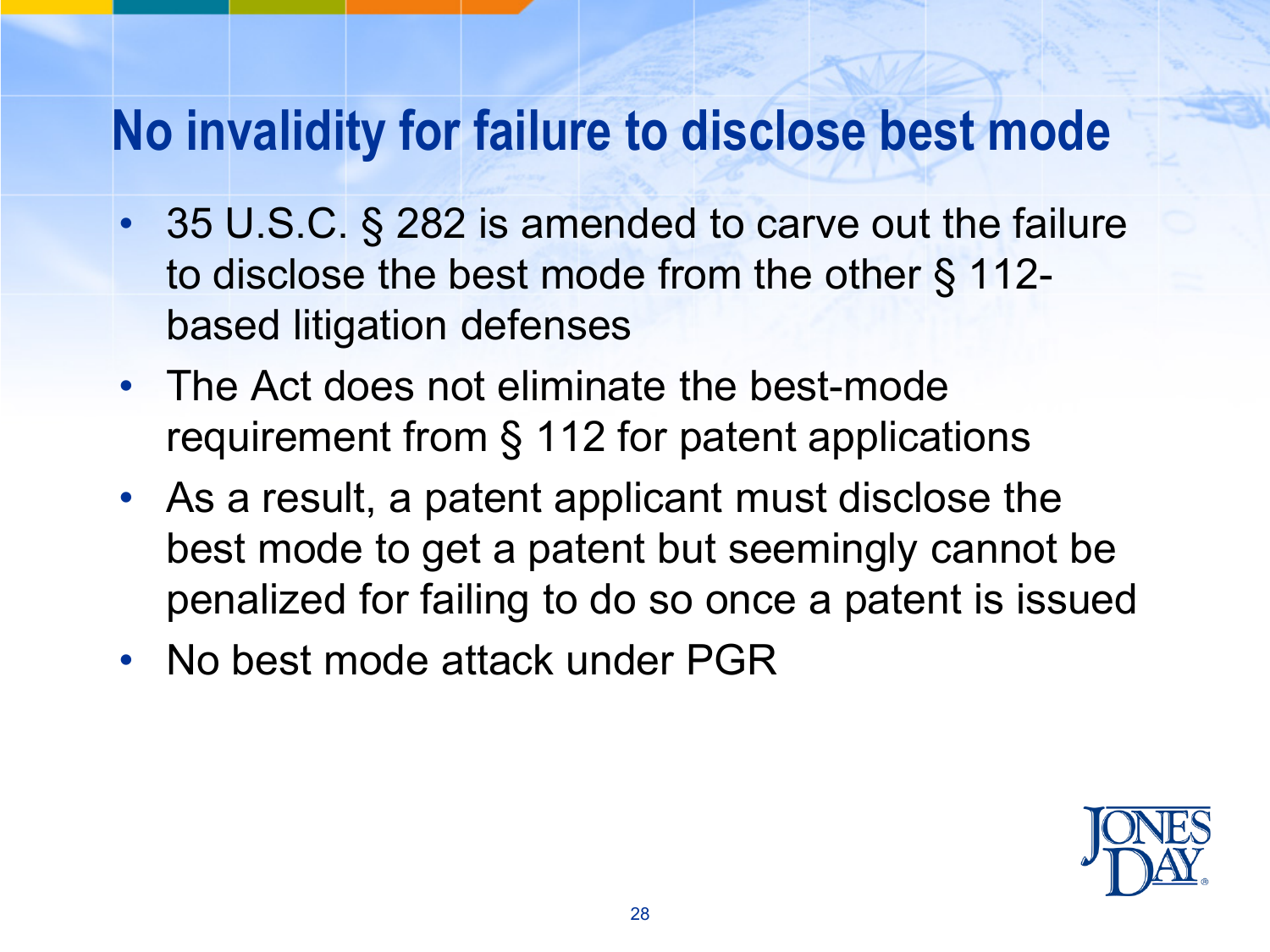# No invalidity for failure to disclose best mode

- 35 U.S.C. § 282 is amended to carve out the failure to disclose the best mode from the other § 112-based litigation defenses
- The Act does not eliminate the best-mode requirement from § 112 for patent applications
- As a result, a patent applicant must disclose the best mode to get a patent but seemingly cannot be penalized for failing to do so once a patent is issued
- No best mode attack under PGR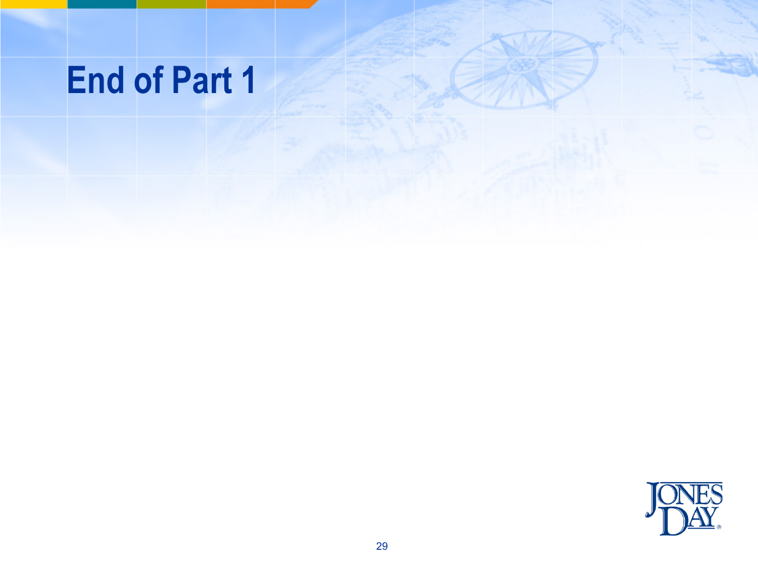# End of Part 1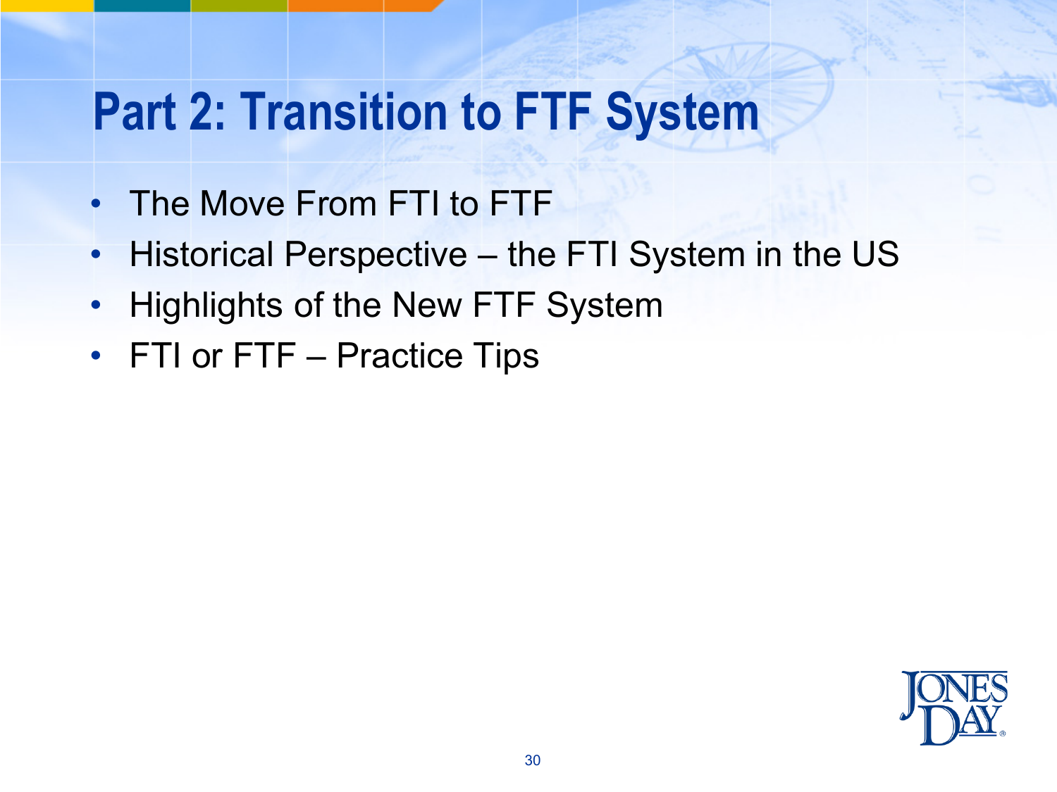# Part 2: Transition to FTF System

- The Move From FTI to FTF
- Historical Perspective – the FTI System in the US
- Highlights of the New FTF System
- FTI or FTF – Practice Tips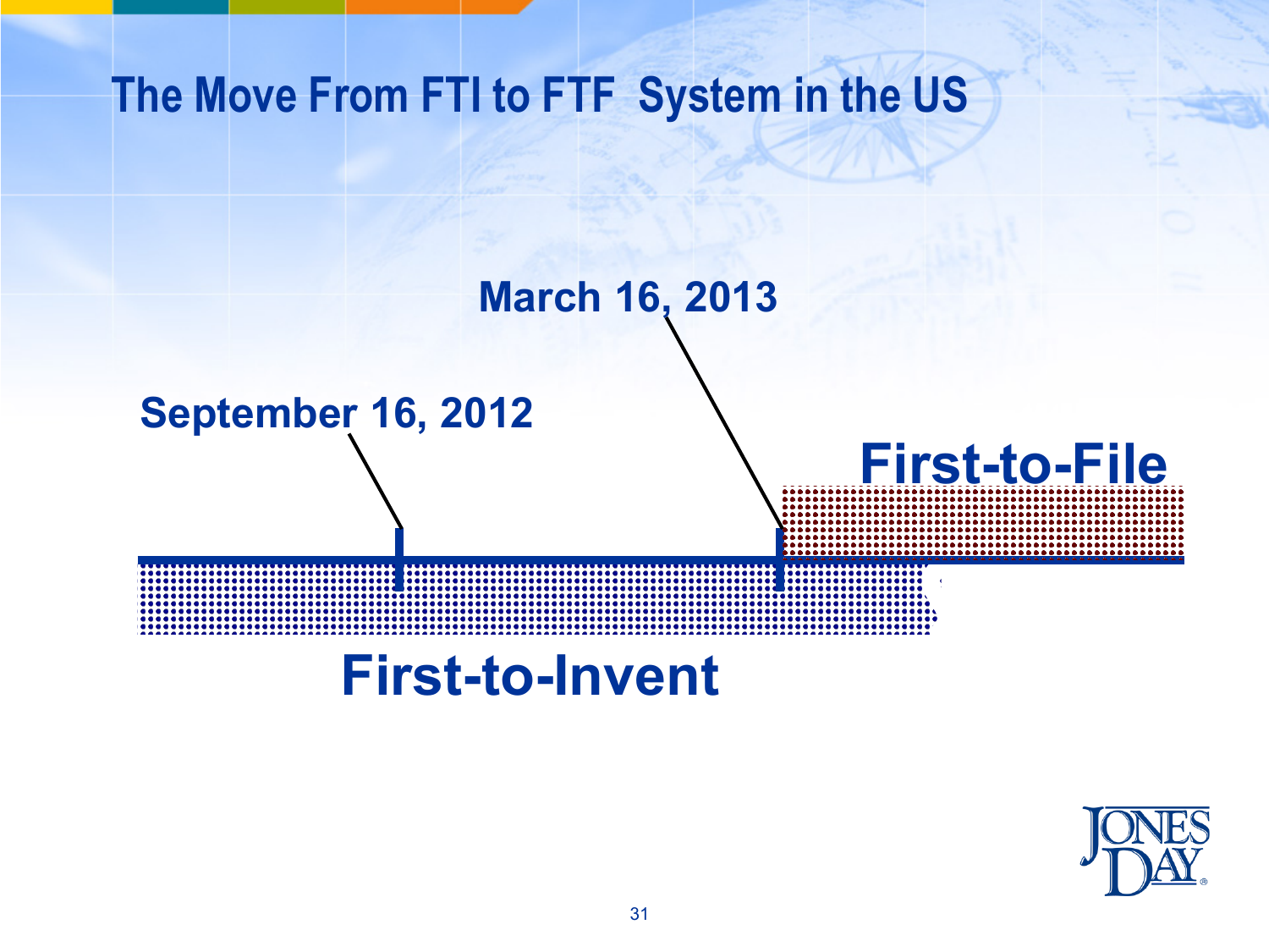# The Move From FTI to FTF System in the US

March 16, 2013

September 16, 2012

First-to-File

First-to-Invent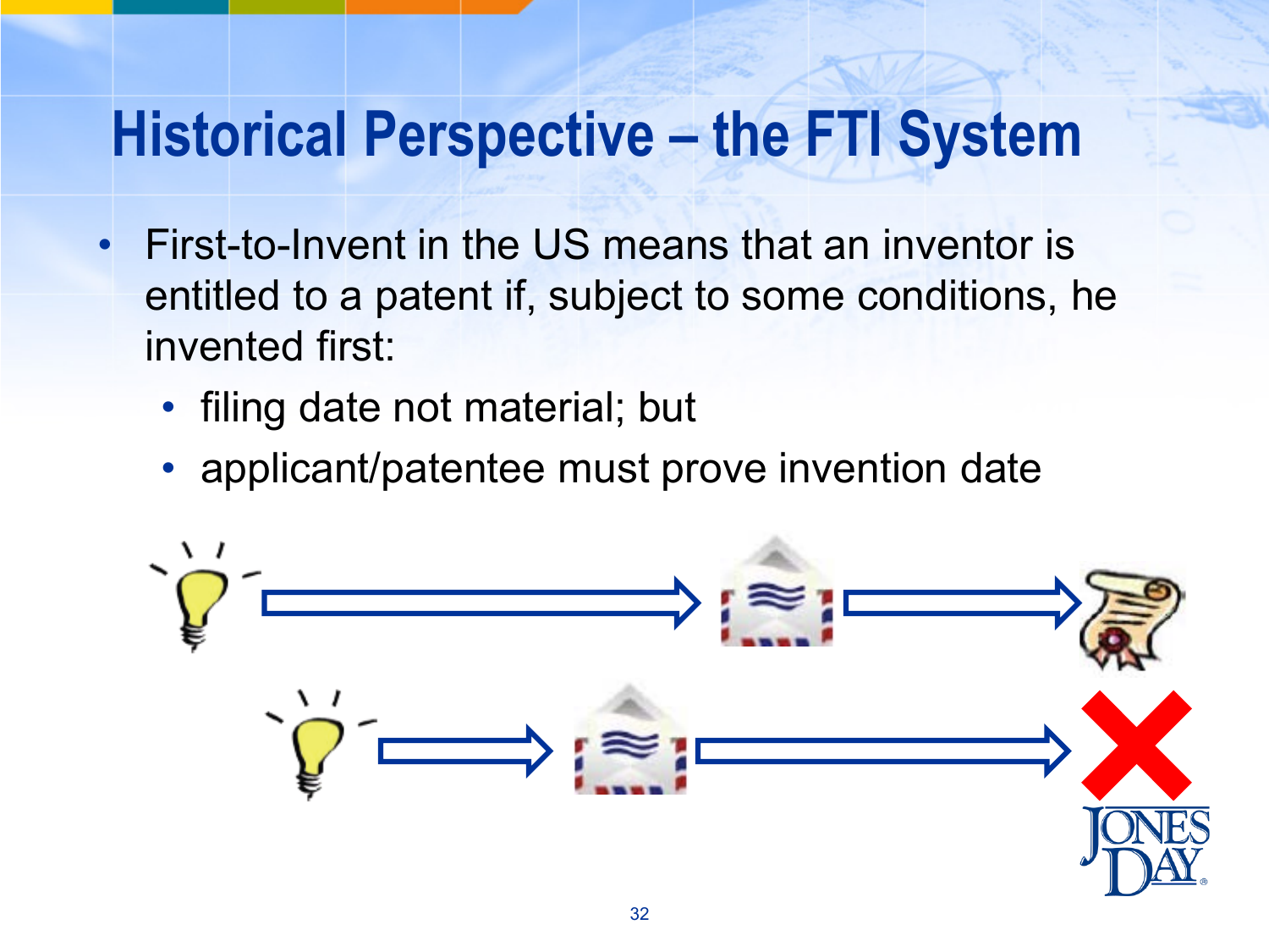# Historical Perspective – the FTI System

- First-to-Invent in the US means that an inventor is entitled to a patent if, subject to some conditions, he invented first:
  - filing date not material; but
  - applicant/patentee must prove invention date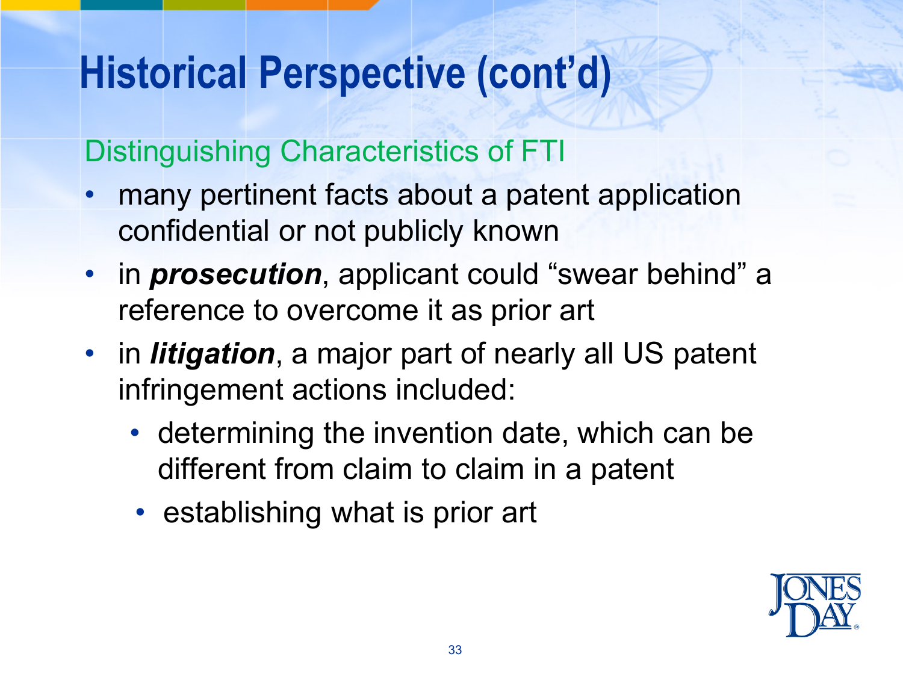# Historical Perspective (cont'd)

## Distinguishing Characteristics of FTI

- many pertinent facts about a patent application confidential or not publicly known
- in ***prosecution***, applicant could "swear behind" a reference to overcome it as prior art
- in ***litigation***, a major part of nearly all US patent infringement actions included:
  - determining the invention date, which can be different from claim to claim in a patent
  - establishing what is prior art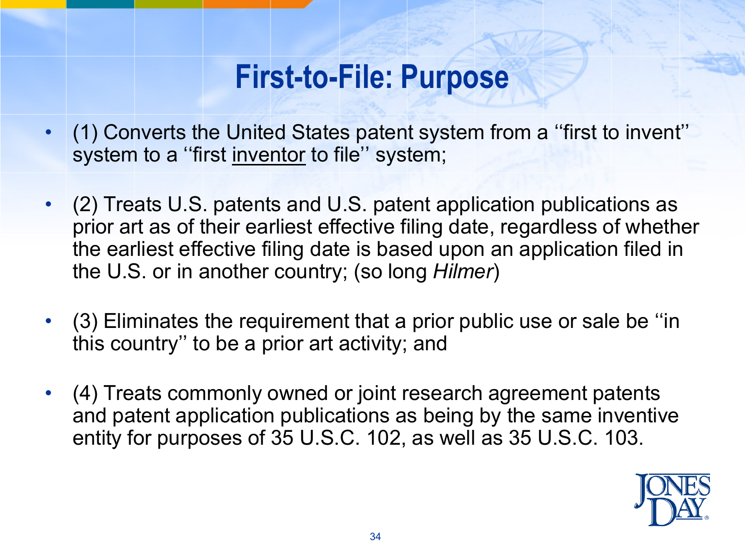# First-to-File: Purpose

- (1) Converts the United States patent system from a ''first to invent'' system to a ''first <u>inventor</u> to file'' system;
- (2) Treats U.S. patents and U.S. patent application publications as prior art as of their earliest effective filing date, regardless of whether the earliest effective filing date is based upon an application filed in the U.S. or in another country; (so long *Hilmer*)
- (3) Eliminates the requirement that a prior public use or sale be ''in this country'' to be a prior art activity; and
- (4) Treats commonly owned or joint research agreement patents and patent application publications as being by the same inventive entity for purposes of 35 U.S.C. 102, as well as 35 U.S.C. 103.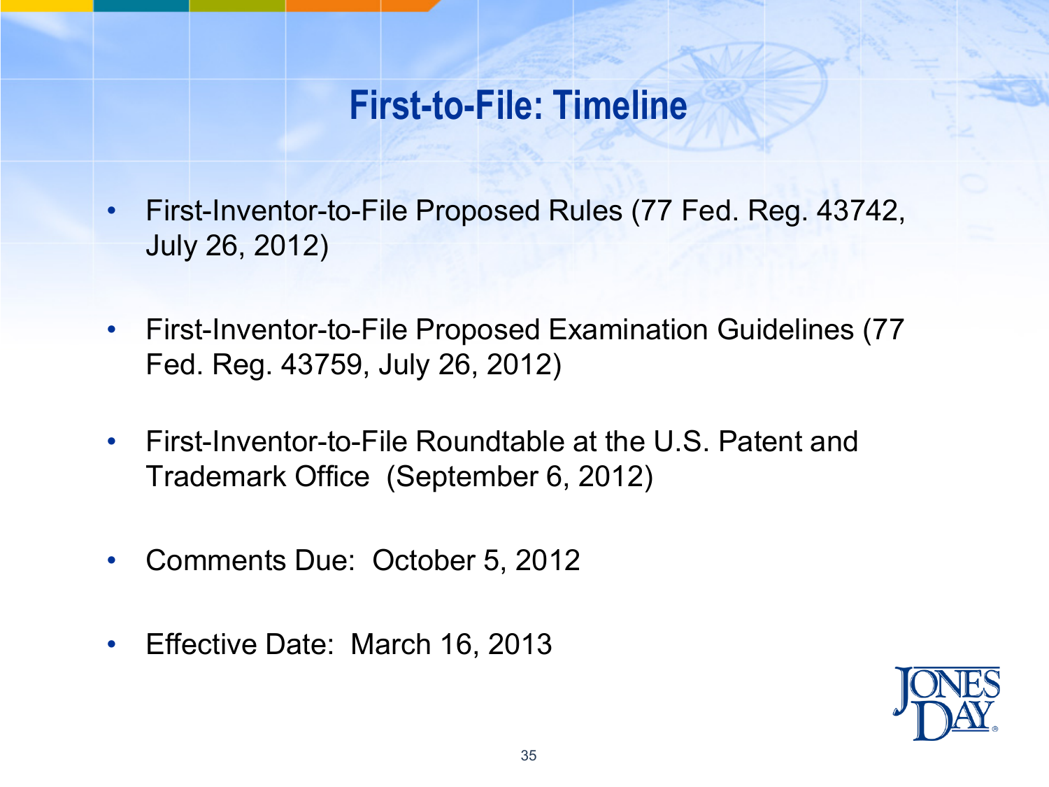# First-to-File: Timeline

- First-Inventor-to-File Proposed Rules (77 Fed. Reg. 43742, July 26, 2012)
- First-Inventor-to-File Proposed Examination Guidelines (77 Fed. Reg. 43759, July 26, 2012)
- First-Inventor-to-File Roundtable at the U.S. Patent and Trademark Office (September 6, 2012)
- Comments Due: October 5, 2012
- Effective Date: March 16, 2013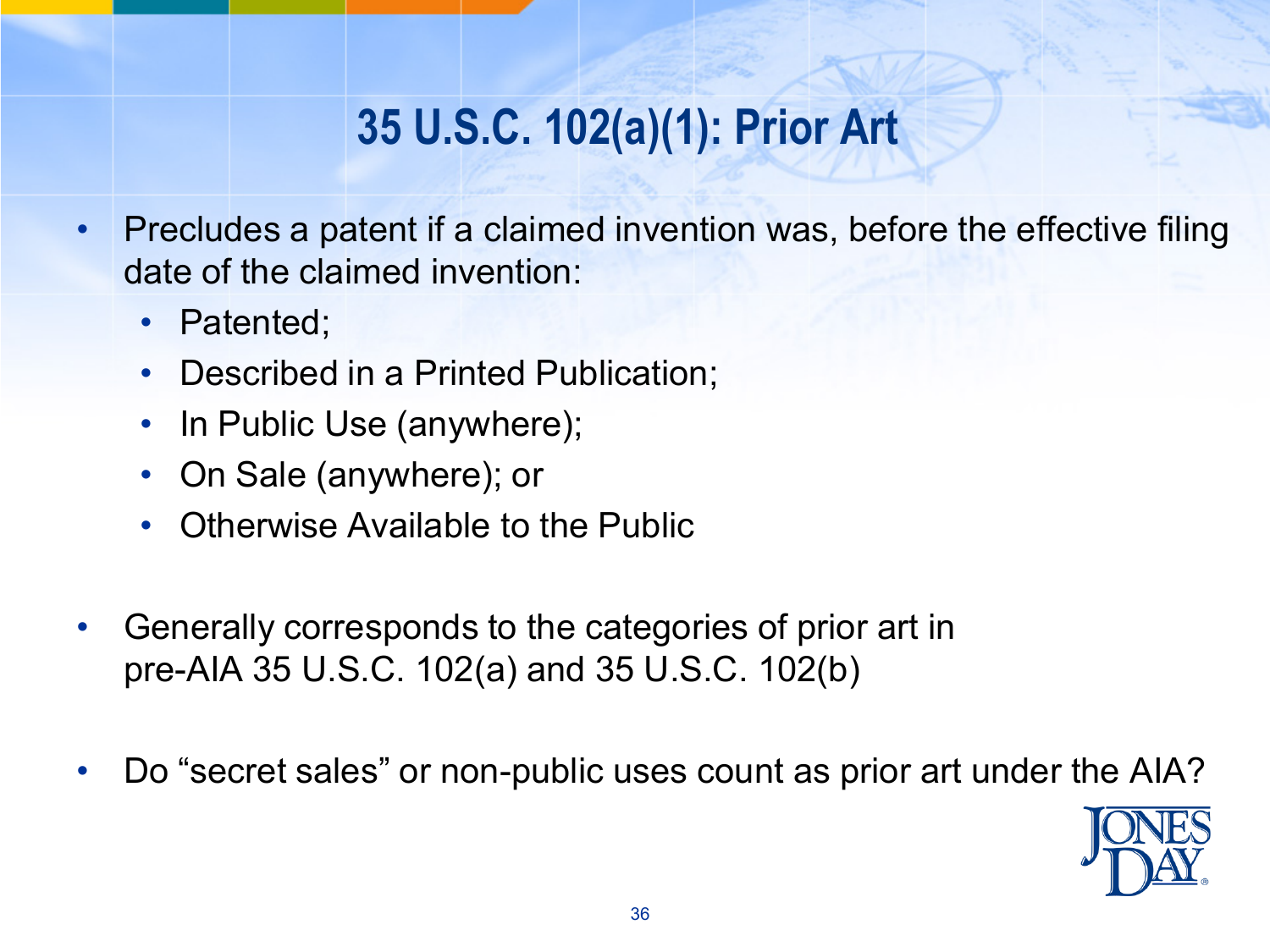# 35 U.S.C. 102(a)(1): Prior Art

- Precludes a patent if a claimed invention was, before the effective filing date of the claimed invention:
  - Patented;
  - Described in a Printed Publication;
  - In Public Use (anywhere);
  - On Sale (anywhere); or
  - Otherwise Available to the Public
- Generally corresponds to the categories of prior art in pre-AIA 35 U.S.C. 102(a) and 35 U.S.C. 102(b)
- Do "secret sales" or non-public uses count as prior art under the AIA?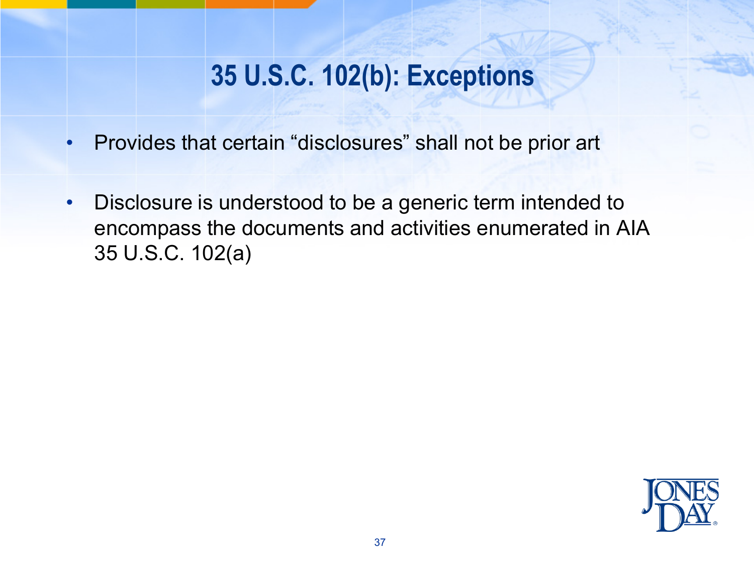# 35 U.S.C. 102(b): Exceptions

- Provides that certain “disclosures” shall not be prior art
- Disclosure is understood to be a generic term intended to encompass the documents and activities enumerated in AIA 35 U.S.C. 102(a)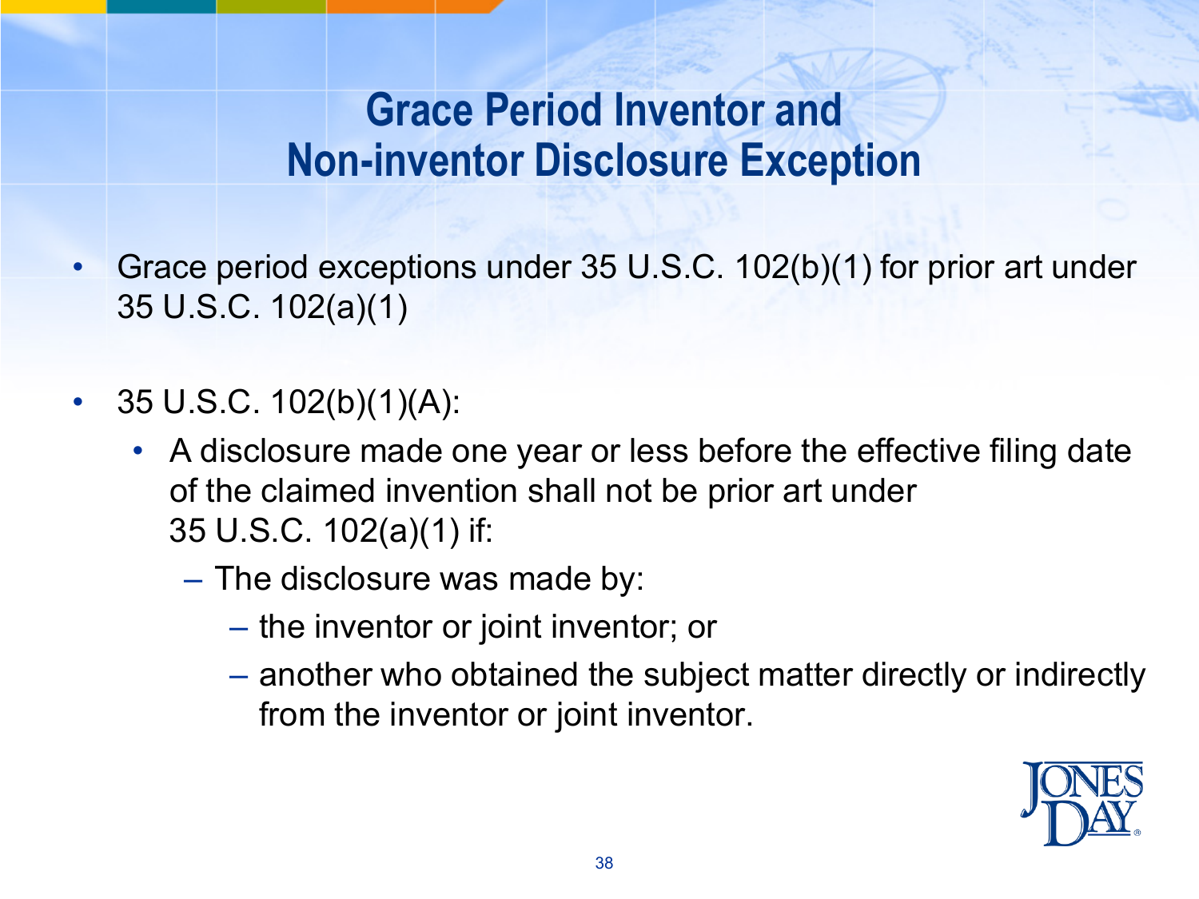# Grace Period Inventor and Non-inventor Disclosure Exception

- Grace period exceptions under 35 U.S.C. 102(b)(1) for prior art under 35 U.S.C. 102(a)(1)
- 35 U.S.C. 102(b)(1)(A):
  - A disclosure made one year or less before the effective filing date of the claimed invention shall not be prior art under 35 U.S.C. 102(a)(1) if:
    - The disclosure was made by:
      - the inventor or joint inventor; or
      - another who obtained the subject matter directly or indirectly from the inventor or joint inventor.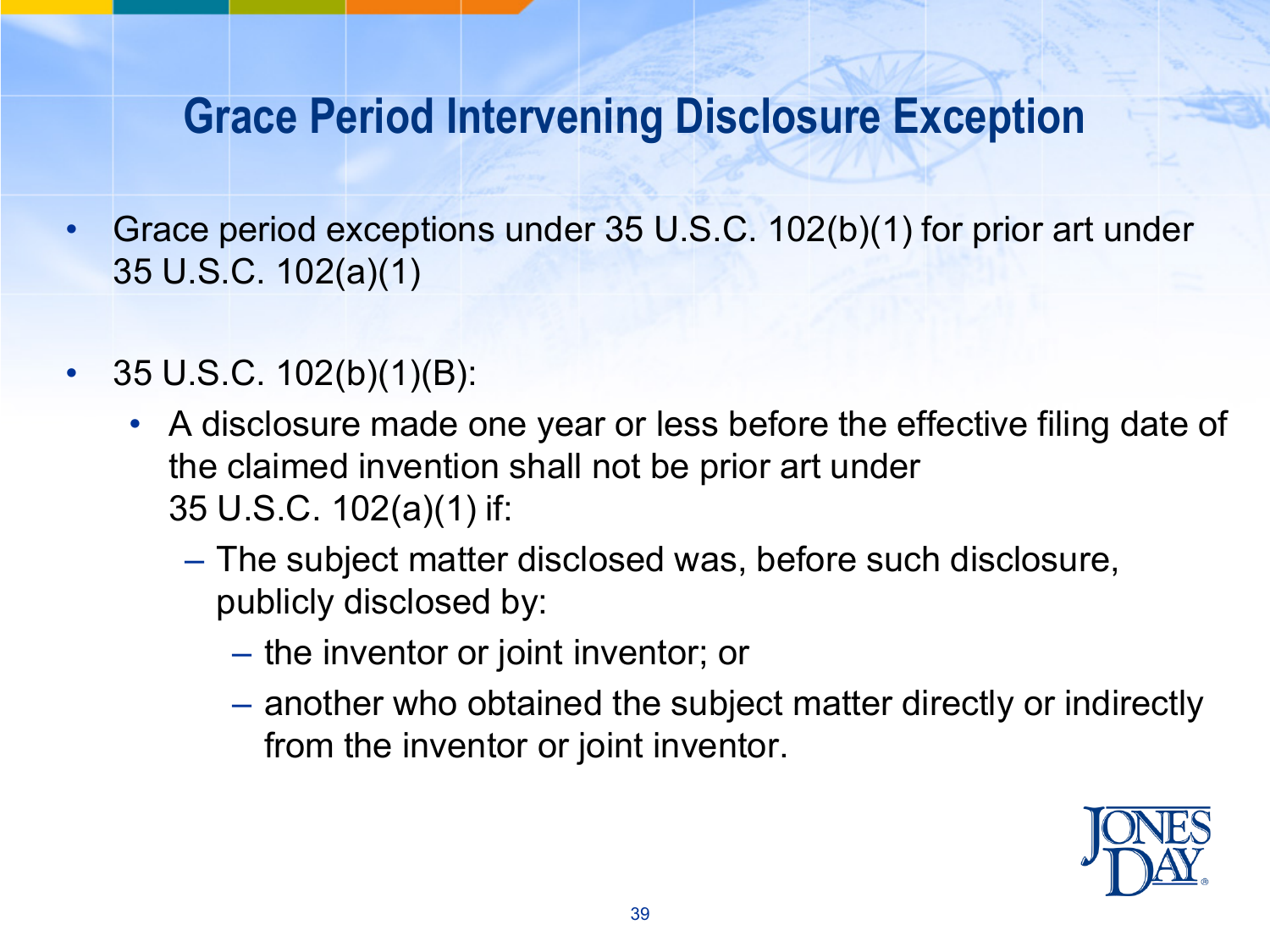# Grace Period Intervening Disclosure Exception

- Grace period exceptions under 35 U.S.C. 102(b)(1) for prior art under 35 U.S.C. 102(a)(1)

- 35 U.S.C. 102(b)(1)(B):
  - A disclosure made one year or less before the effective filing date of the claimed invention shall not be prior art under 35 U.S.C. 102(a)(1) if:
    - The subject matter disclosed was, before such disclosure, publicly disclosed by:
      - the inventor or joint inventor; or
      - another who obtained the subject matter directly or indirectly from the inventor or joint inventor.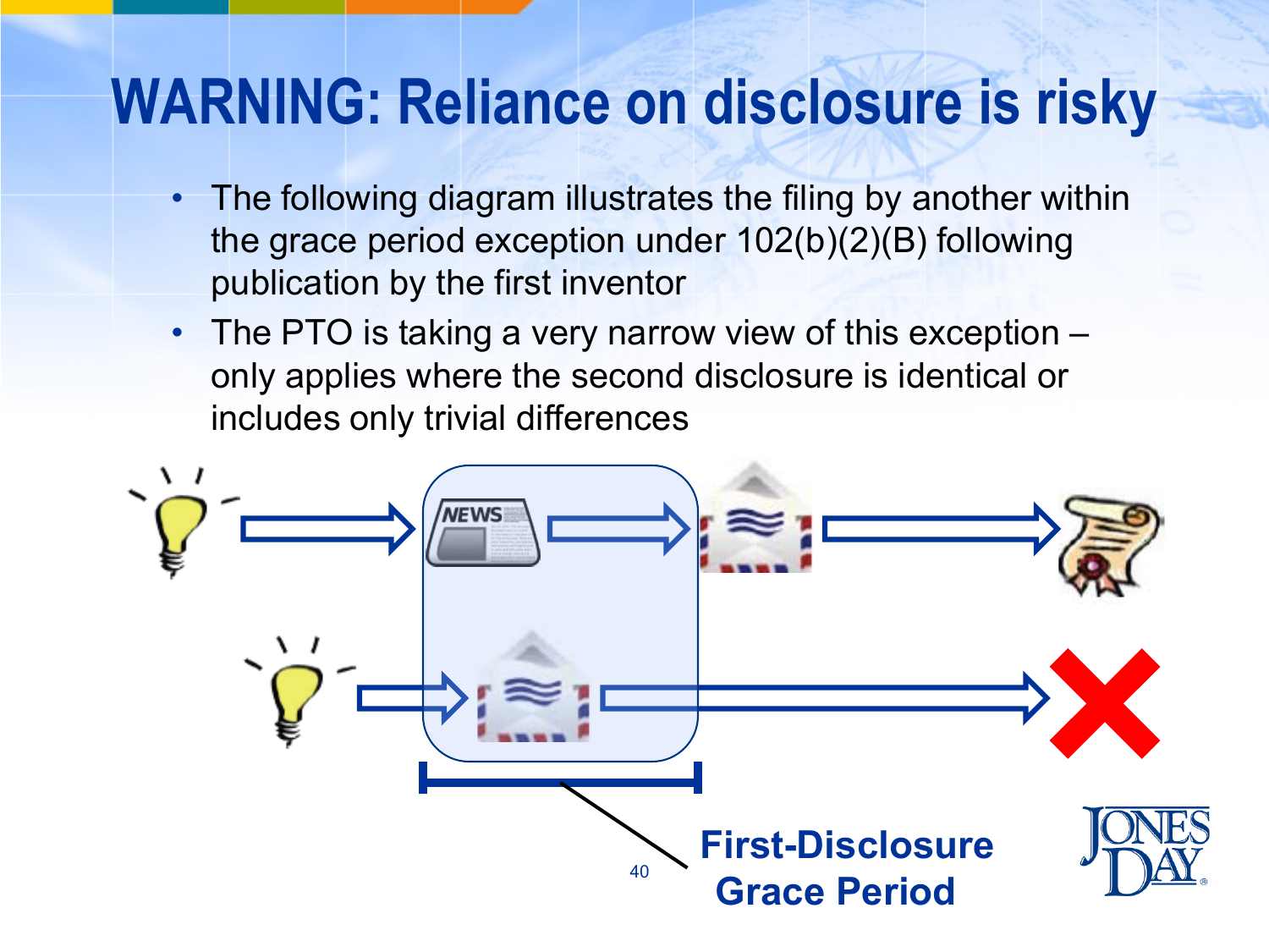# WARNING: Reliance on disclosure is risky

- The following diagram illustrates the filing by another within the grace period exception under 102(b)(2)(B) following publication by the first inventor
- The PTO is taking a very narrow view of this exception – only applies where the second disclosure is identical or includes only trivial differences

**First-Disclosure Grace Period**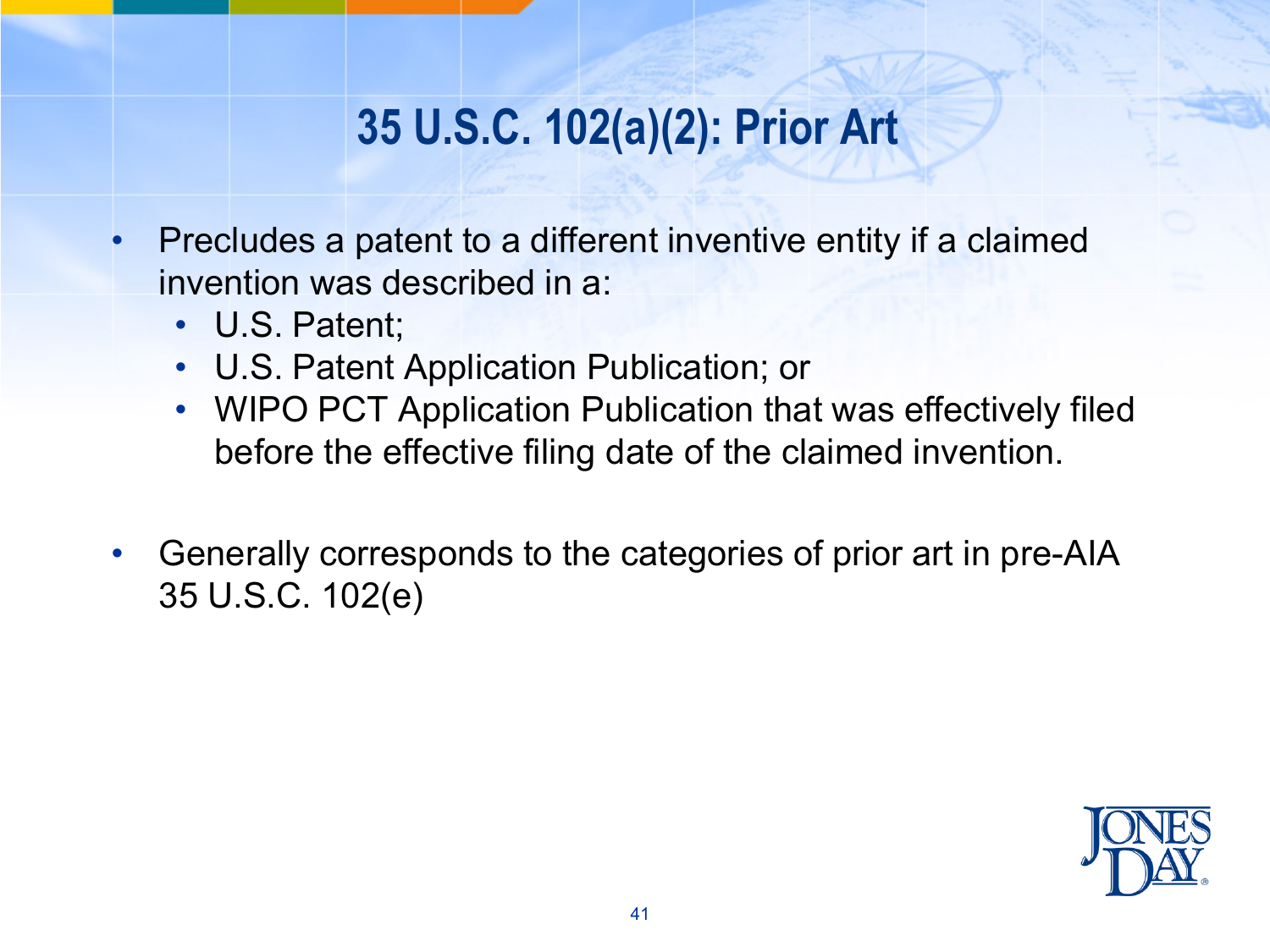# 35 U.S.C. 102(a)(2): Prior Art

- Precludes a patent to a different inventive entity if a claimed invention was described in a:
  - U.S. Patent;
  - U.S. Patent Application Publication; or
  - WIPO PCT Application Publication that was effectively filed before the effective filing date of the claimed invention.

- Generally corresponds to the categories of prior art in pre-AIA 35 U.S.C. 102(e)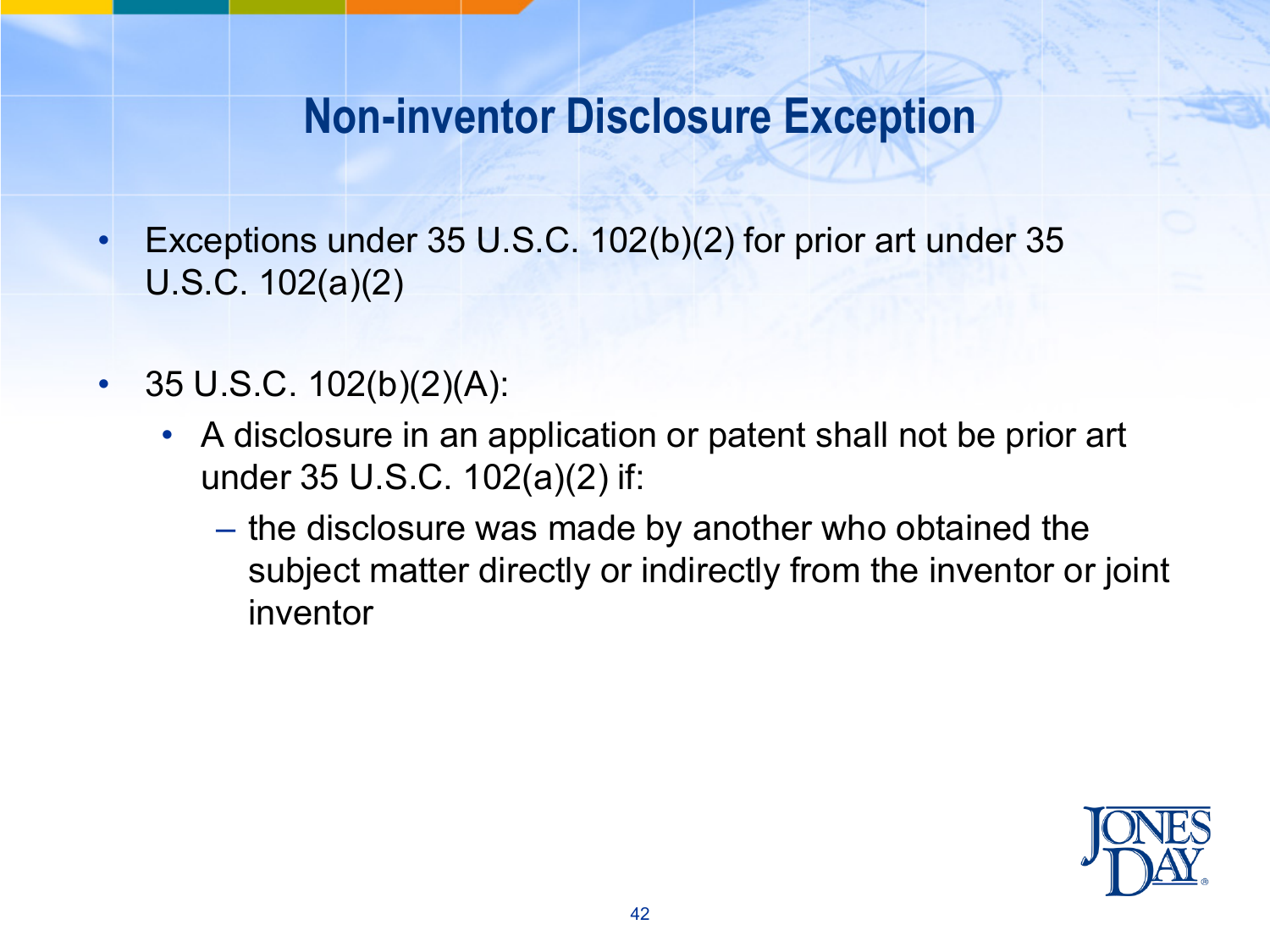# Non-inventor Disclosure Exception

- Exceptions under 35 U.S.C. 102(b)(2) for prior art under 35 U.S.C. 102(a)(2)

- 35 U.S.C. 102(b)(2)(A):
  - A disclosure in an application or patent shall not be prior art under 35 U.S.C. 102(a)(2) if:
    - the disclosure was made by another who obtained the subject matter directly or indirectly from the inventor or joint inventor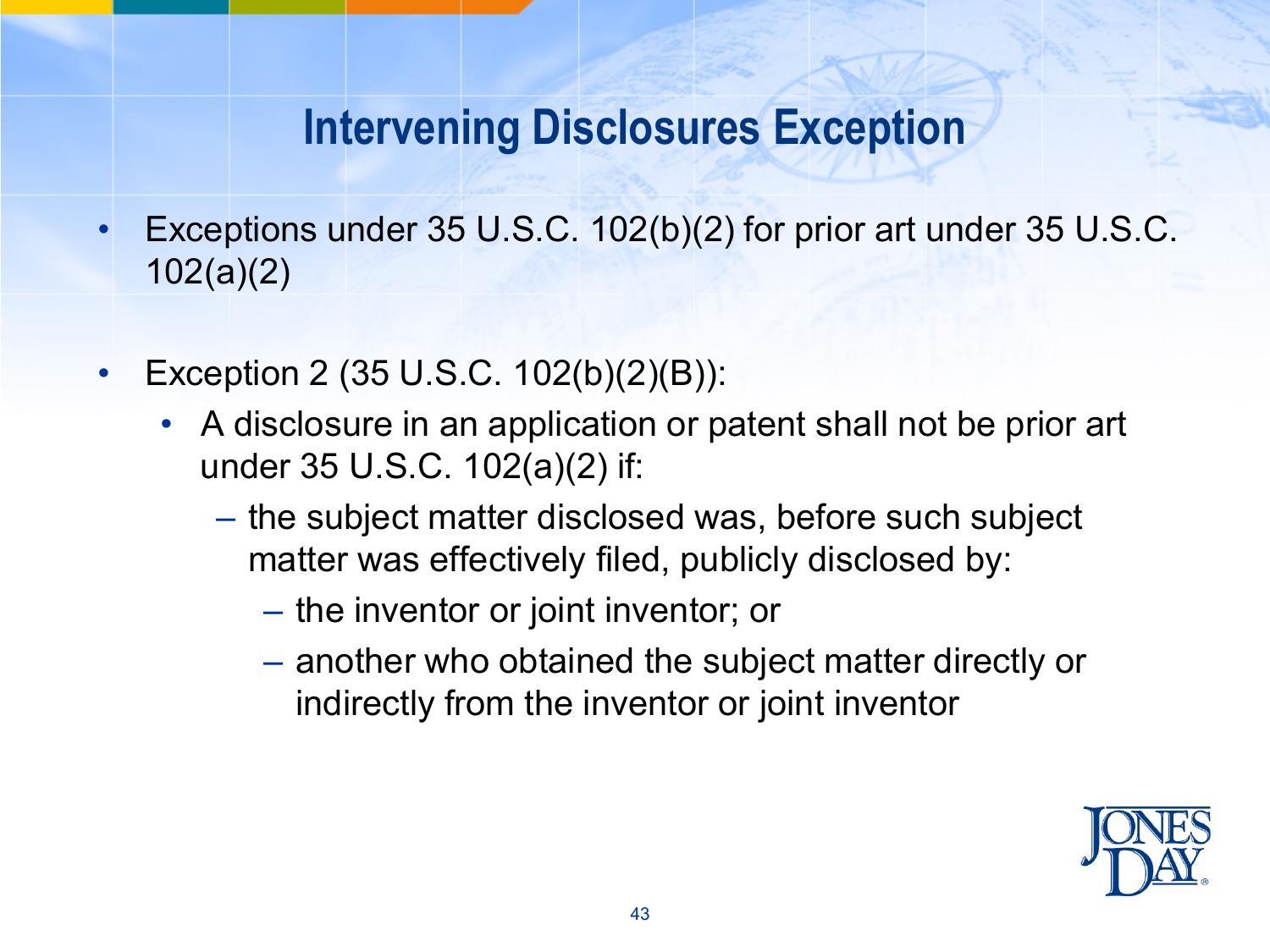# Intervening Disclosures Exception

- Exceptions under 35 U.S.C. 102(b)(2) for prior art under 35 U.S.C. 102(a)(2)

- Exception 2 (35 U.S.C. 102(b)(2)(B)):
  - A disclosure in an application or patent shall not be prior art under 35 U.S.C. 102(a)(2) if:
    - the subject matter disclosed was, before such subject matter was effectively filed, publicly disclosed by:
      - the inventor or joint inventor; or
      - another who obtained the subject matter directly or indirectly from the inventor or joint inventor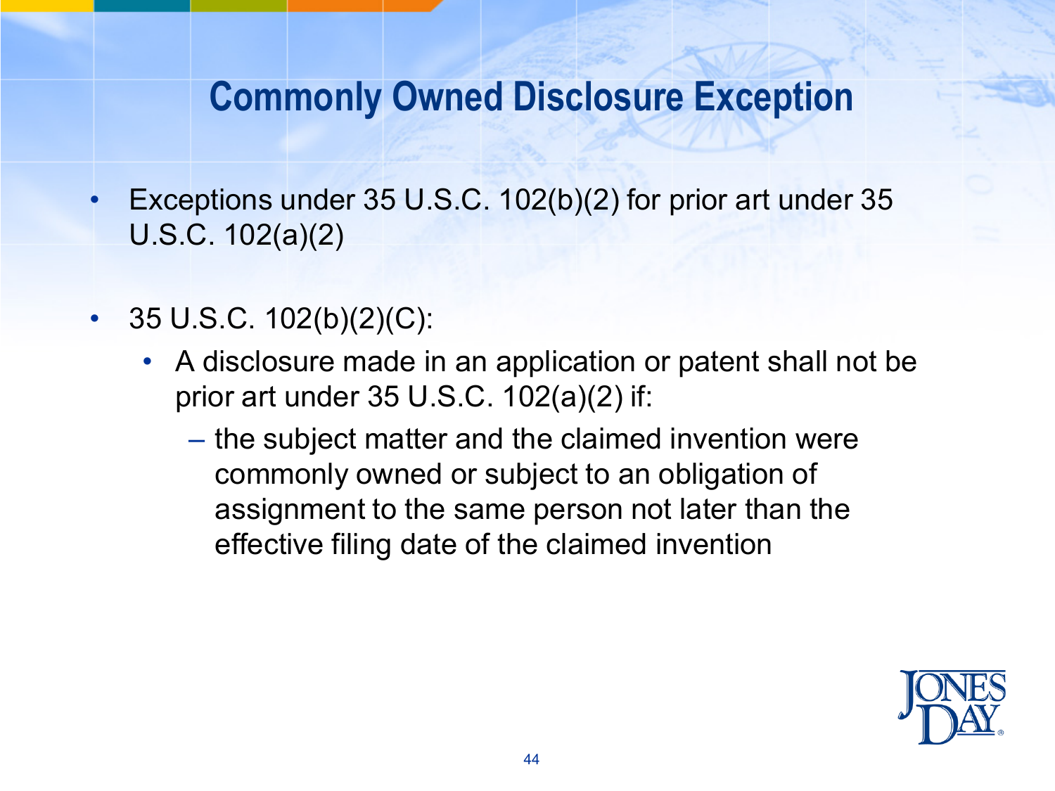# Commonly Owned Disclosure Exception

- Exceptions under 35 U.S.C. 102(b)(2) for prior art under 35 U.S.C. 102(a)(2)
- 35 U.S.C. 102(b)(2)(C):
  - A disclosure made in an application or patent shall not be prior art under 35 U.S.C. 102(a)(2) if:
    - the subject matter and the claimed invention were commonly owned or subject to an obligation of assignment to the same person not later than the effective filing date of the claimed invention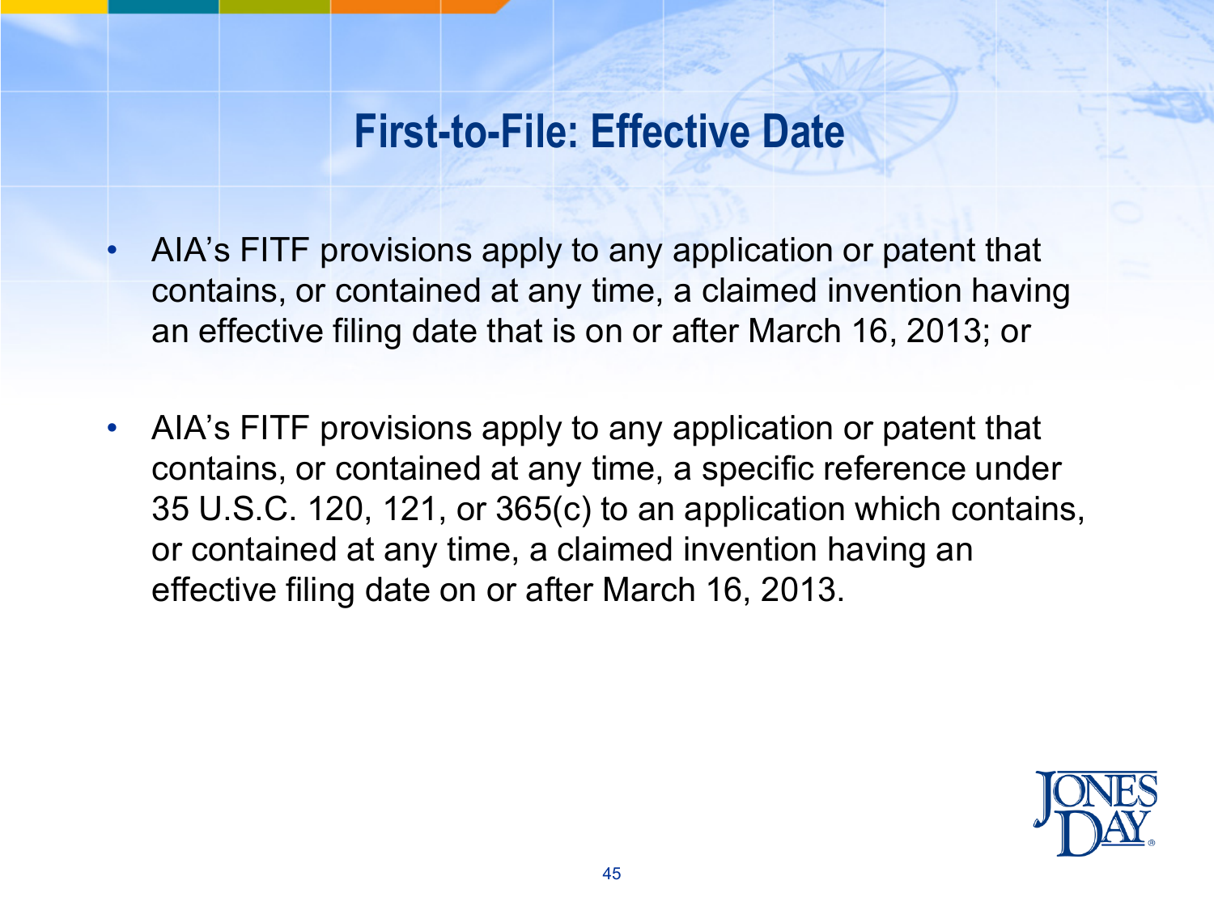# First-to-File: Effective Date

- AIA's FITF provisions apply to any application or patent that contains, or contained at any time, a claimed invention having an effective filing date that is on or after March 16, 2013; or

- AIA's FITF provisions apply to any application or patent that contains, or contained at any time, a specific reference under 35 U.S.C. 120, 121, or 365(c) to an application which contains, or contained at any time, a claimed invention having an effective filing date on or after March 16, 2013.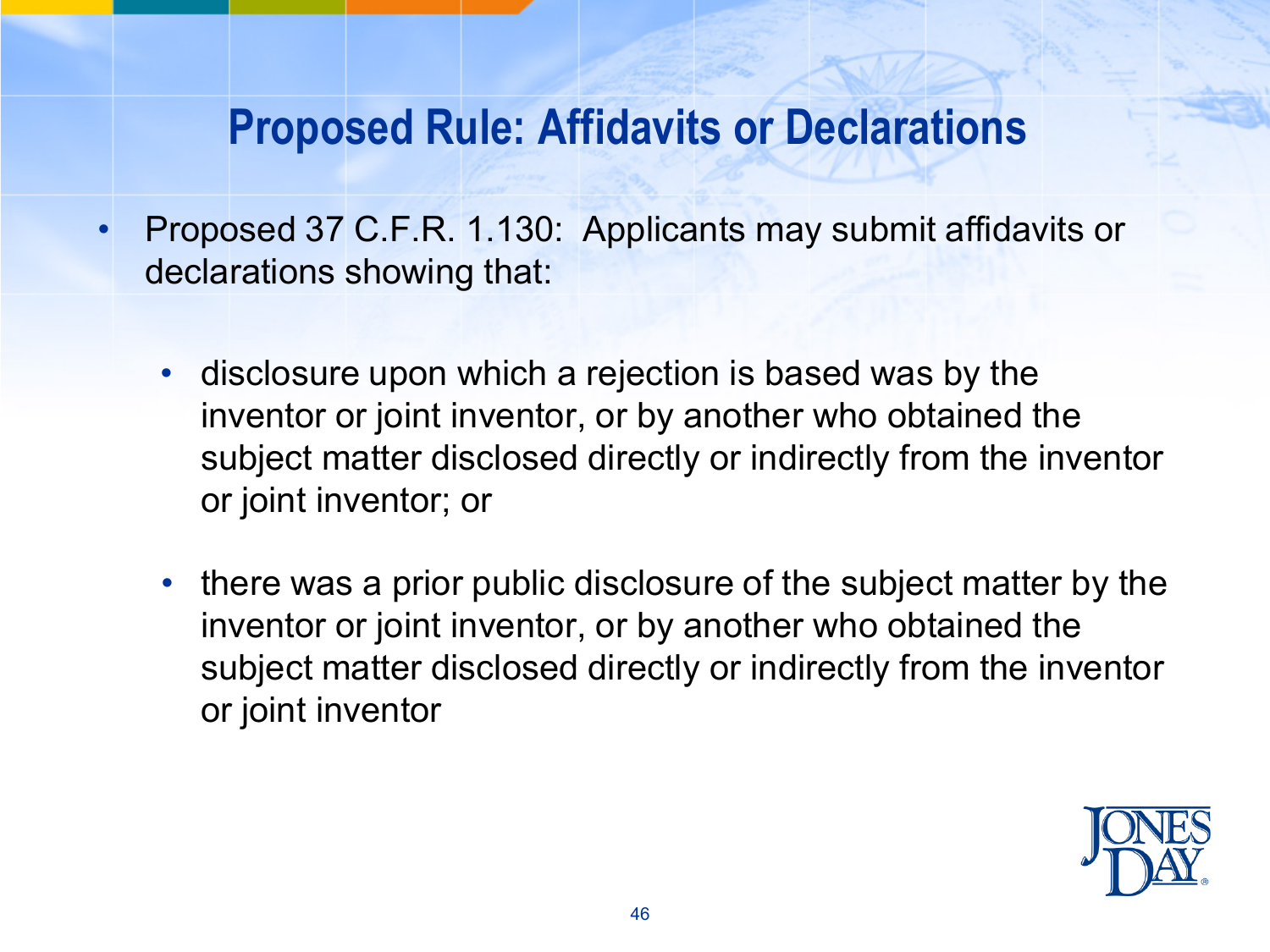# Proposed Rule: Affidavits or Declarations

- Proposed 37 C.F.R. 1.130: Applicants may submit affidavits or declarations showing that:
  - disclosure upon which a rejection is based was by the inventor or joint inventor, or by another who obtained the subject matter disclosed directly or indirectly from the inventor or joint inventor; or
  - there was a prior public disclosure of the subject matter by the inventor or joint inventor, or by another who obtained the subject matter disclosed directly or indirectly from the inventor or joint inventor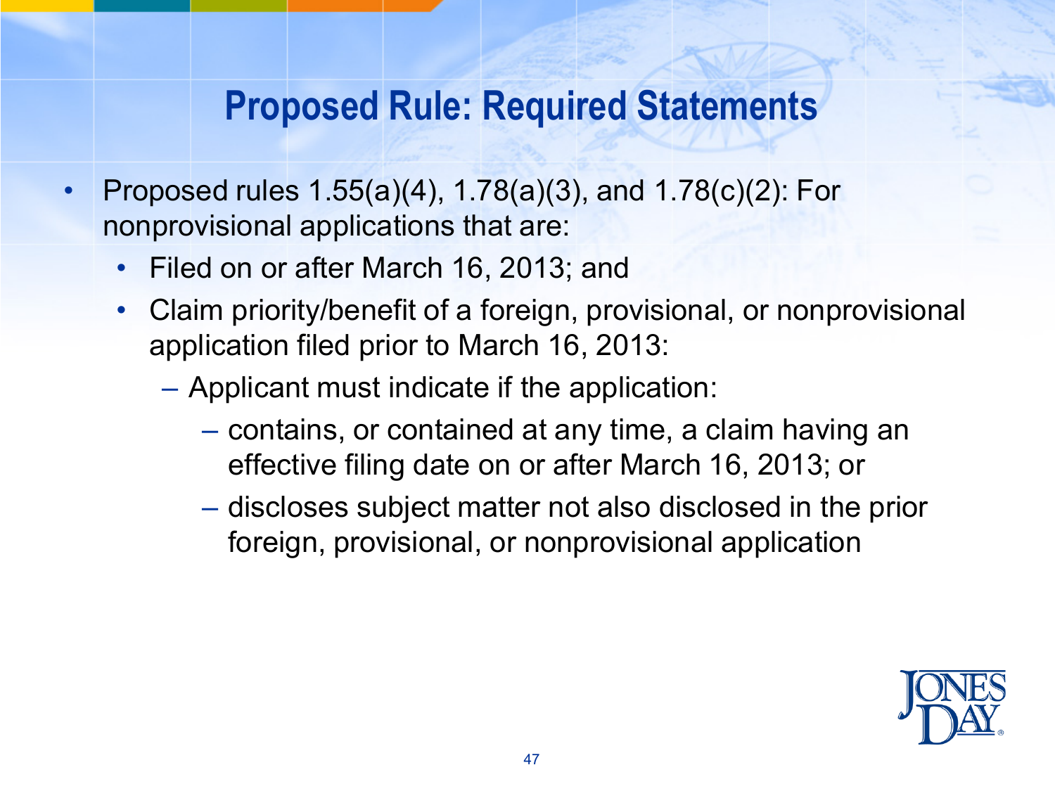# Proposed Rule: Required Statements

- Proposed rules 1.55(a)(4), 1.78(a)(3), and 1.78(c)(2): For nonprovisional applications that are:
  - Filed on or after March 16, 2013; and
  - Claim priority/benefit of a foreign, provisional, or nonprovisional application filed prior to March 16, 2013:
    - Applicant must indicate if the application:
      - contains, or contained at any time, a claim having an effective filing date on or after March 16, 2013; or
      - discloses subject matter not also disclosed in the prior foreign, provisional, or nonprovisional application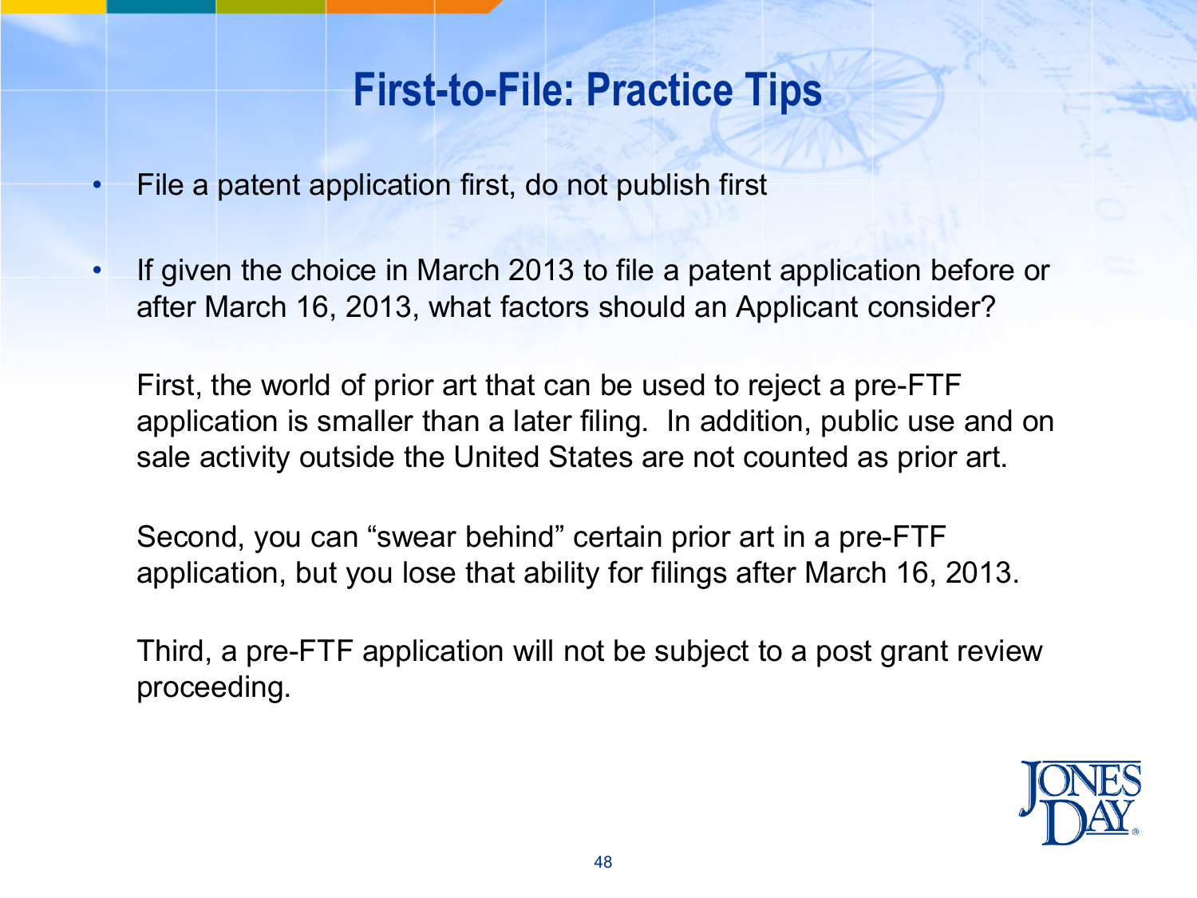# First-to-File: Practice Tips

- File a patent application first, do not publish first
- If given the choice in March 2013 to file a patent application before or after March 16, 2013, what factors should an Applicant consider?

  First, the world of prior art that can be used to reject a pre-FTF application is smaller than a later filing. In addition, public use and on sale activity outside the United States are not counted as prior art.

  Second, you can "swear behind" certain prior art in a pre-FTF application, but you lose that ability for filings after March 16, 2013.

  Third, a pre-FTF application will not be subject to a post grant review proceeding.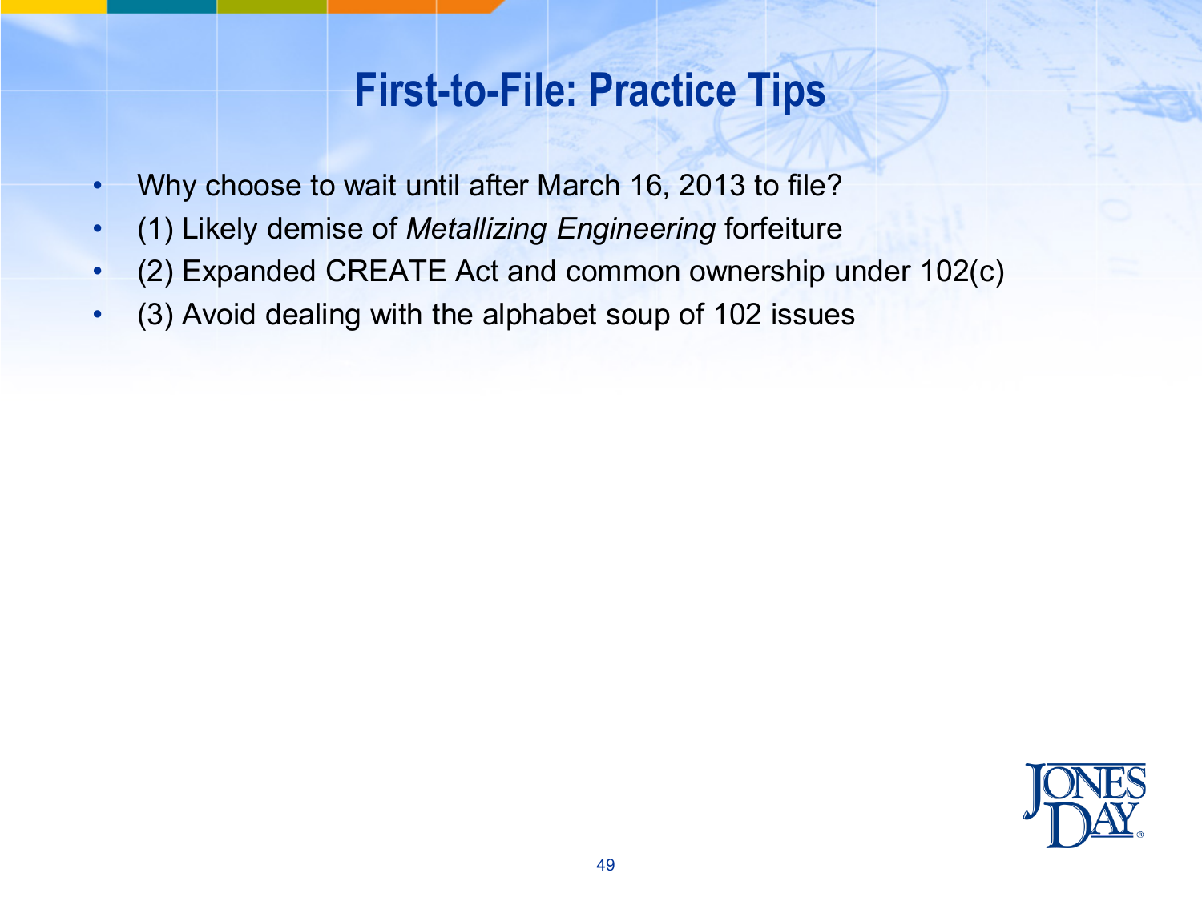# First-to-File: Practice Tips

- Why choose to wait until after March 16, 2013 to file?
- (1) Likely demise of *Metallizing Engineering* forfeiture
- (2) Expanded CREATE Act and common ownership under 102(c)
- (3) Avoid dealing with the alphabet soup of 102 issues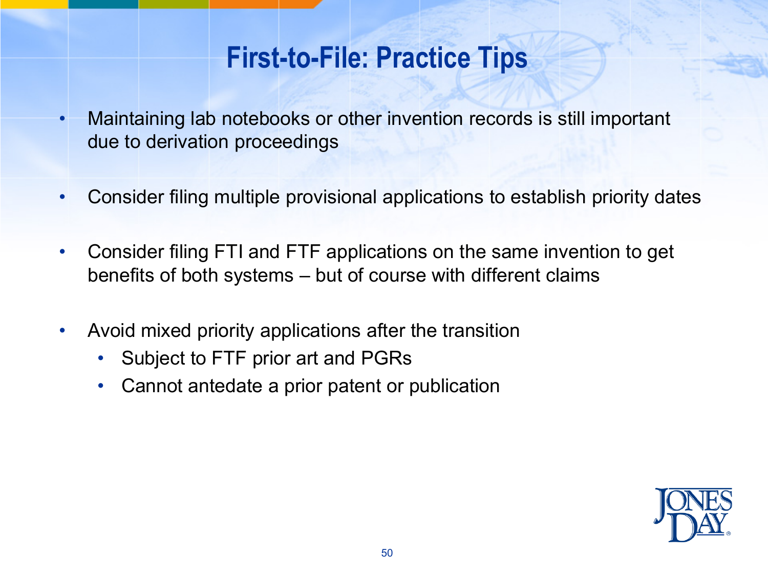# First-to-File: Practice Tips

- Maintaining lab notebooks or other invention records is still important due to derivation proceedings
- Consider filing multiple provisional applications to establish priority dates
- Consider filing FTI and FTF applications on the same invention to get benefits of both systems – but of course with different claims
- Avoid mixed priority applications after the transition
  - Subject to FTF prior art and PGRs
  - Cannot antedate a prior patent or publication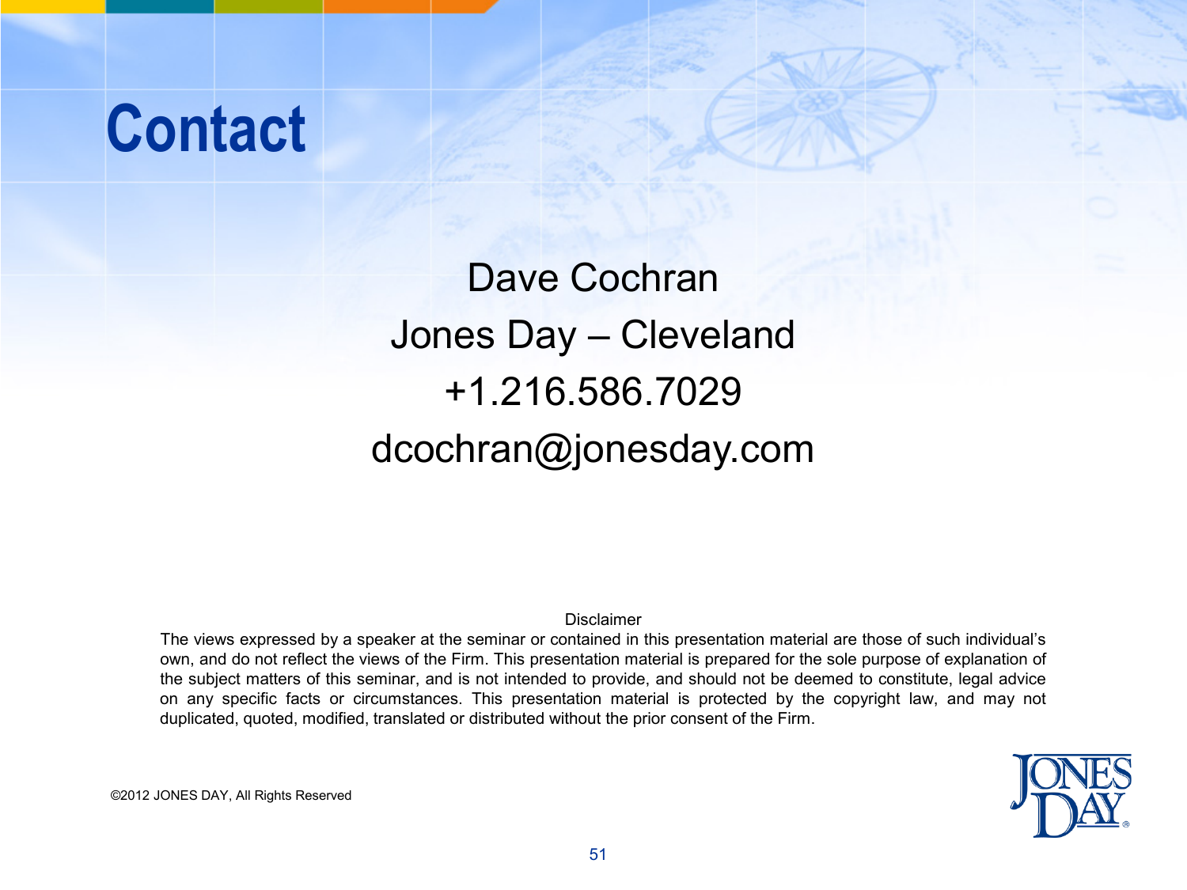# Contact

Dave Cochran

Jones Day – Cleveland

+1.216.586.7029

dcochran@jonesday.com

Disclaimer

The views expressed by a speaker at the seminar or contained in this presentation material are those of such individual's own, and do not reflect the views of the Firm. This presentation material is prepared for the sole purpose of explanation of the subject matters of this seminar, and is not intended to provide, and should not be deemed to constitute, legal advice on any specific facts or circumstances. This presentation material is protected by the copyright law, and may not duplicated, quoted, modified, translated or distributed without the prior consent of the Firm.

©2012 JONES DAY, All Rights Reserved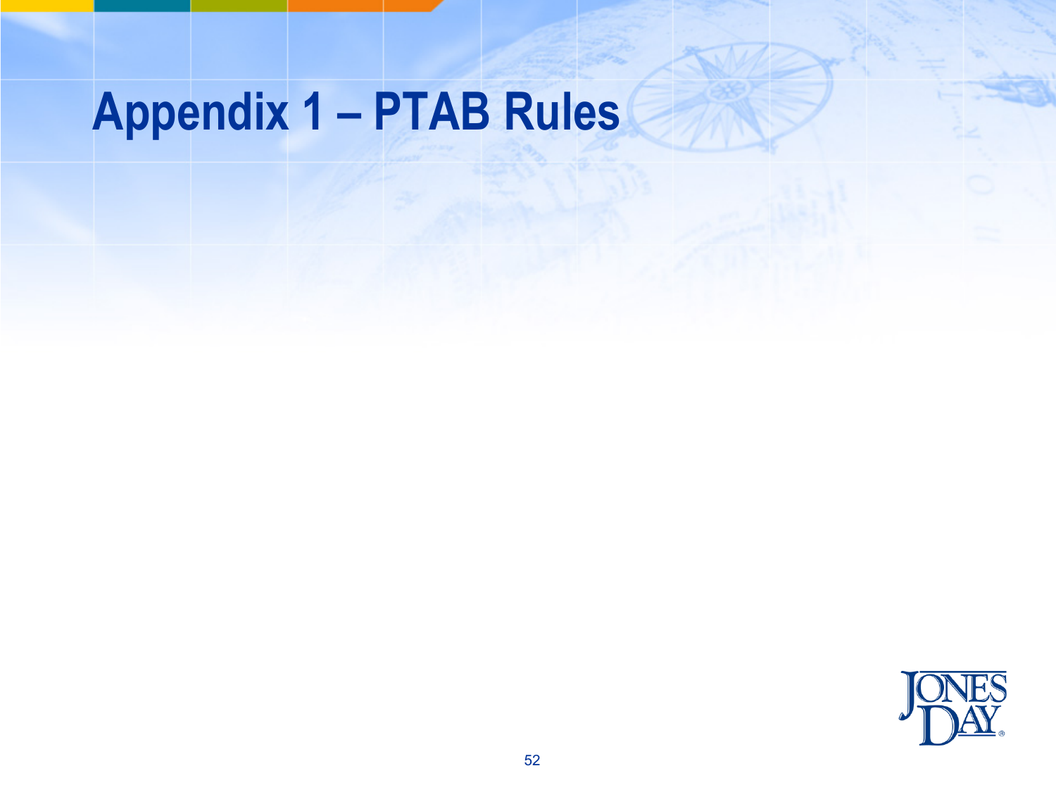# Appendix 1 – PTAB Rules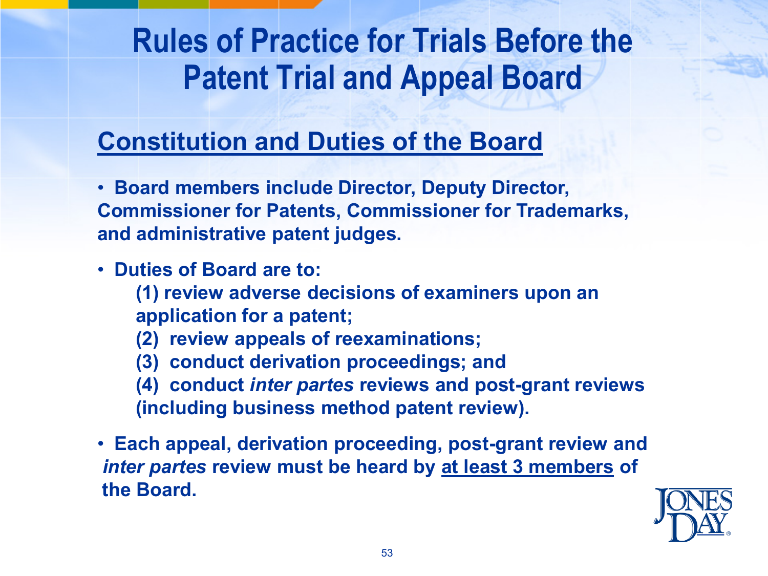# Rules of Practice for Trials Before the Patent Trial and Appeal Board

## Constitution and Duties of the Board

- **Board members include Director, Deputy Director, Commissioner for Patents, Commissioner for Trademarks, and administrative patent judges.**
- **Duties of Board are to:**
  - **(1) review adverse decisions of examiners upon an application for a patent;**
  - **(2) review appeals of reexaminations;**
  - **(3) conduct derivation proceedings; and**
  - **(4) conduct *inter partes* reviews and post-grant reviews (including business method patent review).**
- **Each appeal, derivation proceeding, post-grant review and *inter partes* review must be heard by <u>at least 3 members</u> of the Board.**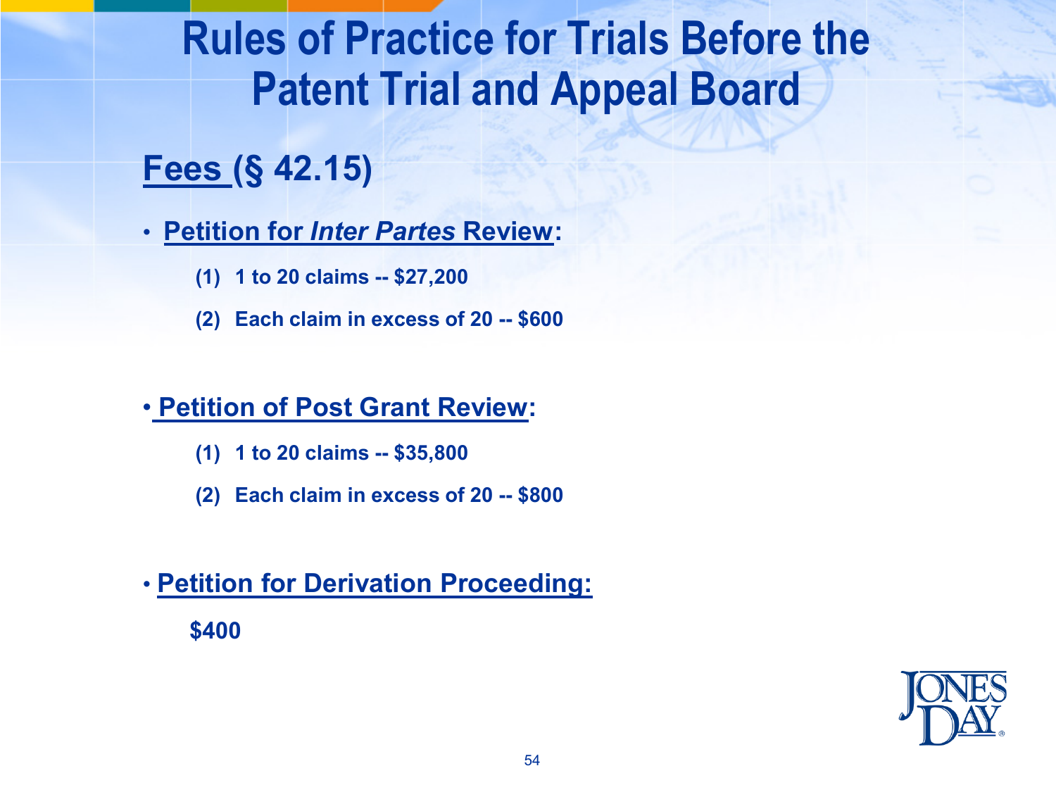# Rules of Practice for Trials Before the Patent Trial and Appeal Board

## Fees (§ 42.15)

- **Petition for *Inter Partes* Review:**
  - **(1) 1 to 20 claims -- $27,200**
  - **(2) Each claim in excess of 20 -- $600**

- **Petition of Post Grant Review:**
  - **(1) 1 to 20 claims -- $35,800**
  - **(2) Each claim in excess of 20 -- $800**

- **Petition for Derivation Proceeding:**

  **$400**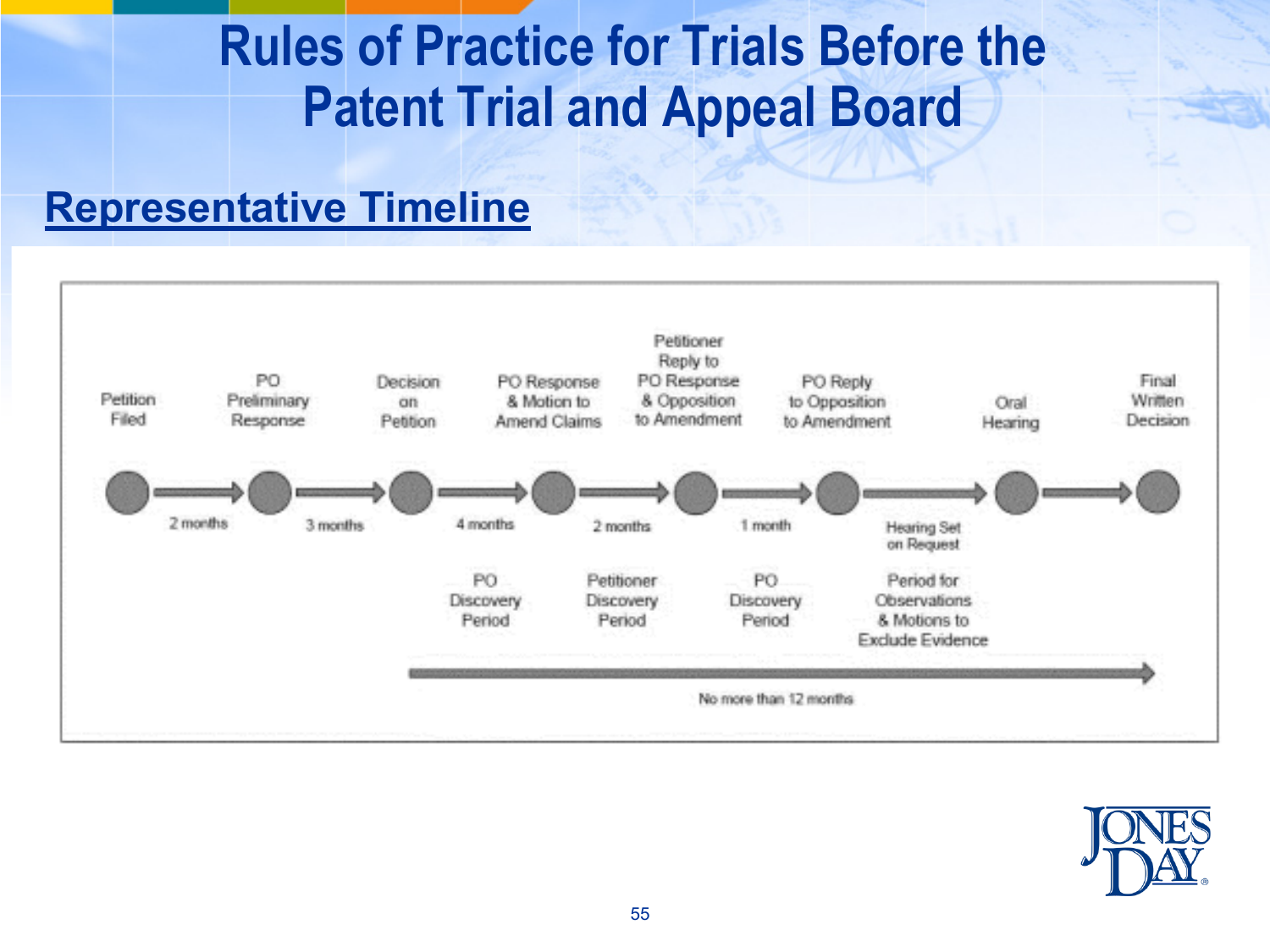# Rules of Practice for Trials Before the Patent Trial and Appeal Board

## Representative Timeline

Petition Filed → (2 months) → PO Preliminary Response → (3 months) → Decision on Petition → (4 months) → PO Response & Motion to Amend Claims → (2 months) → Petitioner Reply to PO Response & Opposition to Amendment → (1 month) → PO Reply to Opposition to Amendment → (Hearing Set on Request) → Oral Hearing → Final Written Decision

PO Discovery Period

Petitioner Discovery Period

PO Discovery Period

Period for Observations & Motions to Exclude Evidence

No more than 12 months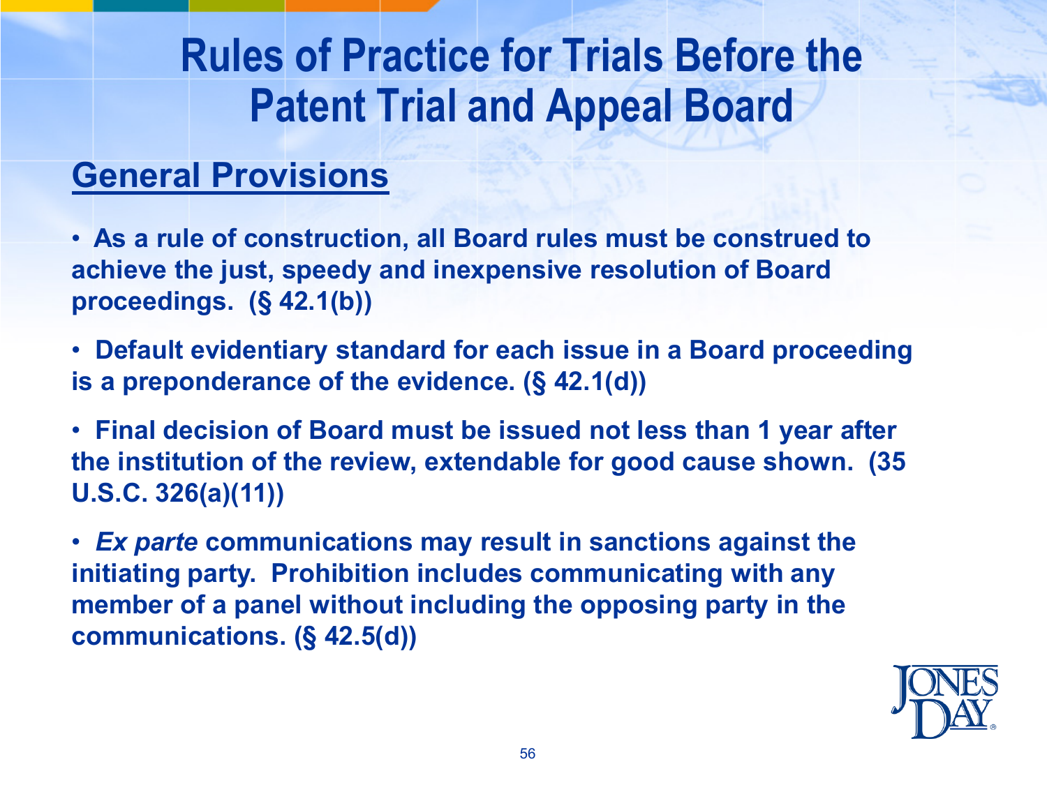# Rules of Practice for Trials Before the Patent Trial and Appeal Board

## General Provisions

- **As a rule of construction, all Board rules must be construed to achieve the just, speedy and inexpensive resolution of Board proceedings. (§ 42.1(b))**
- **Default evidentiary standard for each issue in a Board proceeding is a preponderance of the evidence. (§ 42.1(d))**
- **Final decision of Board must be issued not less than 1 year after the institution of the review, extendable for good cause shown. (35 U.S.C. 326(a)(11))**
- ***Ex parte* communications may result in sanctions against the initiating party. Prohibition includes communicating with any member of a panel without including the opposing party in the communications. (§ 42.5(d))**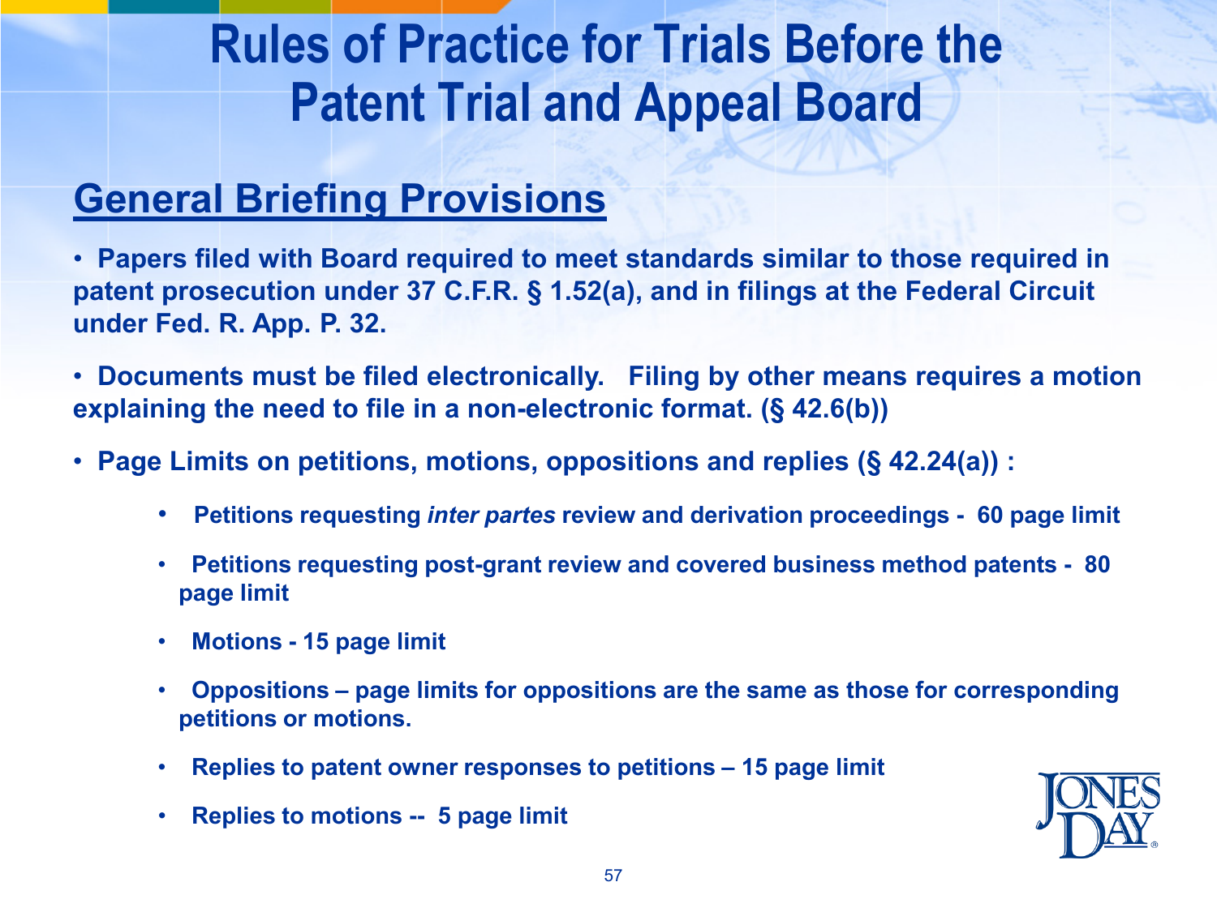# Rules of Practice for Trials Before the Patent Trial and Appeal Board

## General Briefing Provisions

- **Papers filed with Board required to meet standards similar to those required in patent prosecution under 37 C.F.R. § 1.52(a), and in filings at the Federal Circuit under Fed. R. App. P. 32.**
- **Documents must be filed electronically. Filing by other means requires a motion explaining the need to file in a non-electronic format. (§ 42.6(b))**
- **Page Limits on petitions, motions, oppositions and replies (§ 42.24(a)) :**
  - **Petitions requesting *inter partes* review and derivation proceedings - 60 page limit**
  - **Petitions requesting post-grant review and covered business method patents - 80 page limit**
  - **Motions - 15 page limit**
  - **Oppositions – page limits for oppositions are the same as those for corresponding petitions or motions.**
  - **Replies to patent owner responses to petitions – 15 page limit**
  - **Replies to motions -- 5 page limit**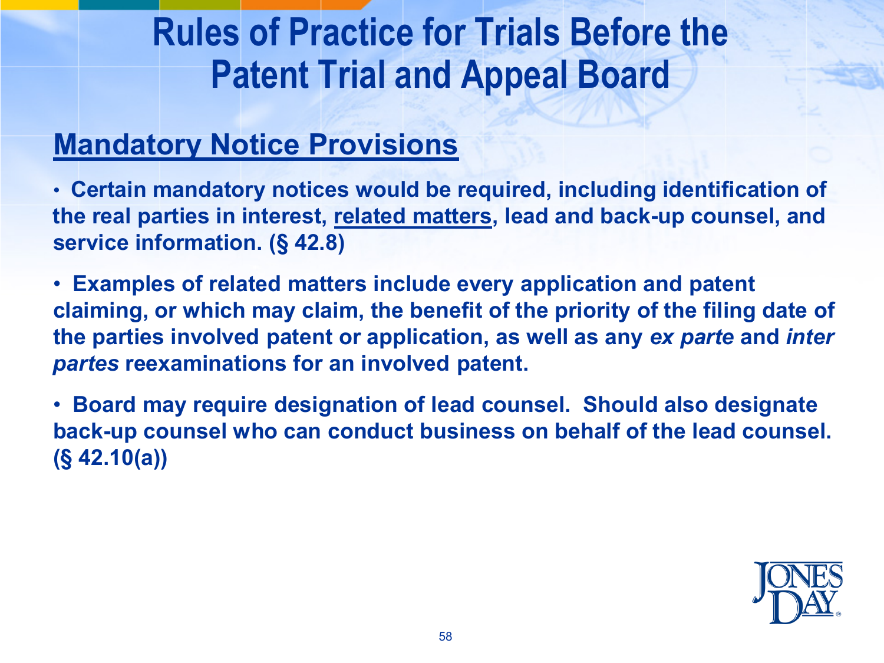# Rules of Practice for Trials Before the Patent Trial and Appeal Board

## Mandatory Notice Provisions

- **Certain mandatory notices would be required, including identification of the real parties in interest, <u>related matters</u>, lead and back-up counsel, and service information. (§ 42.8)**

- **Examples of related matters include every application and patent claiming, or which may claim, the benefit of the priority of the filing date of the parties involved patent or application, as well as any *ex parte* and *inter partes* reexaminations for an involved patent.**

- **Board may require designation of lead counsel. Should also designate back-up counsel who can conduct business on behalf of the lead counsel. (§ 42.10(a))**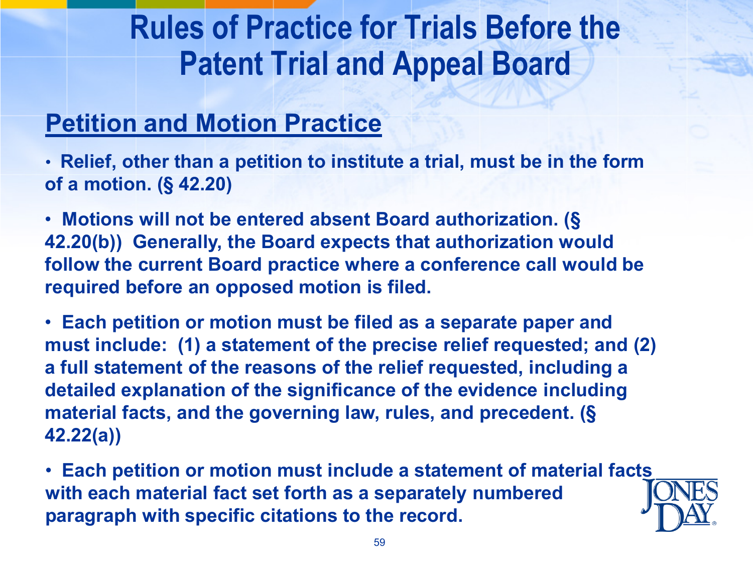# Rules of Practice for Trials Before the Patent Trial and Appeal Board

## Petition and Motion Practice

- **Relief, other than a petition to institute a trial, must be in the form of a motion. (§ 42.20)**
- **Motions will not be entered absent Board authorization. (§ 42.20(b)) Generally, the Board expects that authorization would follow the current Board practice where a conference call would be required before an opposed motion is filed.**
- **Each petition or motion must be filed as a separate paper and must include: (1) a statement of the precise relief requested; and (2) a full statement of the reasons of the relief requested, including a detailed explanation of the significance of the evidence including material facts, and the governing law, rules, and precedent. (§ 42.22(a))**
- **Each petition or motion must include a statement of material facts with each material fact set forth as a separately numbered paragraph with specific citations to the record.**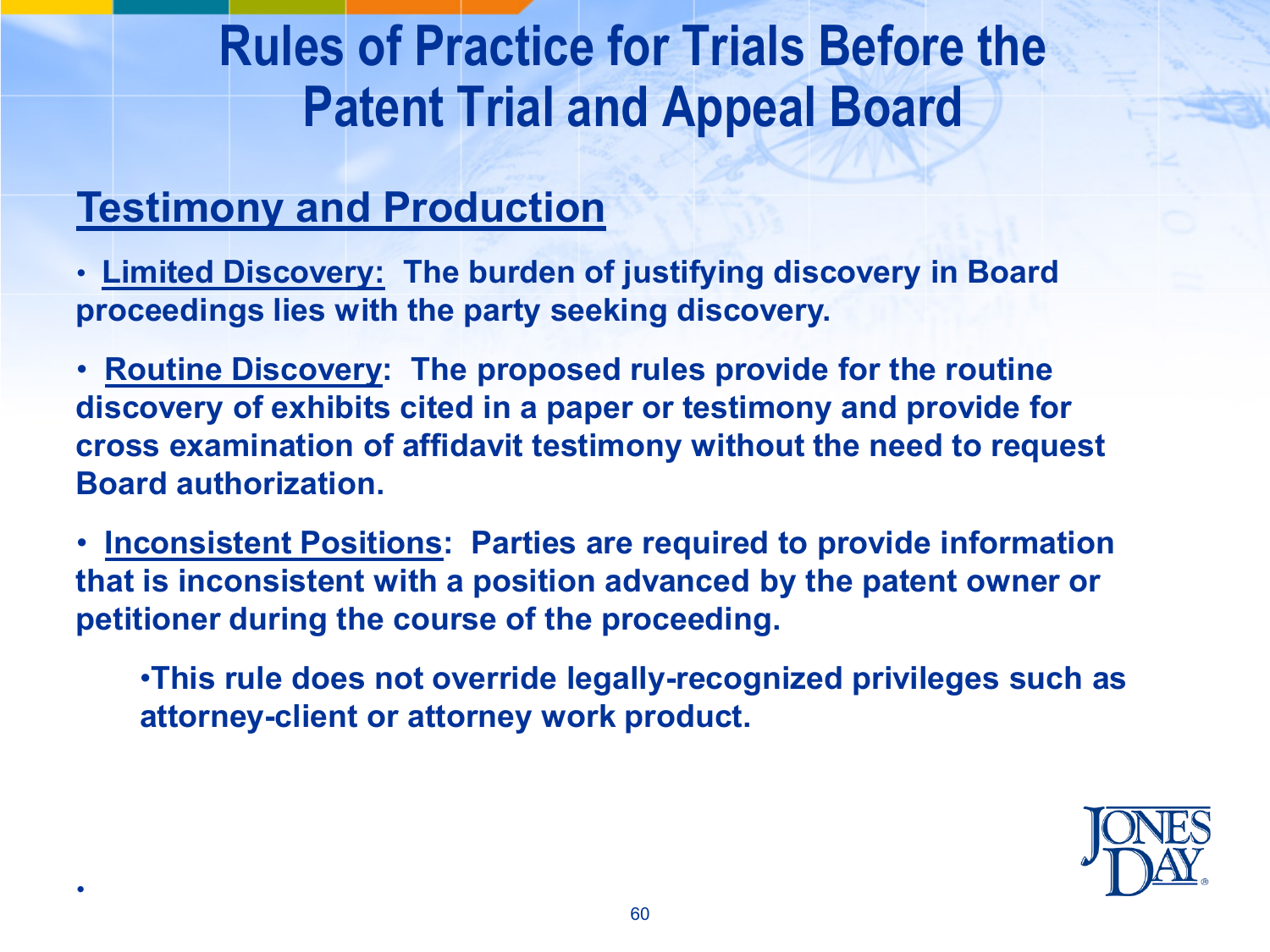# Rules of Practice for Trials Before the Patent Trial and Appeal Board

## Testimony and Production

- **Limited Discovery: The burden of justifying discovery in Board proceedings lies with the party seeking discovery.**
- **Routine Discovery: The proposed rules provide for the routine discovery of exhibits cited in a paper or testimony and provide for cross examination of affidavit testimony without the need to request Board authorization.**
- **Inconsistent Positions: Parties are required to provide information that is inconsistent with a position advanced by the patent owner or petitioner during the course of the proceeding.**
  - **This rule does not override legally-recognized privileges such as attorney-client or attorney work product.**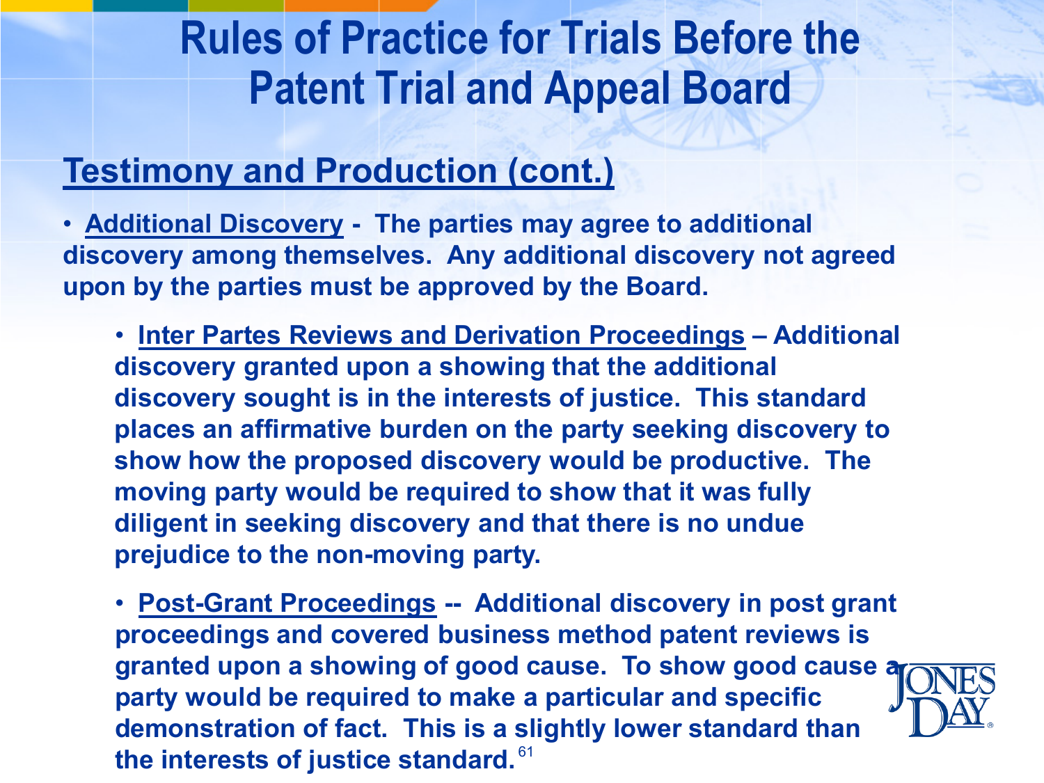# Rules of Practice for Trials Before the Patent Trial and Appeal Board

## Testimony and Production (cont.)

- **Additional Discovery** - The parties may agree to additional discovery among themselves. Any additional discovery not agreed upon by the parties must be approved by the Board.
  - **Inter Partes Reviews and Derivation Proceedings** – Additional discovery granted upon a showing that the additional discovery sought is in the interests of justice. This standard places an affirmative burden on the party seeking discovery to show how the proposed discovery would be productive. The moving party would be required to show that it was fully diligent in seeking discovery and that there is no undue prejudice to the non-moving party.
  - **Post-Grant Proceedings** -- Additional discovery in post grant proceedings and covered business method patent reviews is granted upon a showing of good cause. To show good cause a party would be required to make a particular and specific demonstration of fact. This is a slightly lower standard than the interests of justice standard.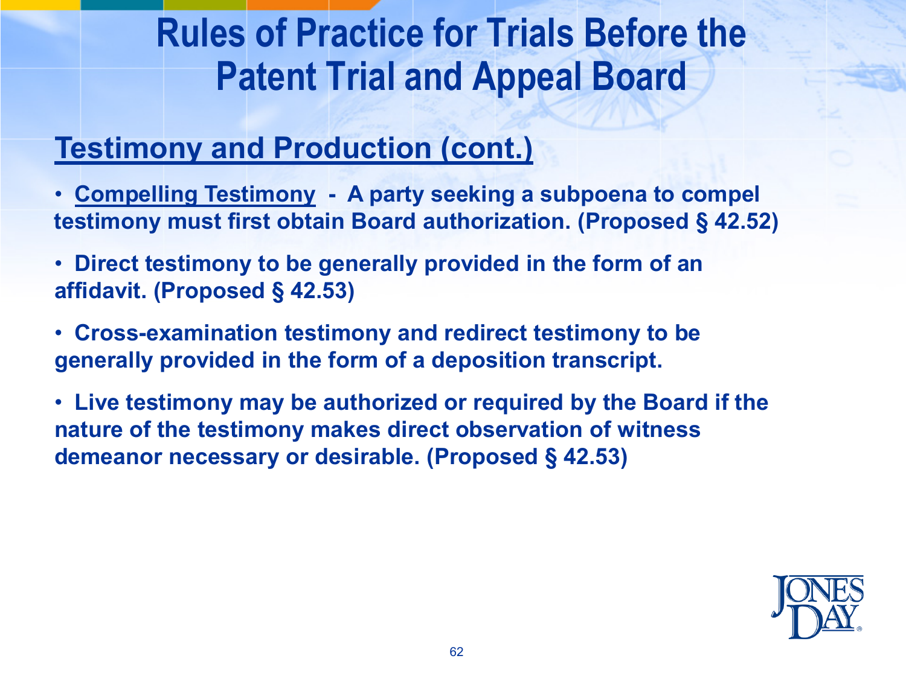# Rules of Practice for Trials Before the Patent Trial and Appeal Board

## Testimony and Production (cont.)

- **Compelling Testimony - A party seeking a subpoena to compel testimony must first obtain Board authorization. (Proposed § 42.52)**
- **Direct testimony to be generally provided in the form of an affidavit. (Proposed § 42.53)**
- **Cross-examination testimony and redirect testimony to be generally provided in the form of a deposition transcript.**
- **Live testimony may be authorized or required by the Board if the nature of the testimony makes direct observation of witness demeanor necessary or desirable. (Proposed § 42.53)**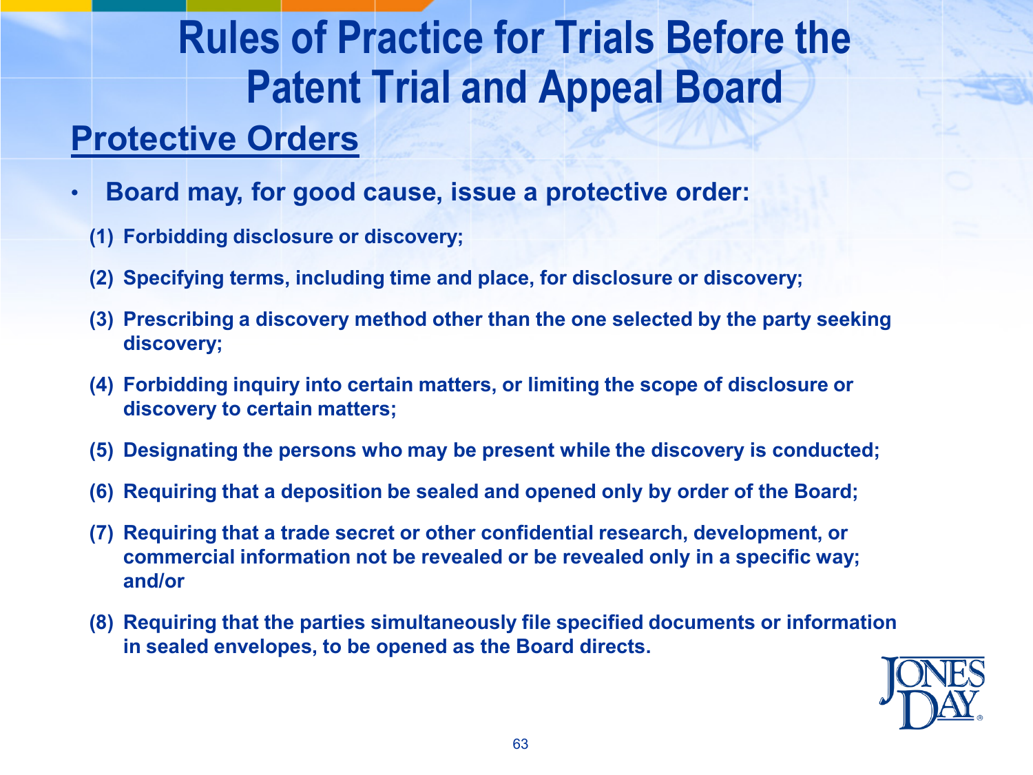# Rules of Practice for Trials Before the Patent Trial and Appeal Board

## Protective Orders

- **Board may, for good cause, issue a protective order:**

  **(1) Forbidding disclosure or discovery;**

  **(2) Specifying terms, including time and place, for disclosure or discovery;**

  **(3) Prescribing a discovery method other than the one selected by the party seeking discovery;**

  **(4) Forbidding inquiry into certain matters, or limiting the scope of disclosure or discovery to certain matters;**

  **(5) Designating the persons who may be present while the discovery is conducted;**

  **(6) Requiring that a deposition be sealed and opened only by order of the Board;**

  **(7) Requiring that a trade secret or other confidential research, development, or commercial information not be revealed or be revealed only in a specific way; and/or**

  **(8) Requiring that the parties simultaneously file specified documents or information in sealed envelopes, to be opened as the Board directs.**

JONES DAY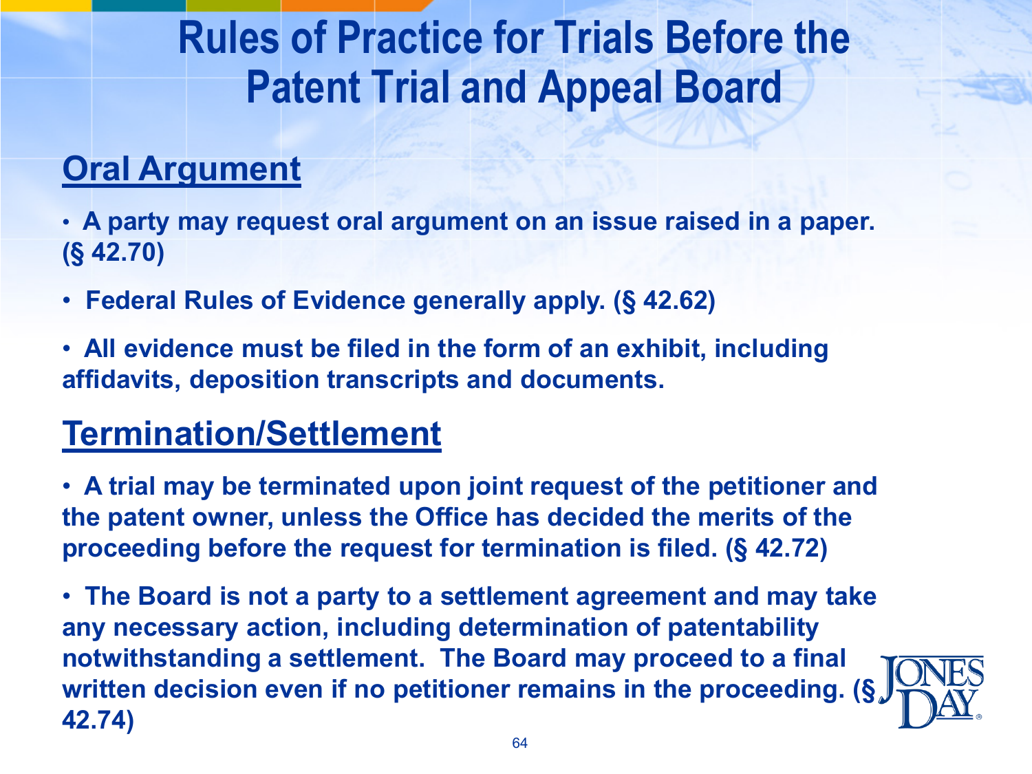# Rules of Practice for Trials Before the Patent Trial and Appeal Board

## Oral Argument

- **A party may request oral argument on an issue raised in a paper. (§ 42.70)**
- **Federal Rules of Evidence generally apply. (§ 42.62)**
- **All evidence must be filed in the form of an exhibit, including affidavits, deposition transcripts and documents.**

## Termination/Settlement

- **A trial may be terminated upon joint request of the petitioner and the patent owner, unless the Office has decided the merits of the proceeding before the request for termination is filed. (§ 42.72)**
- **The Board is not a party to a settlement agreement and may take any necessary action, including determination of patentability notwithstanding a settlement. The Board may proceed to a final written decision even if no petitioner remains in the proceeding. (§ 42.74)**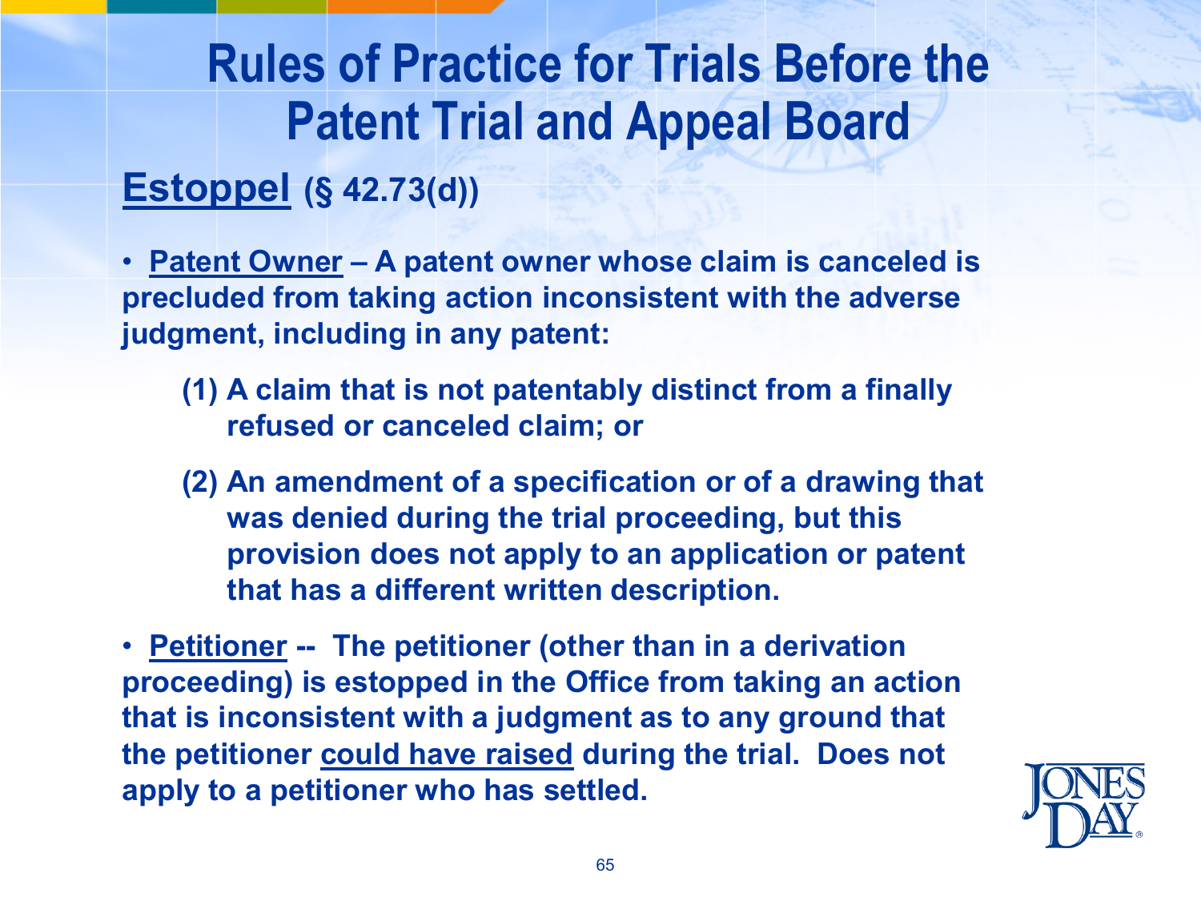# Rules of Practice for Trials Before the Patent Trial and Appeal Board

**<u>Estoppel</u> (§ 42.73(d))**

- **<u>Patent Owner</u> – A patent owner whose claim is canceled is precluded from taking action inconsistent with the adverse judgment, including in any patent:**

  **(1) A claim that is not patentably distinct from a finally refused or canceled claim; or**

  **(2) An amendment of a specification or of a drawing that was denied during the trial proceeding, but this provision does not apply to an application or patent that has a different written description.**

- **<u>Petitioner</u> -- The petitioner (other than in a derivation proceeding) is estopped in the Office from taking an action that is inconsistent with a judgment as to any ground that the petitioner <u>could have raised</u> during the trial. Does not apply to a petitioner who has settled.**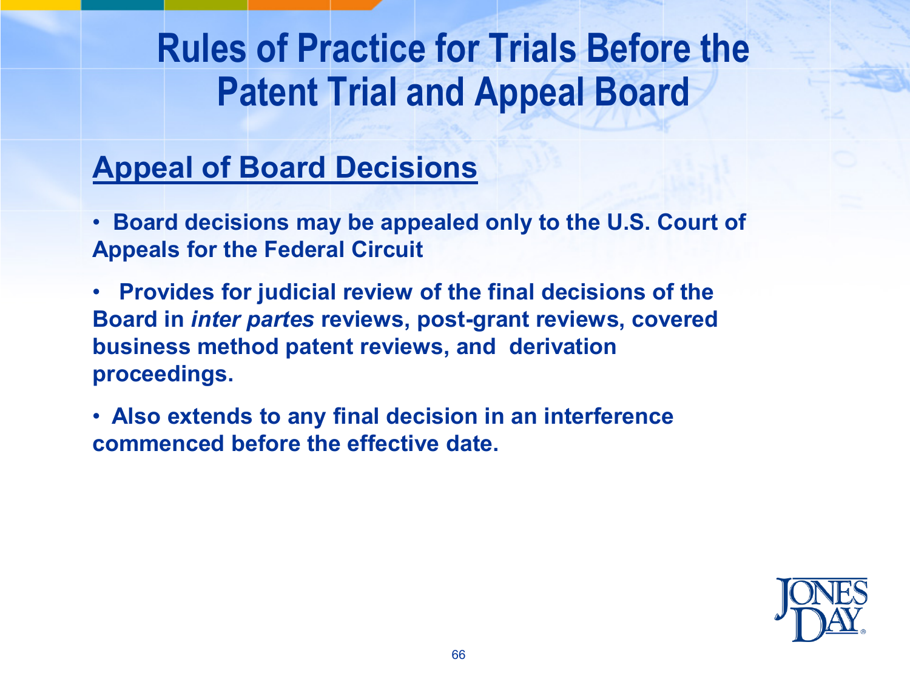# Rules of Practice for Trials Before the Patent Trial and Appeal Board

## Appeal of Board Decisions

- Board decisions may be appealed only to the U.S. Court of Appeals for the Federal Circuit
- Provides for judicial review of the final decisions of the Board in *inter partes* reviews, post-grant reviews, covered business method patent reviews, and derivation proceedings.
- Also extends to any final decision in an interference commenced before the effective date.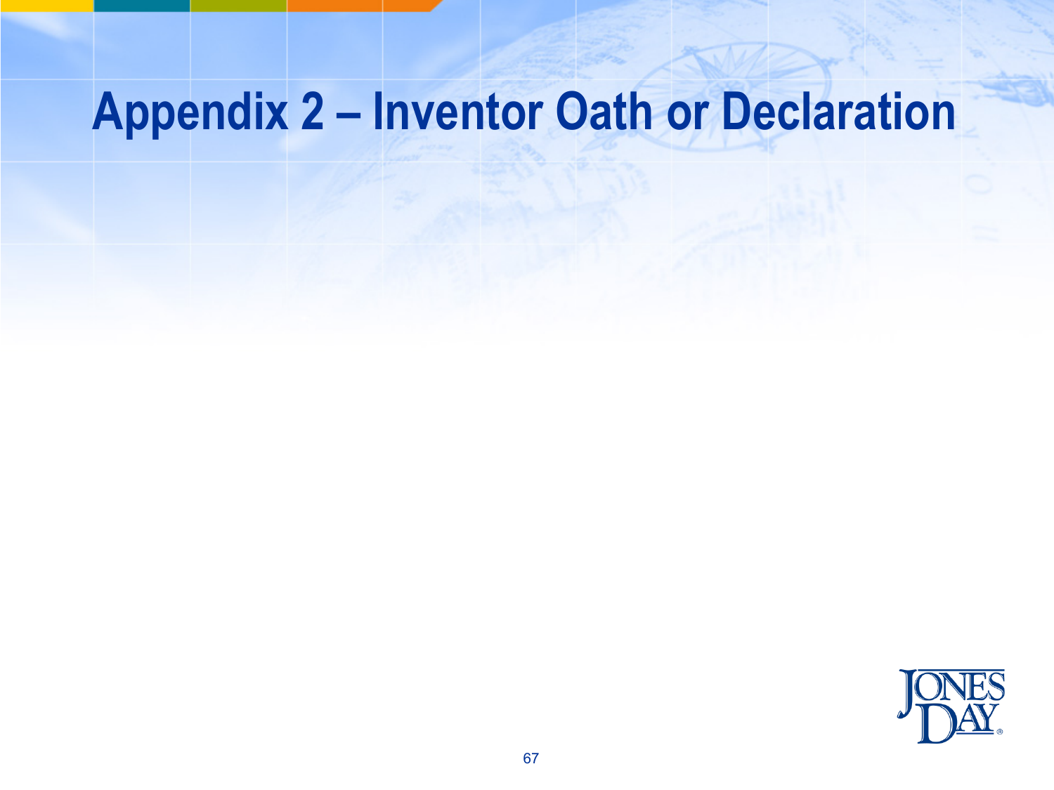# Appendix 2 – Inventor Oath or Declaration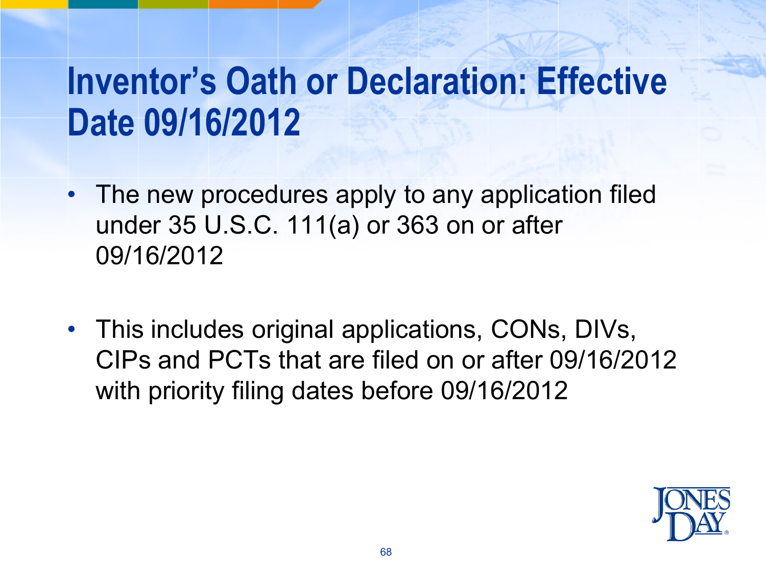# Inventor's Oath or Declaration: Effective Date 09/16/2012

- The new procedures apply to any application filed under 35 U.S.C. 111(a) or 363 on or after 09/16/2012
- This includes original applications, CONs, DIVs, CIPs and PCTs that are filed on or after 09/16/2012 with priority filing dates before 09/16/2012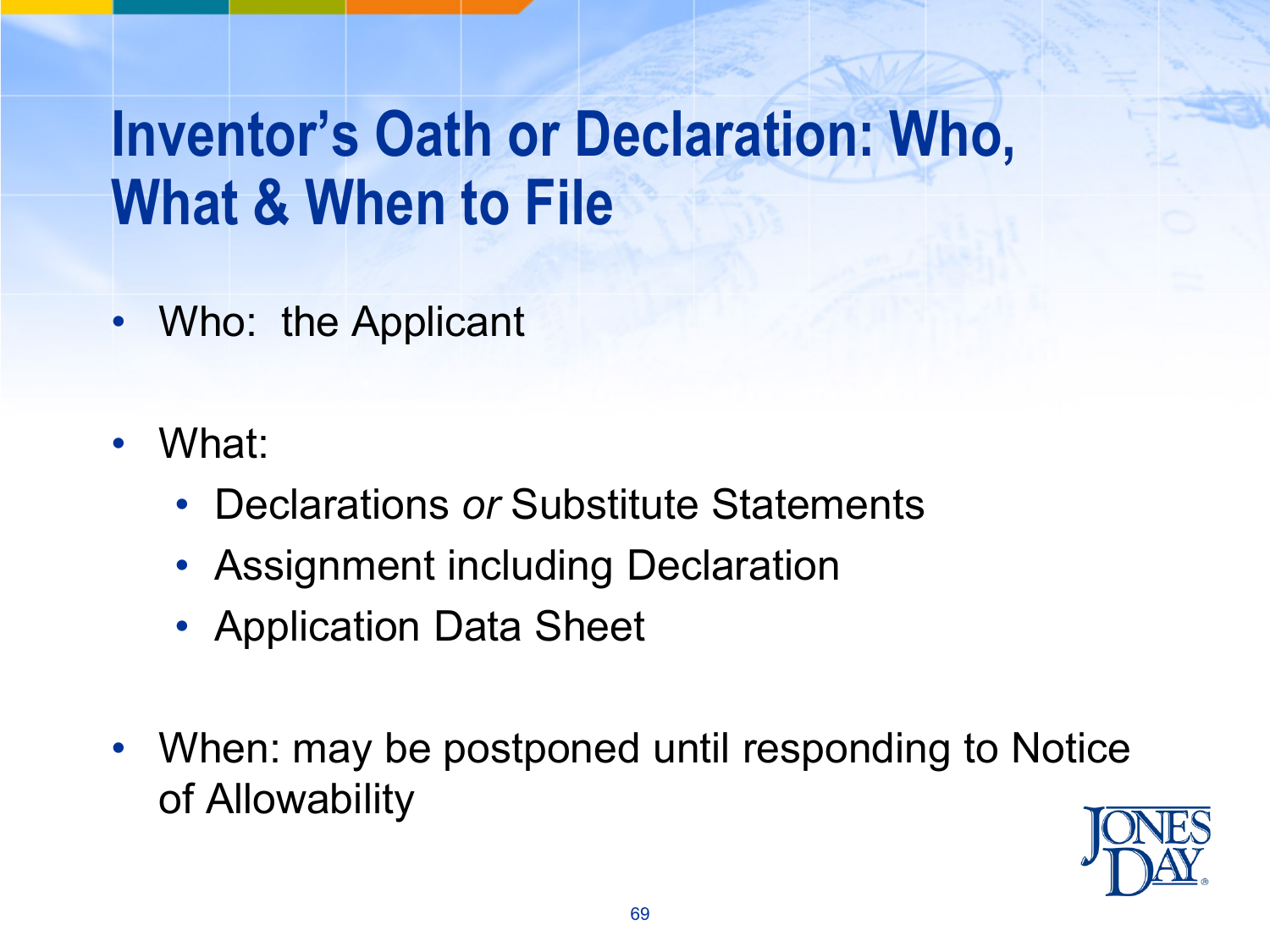# Inventor's Oath or Declaration: Who, What & When to File

- Who: the Applicant
- What:
  - Declarations *or* Substitute Statements
  - Assignment including Declaration
  - Application Data Sheet
- When: may be postponed until responding to Notice of Allowability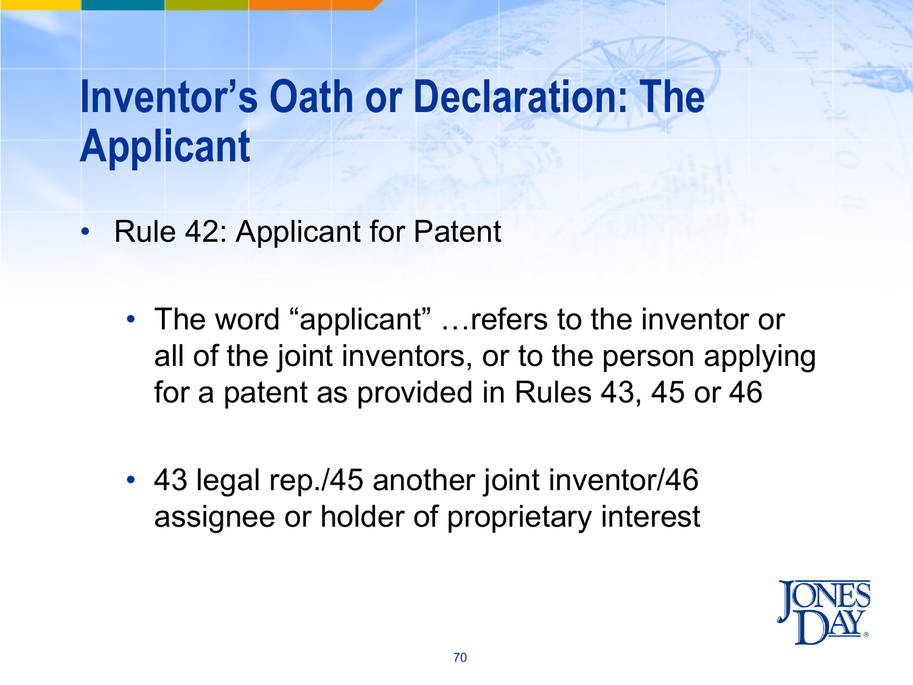# Inventor's Oath or Declaration: The Applicant

- Rule 42: Applicant for Patent
  - The word "applicant" …refers to the inventor or all of the joint inventors, or to the person applying for a patent as provided in Rules 43, 45 or 46
  - 43 legal rep./45 another joint inventor/46 assignee or holder of proprietary interest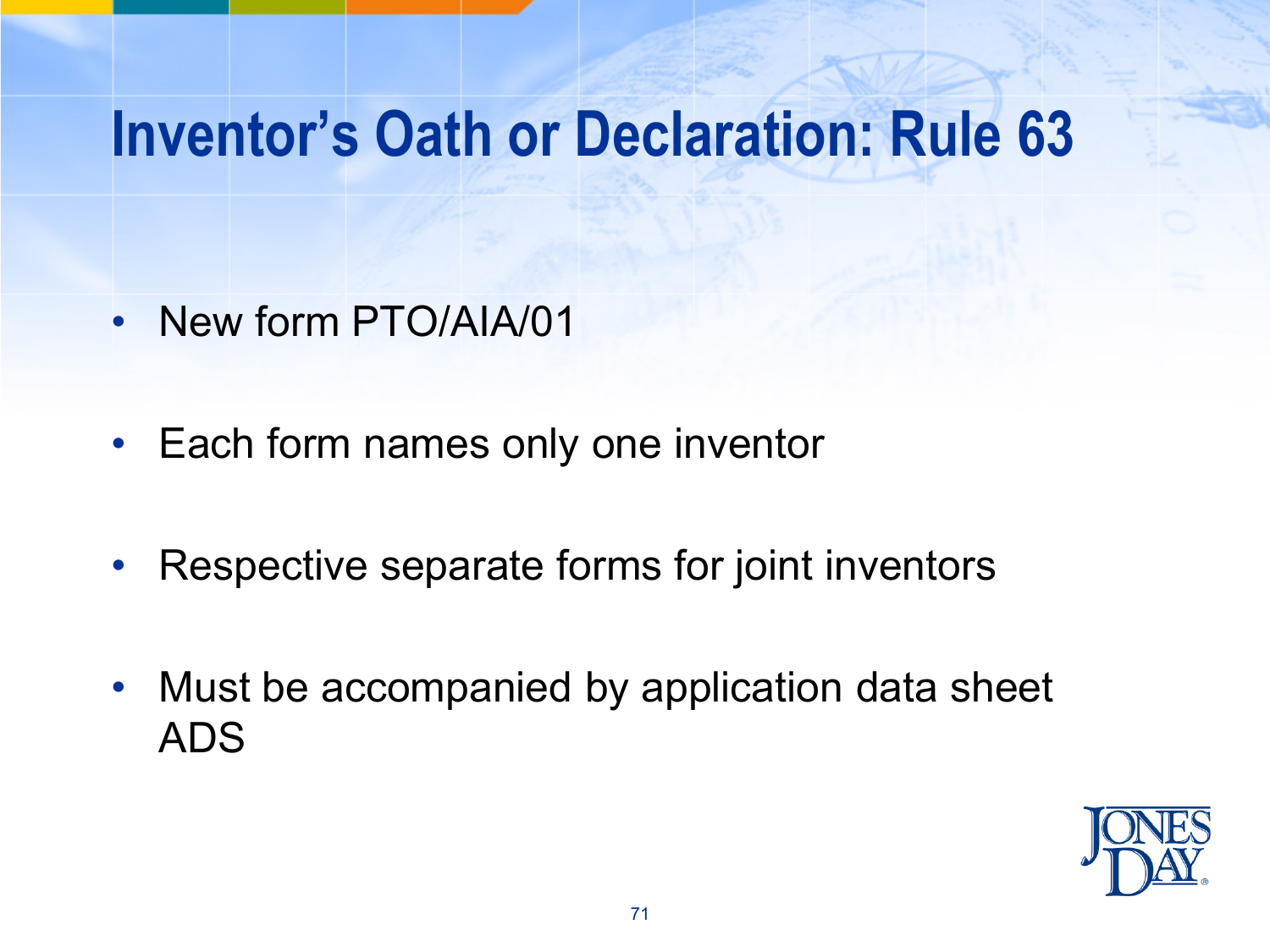# Inventor's Oath or Declaration: Rule 63

- New form PTO/AIA/01
- Each form names only one inventor
- Respective separate forms for joint inventors
- Must be accompanied by application data sheet ADS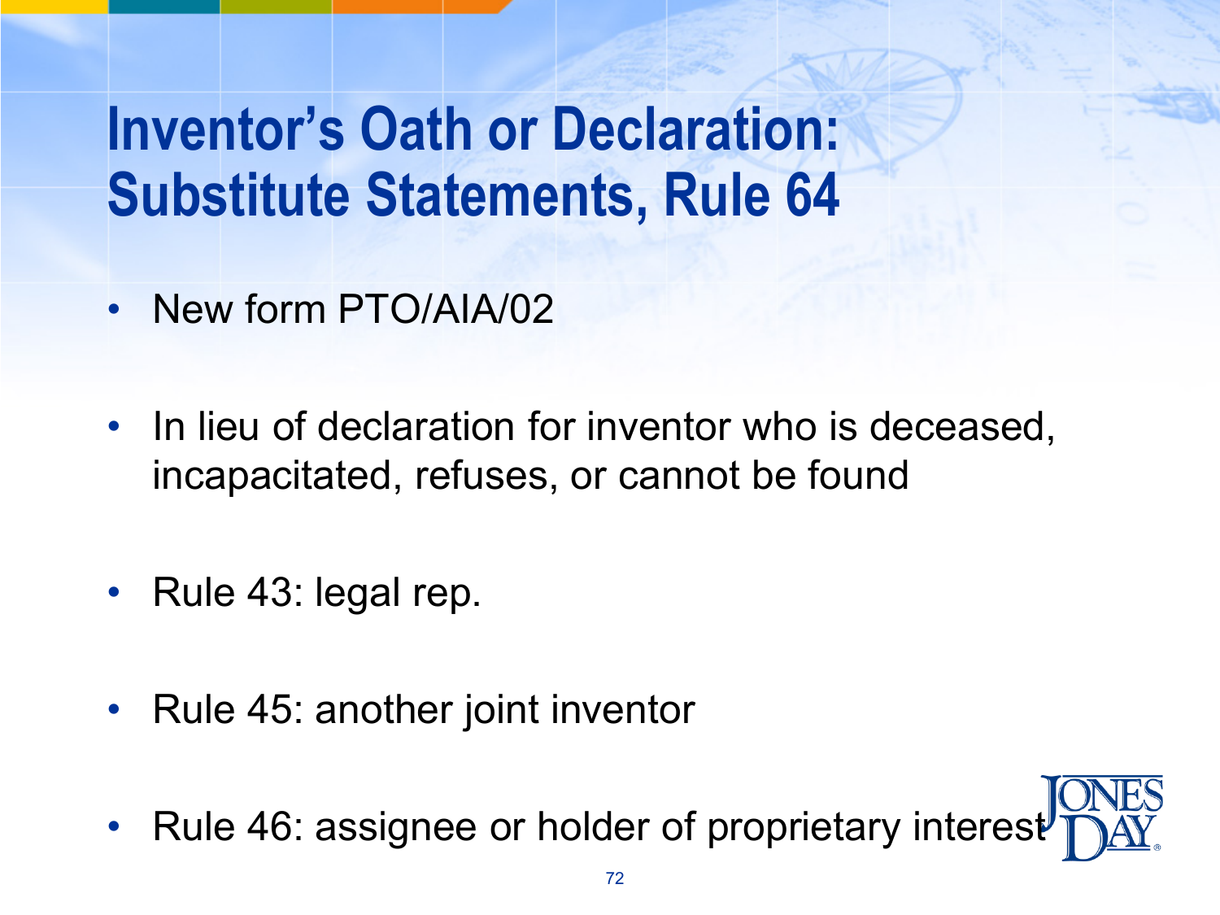# Inventor's Oath or Declaration: Substitute Statements, Rule 64

- New form PTO/AIA/02
- In lieu of declaration for inventor who is deceased, incapacitated, refuses, or cannot be found
- Rule 43: legal rep.
- Rule 45: another joint inventor
- Rule 46: assignee or holder of proprietary interest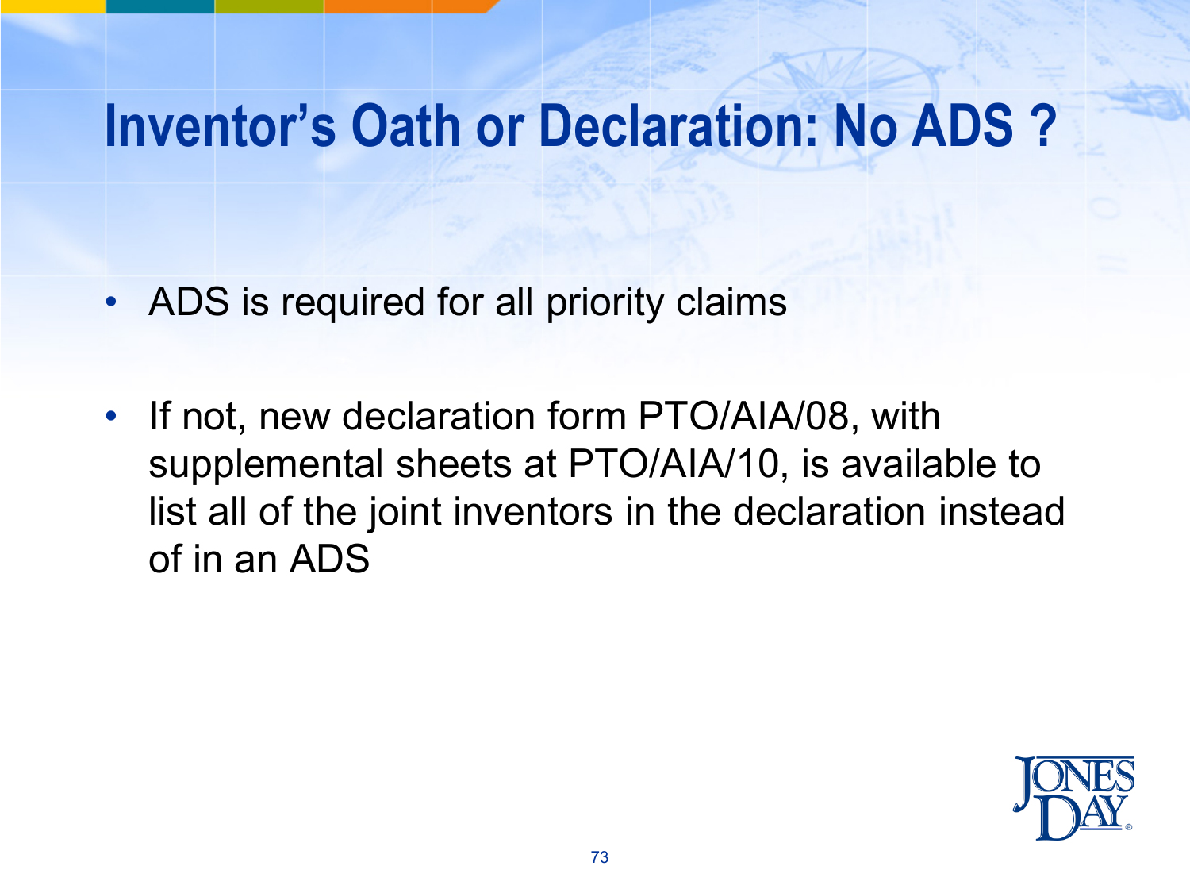# Inventor's Oath or Declaration: No ADS ?

- ADS is required for all priority claims
- If not, new declaration form PTO/AIA/08, with supplemental sheets at PTO/AIA/10, is available to list all of the joint inventors in the declaration instead of in an ADS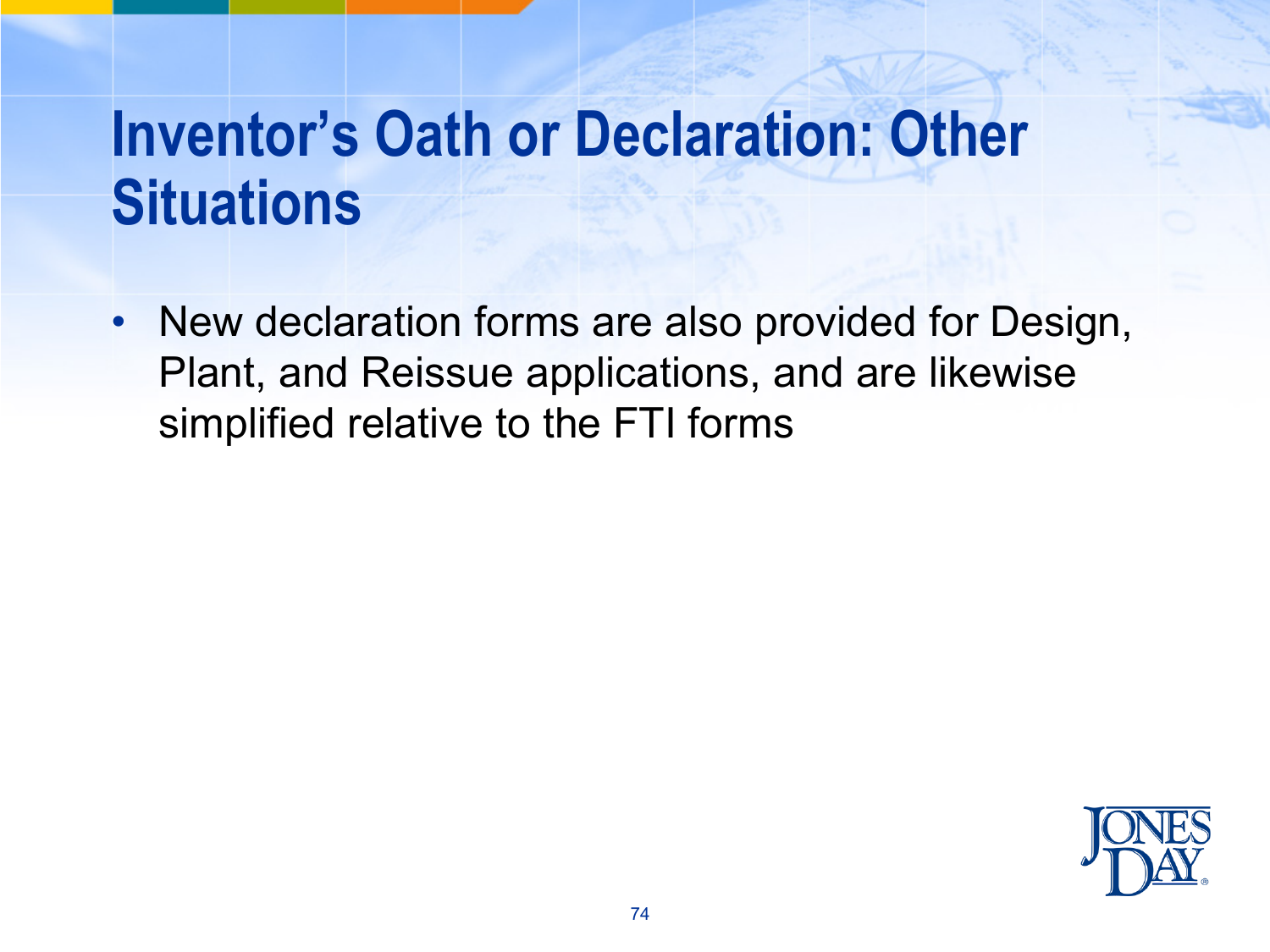# Inventor's Oath or Declaration: Other Situations

- New declaration forms are also provided for Design, Plant, and Reissue applications, and are likewise simplified relative to the FTI forms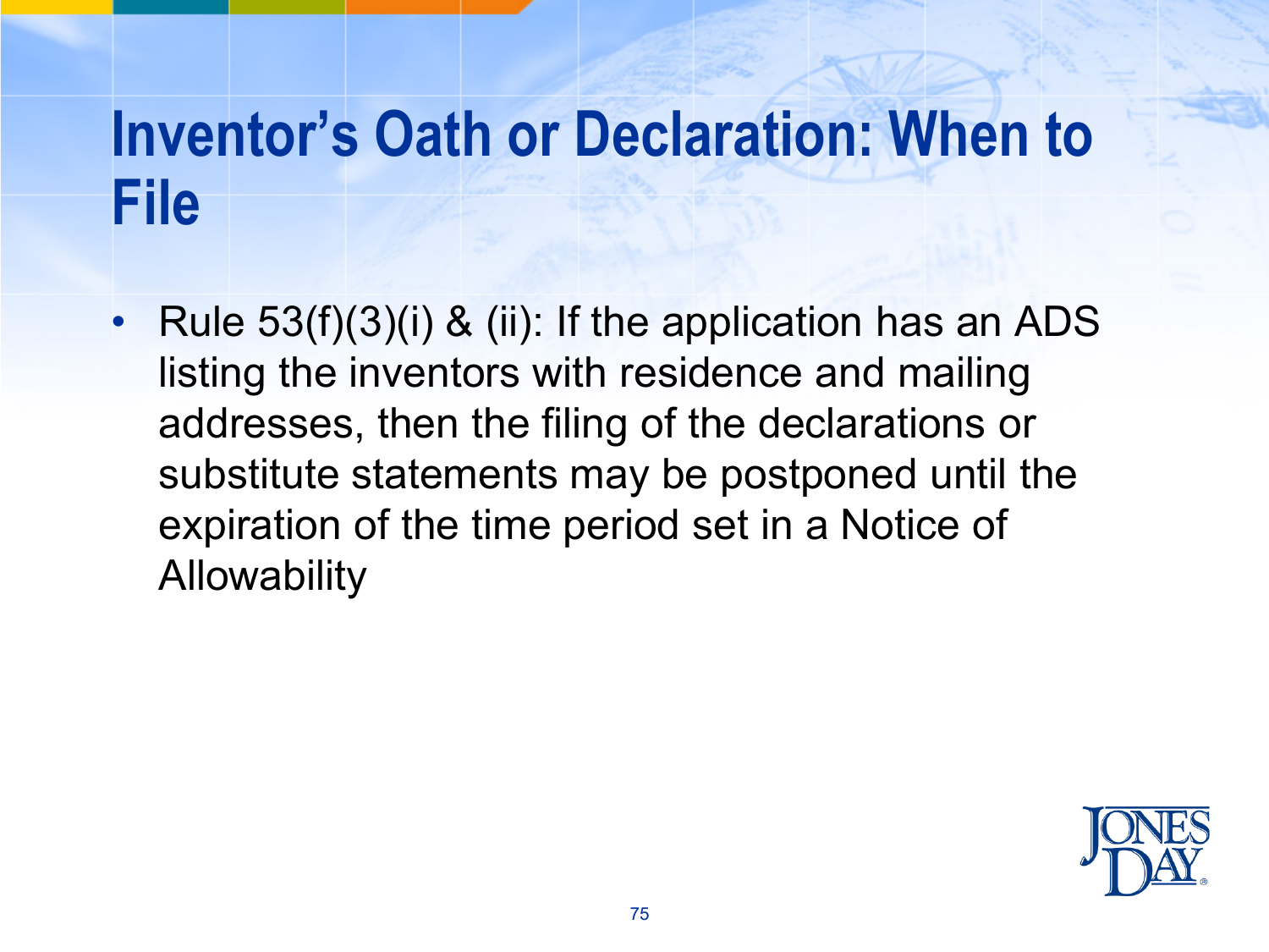# Inventor's Oath or Declaration: When to File

- Rule 53(f)(3)(i) & (ii): If the application has an ADS listing the inventors with residence and mailing addresses, then the filing of the declarations or substitute statements may be postponed until the expiration of the time period set in a Notice of Allowability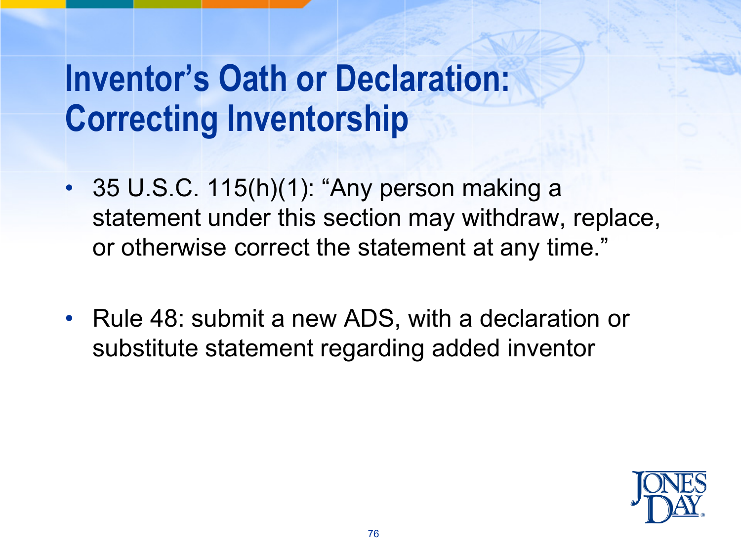# Inventor's Oath or Declaration: Correcting Inventorship

- 35 U.S.C. 115(h)(1): "Any person making a statement under this section may withdraw, replace, or otherwise correct the statement at any time."
- Rule 48: submit a new ADS, with a declaration or substitute statement regarding added inventor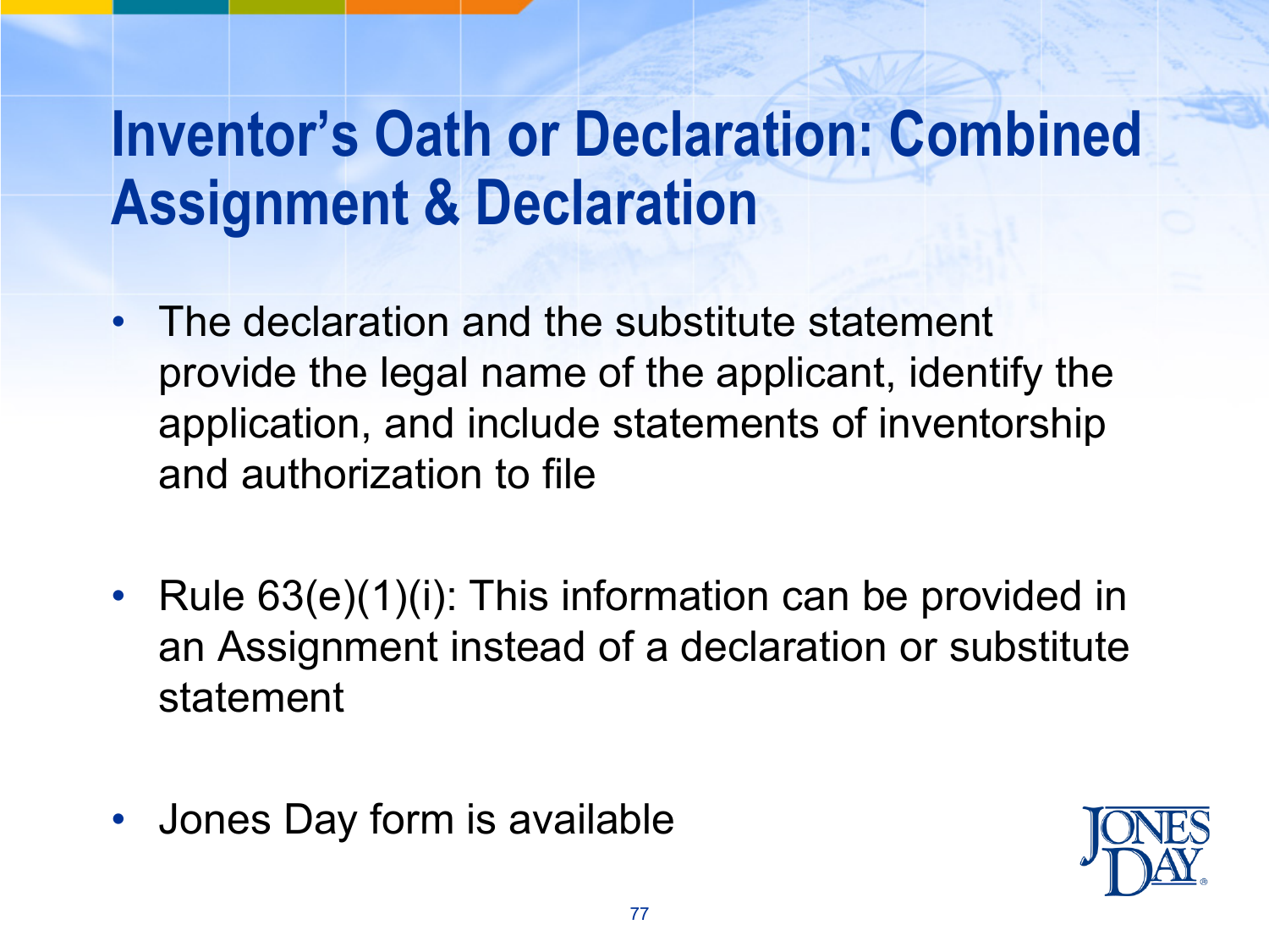# Inventor's Oath or Declaration: Combined Assignment & Declaration

- The declaration and the substitute statement provide the legal name of the applicant, identify the application, and include statements of inventorship and authorization to file
- Rule 63(e)(1)(i): This information can be provided in an Assignment instead of a declaration or substitute statement
- Jones Day form is available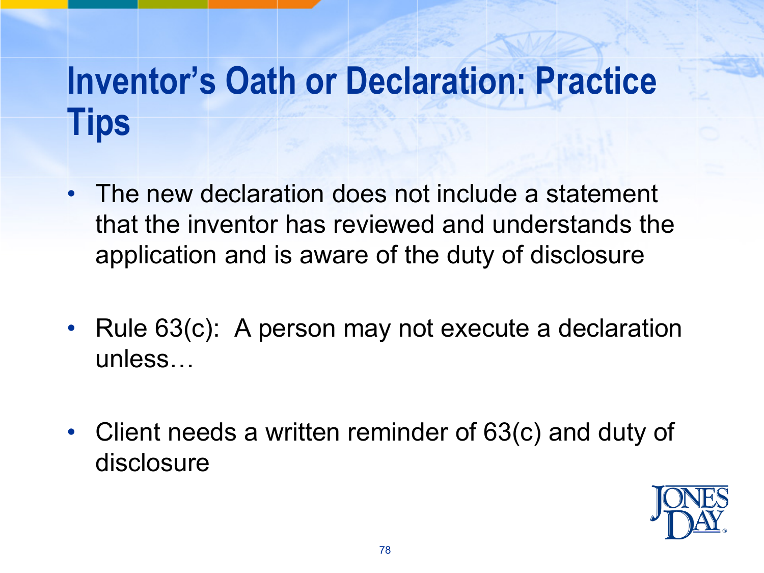# Inventor's Oath or Declaration: Practice Tips

- The new declaration does not include a statement that the inventor has reviewed and understands the application and is aware of the duty of disclosure
- Rule 63(c): A person may not execute a declaration unless…
- Client needs a written reminder of 63(c) and duty of disclosure